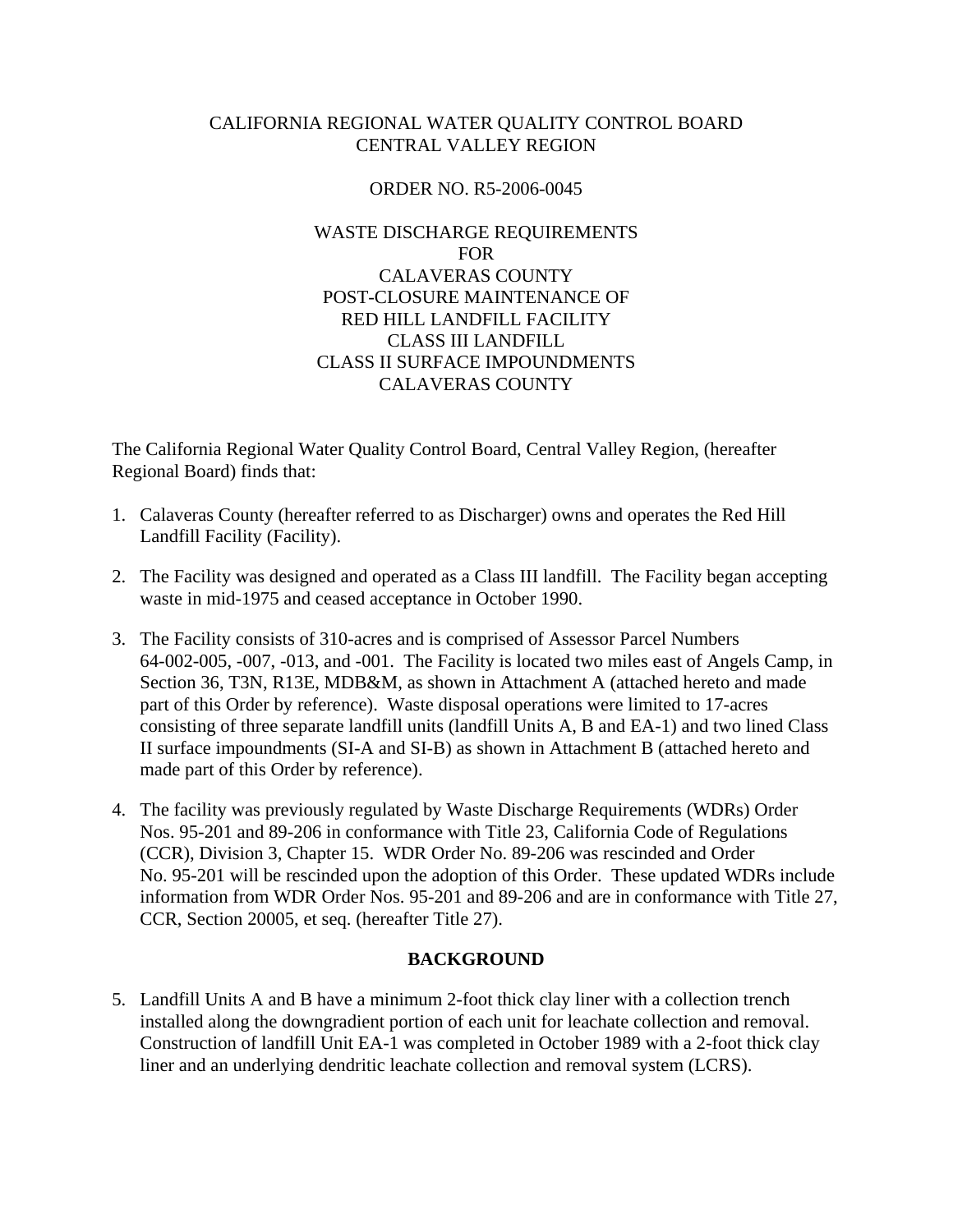CALIFORNIA REGIONAL WATER QUALITY CONTROL BOARD
CENTRAL VALLEY REGION

ORDER NO. R5-2006-0045

WASTE DISCHARGE REQUIREMENTS
FOR
CALAVERAS COUNTY
POST-CLOSURE MAINTENANCE OF
RED HILL LANDFILL FACILITY
CLASS III LANDFILL
CLASS II SURFACE IMPOUNDMENTS
CALAVERAS COUNTY

The California Regional Water Quality Control Board, Central Valley Region, (hereafter Regional Board) finds that:

1. Calaveras County (hereafter referred to as Discharger) owns and operates the Red Hill Landfill Facility (Facility).

2. The Facility was designed and operated as a Class III landfill. The Facility began accepting waste in mid-1975 and ceased acceptance in October 1990.

3. The Facility consists of 310-acres and is comprised of Assessor Parcel Numbers 64-002-005, -007, -013, and -001. The Facility is located two miles east of Angels Camp, in Section 36, T3N, R13E, MDB&M, as shown in Attachment A (attached hereto and made part of this Order by reference). Waste disposal operations were limited to 17-acres consisting of three separate landfill units (landfill Units A, B and EA-1) and two lined Class II surface impoundments (SI-A and SI-B) as shown in Attachment B (attached hereto and made part of this Order by reference).

4. The facility was previously regulated by Waste Discharge Requirements (WDRs) Order Nos. 95-201 and 89-206 in conformance with Title 23, California Code of Regulations (CCR), Division 3, Chapter 15. WDR Order No. 89-206 was rescinded and Order No. 95-201 will be rescinded upon the adoption of this Order. These updated WDRs include information from WDR Order Nos. 95-201 and 89-206 and are in conformance with Title 27, CCR, Section 20005, et seq. (hereafter Title 27).

## BACKGROUND

5. Landfill Units A and B have a minimum 2-foot thick clay liner with a collection trench installed along the downgradient portion of each unit for leachate collection and removal. Construction of landfill Unit EA-1 was completed in October 1989 with a 2-foot thick clay liner and an underlying dendritic leachate collection and removal system (LCRS).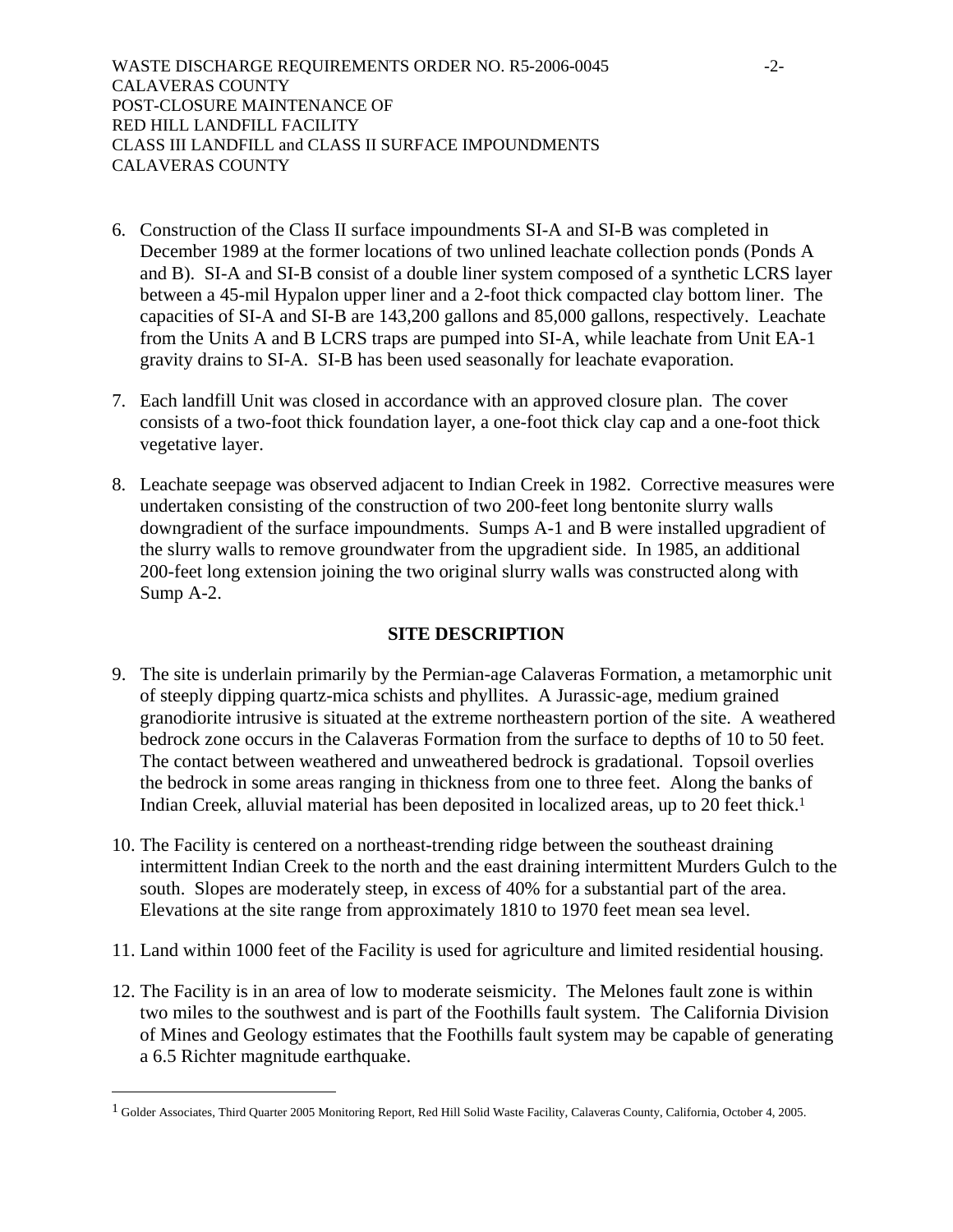6. Construction of the Class II surface impoundments SI-A and SI-B was completed in December 1989 at the former locations of two unlined leachate collection ponds (Ponds A and B). SI-A and SI-B consist of a double liner system composed of a synthetic LCRS layer between a 45-mil Hypalon upper liner and a 2-foot thick compacted clay bottom liner. The capacities of SI-A and SI-B are 143,200 gallons and 85,000 gallons, respectively. Leachate from the Units A and B LCRS traps are pumped into SI-A, while leachate from Unit EA-1 gravity drains to SI-A. SI-B has been used seasonally for leachate evaporation.

7. Each landfill Unit was closed in accordance with an approved closure plan. The cover consists of a two-foot thick foundation layer, a one-foot thick clay cap and a one-foot thick vegetative layer.

8. Leachate seepage was observed adjacent to Indian Creek in 1982. Corrective measures were undertaken consisting of the construction of two 200-feet long bentonite slurry walls downgradient of the surface impoundments. Sumps A-1 and B were installed upgradient of the slurry walls to remove groundwater from the upgradient side. In 1985, an additional 200-feet long extension joining the two original slurry walls was constructed along with Sump A-2.

## SITE DESCRIPTION

9. The site is underlain primarily by the Permian-age Calaveras Formation, a metamorphic unit of steeply dipping quartz-mica schists and phyllites. A Jurassic-age, medium grained granodiorite intrusive is situated at the extreme northeastern portion of the site. A weathered bedrock zone occurs in the Calaveras Formation from the surface to depths of 10 to 50 feet. The contact between weathered and unweathered bedrock is gradational. Topsoil overlies the bedrock in some areas ranging in thickness from one to three feet. Along the banks of Indian Creek, alluvial material has been deposited in localized areas, up to 20 feet thick.[1]

10. The Facility is centered on a northeast-trending ridge between the southeast draining intermittent Indian Creek to the north and the east draining intermittent Murders Gulch to the south. Slopes are moderately steep, in excess of 40% for a substantial part of the area. Elevations at the site range from approximately 1810 to 1970 feet mean sea level.

11. Land within 1000 feet of the Facility is used for agriculture and limited residential housing.

12. The Facility is in an area of low to moderate seismicity. The Melones fault zone is within two miles to the southwest and is part of the Foothills fault system. The California Division of Mines and Geology estimates that the Foothills fault system may be capable of generating a 6.5 Richter magnitude earthquake.

---

[1] Golder Associates, Third Quarter 2005 Monitoring Report, Red Hill Solid Waste Facility, Calaveras County, California, October 4, 2005.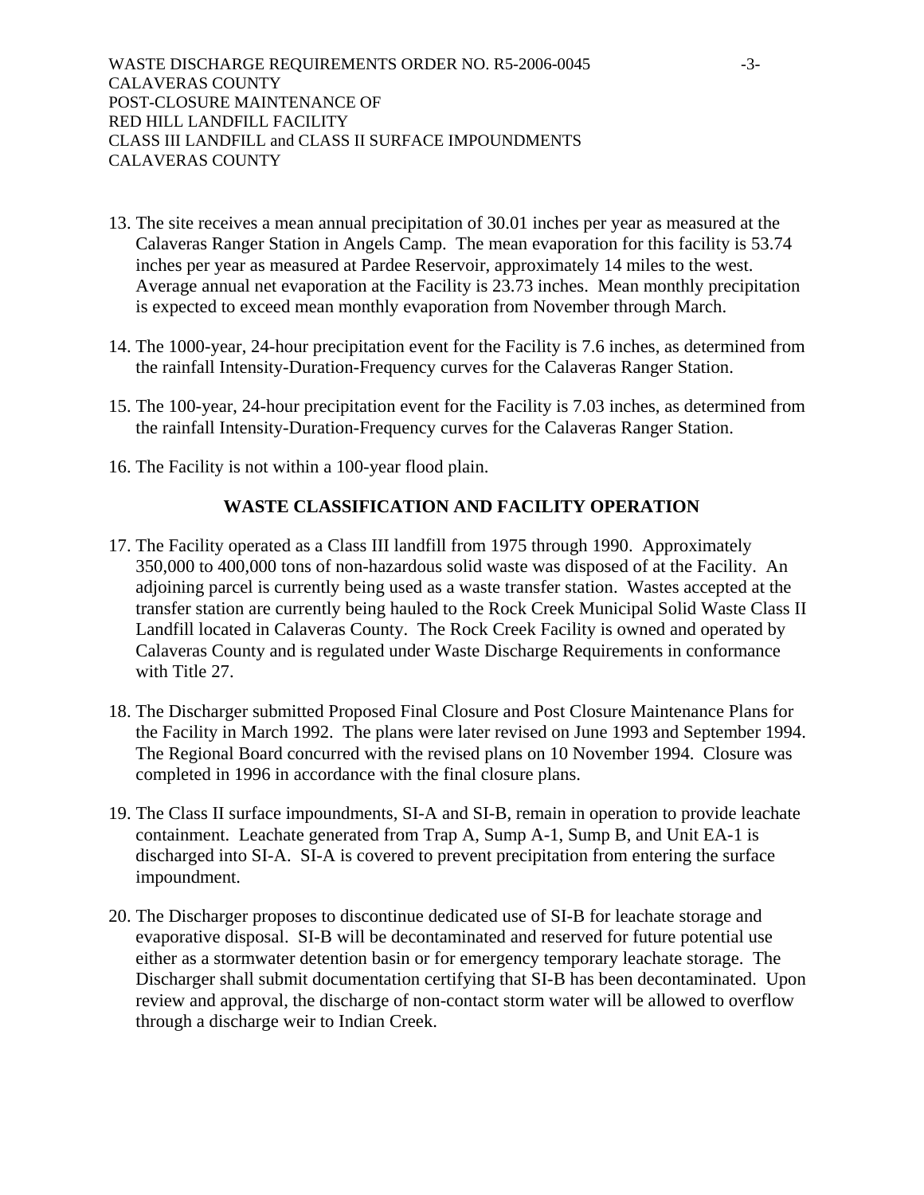13. The site receives a mean annual precipitation of 30.01 inches per year as measured at the Calaveras Ranger Station in Angels Camp. The mean evaporation for this facility is 53.74 inches per year as measured at Pardee Reservoir, approximately 14 miles to the west. Average annual net evaporation at the Facility is 23.73 inches. Mean monthly precipitation is expected to exceed mean monthly evaporation from November through March.

14. The 1000-year, 24-hour precipitation event for the Facility is 7.6 inches, as determined from the rainfall Intensity-Duration-Frequency curves for the Calaveras Ranger Station.

15. The 100-year, 24-hour precipitation event for the Facility is 7.03 inches, as determined from the rainfall Intensity-Duration-Frequency curves for the Calaveras Ranger Station.

16. The Facility is not within a 100-year flood plain.

## WASTE CLASSIFICATION AND FACILITY OPERATION

17. The Facility operated as a Class III landfill from 1975 through 1990. Approximately 350,000 to 400,000 tons of non-hazardous solid waste was disposed of at the Facility. An adjoining parcel is currently being used as a waste transfer station. Wastes accepted at the transfer station are currently being hauled to the Rock Creek Municipal Solid Waste Class II Landfill located in Calaveras County. The Rock Creek Facility is owned and operated by Calaveras County and is regulated under Waste Discharge Requirements in conformance with Title 27.

18. The Discharger submitted Proposed Final Closure and Post Closure Maintenance Plans for the Facility in March 1992. The plans were later revised on June 1993 and September 1994. The Regional Board concurred with the revised plans on 10 November 1994. Closure was completed in 1996 in accordance with the final closure plans.

19. The Class II surface impoundments, SI-A and SI-B, remain in operation to provide leachate containment. Leachate generated from Trap A, Sump A-1, Sump B, and Unit EA-1 is discharged into SI-A. SI-A is covered to prevent precipitation from entering the surface impoundment.

20. The Discharger proposes to discontinue dedicated use of SI-B for leachate storage and evaporative disposal. SI-B will be decontaminated and reserved for future potential use either as a stormwater detention basin or for emergency temporary leachate storage. The Discharger shall submit documentation certifying that SI-B has been decontaminated. Upon review and approval, the discharge of non-contact storm water will be allowed to overflow through a discharge weir to Indian Creek.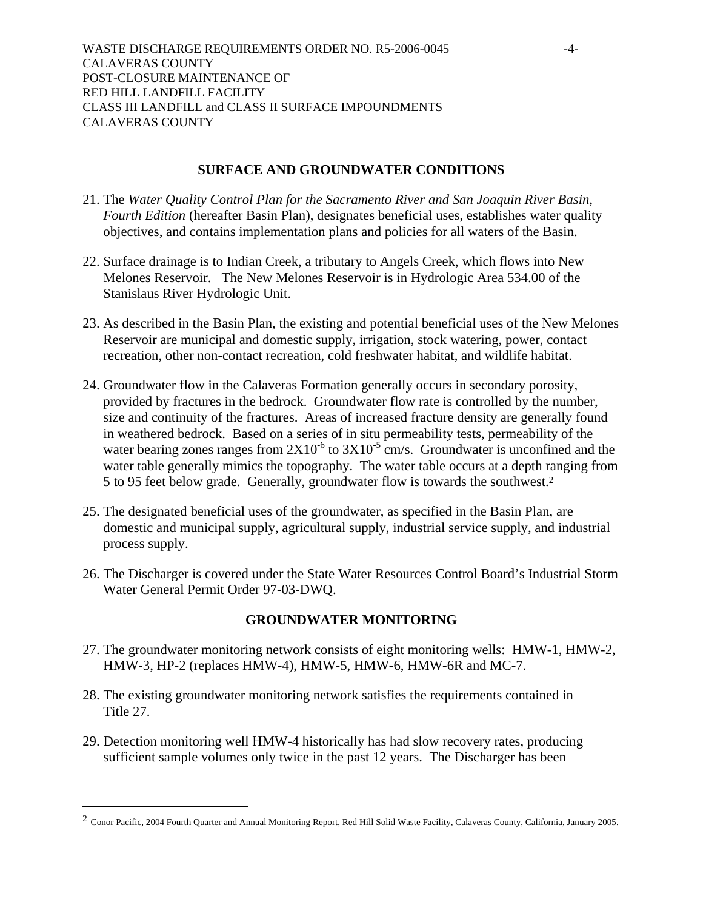## SURFACE AND GROUNDWATER CONDITIONS

21. The *Water Quality Control Plan for the Sacramento River and San Joaquin River Basin, Fourth Edition* (hereafter Basin Plan), designates beneficial uses, establishes water quality objectives, and contains implementation plans and policies for all waters of the Basin.

22. Surface drainage is to Indian Creek, a tributary to Angels Creek, which flows into New Melones Reservoir. The New Melones Reservoir is in Hydrologic Area 534.00 of the Stanislaus River Hydrologic Unit.

23. As described in the Basin Plan, the existing and potential beneficial uses of the New Melones Reservoir are municipal and domestic supply, irrigation, stock watering, power, contact recreation, other non-contact recreation, cold freshwater habitat, and wildlife habitat.

24. Groundwater flow in the Calaveras Formation generally occurs in secondary porosity, provided by fractures in the bedrock. Groundwater flow rate is controlled by the number, size and continuity of the fractures. Areas of increased fracture density are generally found in weathered bedrock. Based on a series of in situ permeability tests, permeability of the water bearing zones ranges from $2X10^{-6}$ to $3X10^{-5}$ cm/s. Groundwater is unconfined and the water table generally mimics the topography. The water table occurs at a depth ranging from 5 to 95 feet below grade. Generally, groundwater flow is towards the southwest.[2]

25. The designated beneficial uses of the groundwater, as specified in the Basin Plan, are domestic and municipal supply, agricultural supply, industrial service supply, and industrial process supply.

26. The Discharger is covered under the State Water Resources Control Board's Industrial Storm Water General Permit Order 97-03-DWQ.

## GROUNDWATER MONITORING

27. The groundwater monitoring network consists of eight monitoring wells: HMW-1, HMW-2, HMW-3, HP-2 (replaces HMW-4), HMW-5, HMW-6, HMW-6R and MC-7.

28. The existing groundwater monitoring network satisfies the requirements contained in Title 27.

29. Detection monitoring well HMW-4 historically has had slow recovery rates, producing sufficient sample volumes only twice in the past 12 years. The Discharger has been

---

[2] Conor Pacific, 2004 Fourth Quarter and Annual Monitoring Report, Red Hill Solid Waste Facility, Calaveras County, California, January 2005.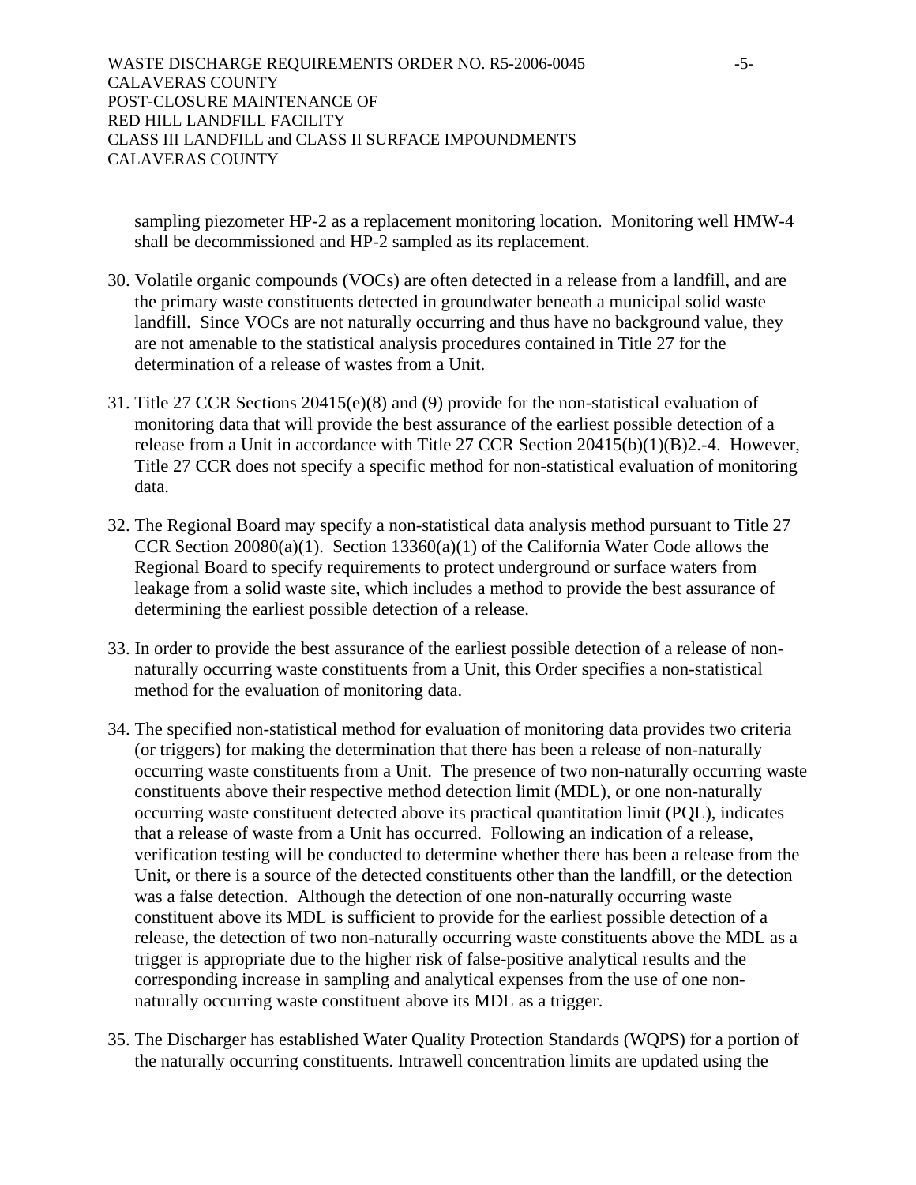sampling piezometer HP-2 as a replacement monitoring location. Monitoring well HMW-4 shall be decommissioned and HP-2 sampled as its replacement.

30. Volatile organic compounds (VOCs) are often detected in a release from a landfill, and are the primary waste constituents detected in groundwater beneath a municipal solid waste landfill. Since VOCs are not naturally occurring and thus have no background value, they are not amenable to the statistical analysis procedures contained in Title 27 for the determination of a release of wastes from a Unit.

31. Title 27 CCR Sections 20415(e)(8) and (9) provide for the non-statistical evaluation of monitoring data that will provide the best assurance of the earliest possible detection of a release from a Unit in accordance with Title 27 CCR Section 20415(b)(1)(B)2.-4. However, Title 27 CCR does not specify a specific method for non-statistical evaluation of monitoring data.

32. The Regional Board may specify a non-statistical data analysis method pursuant to Title 27 CCR Section 20080(a)(1). Section 13360(a)(1) of the California Water Code allows the Regional Board to specify requirements to protect underground or surface waters from leakage from a solid waste site, which includes a method to provide the best assurance of determining the earliest possible detection of a release.

33. In order to provide the best assurance of the earliest possible detection of a release of non-naturally occurring waste constituents from a Unit, this Order specifies a non-statistical method for the evaluation of monitoring data.

34. The specified non-statistical method for evaluation of monitoring data provides two criteria (or triggers) for making the determination that there has been a release of non-naturally occurring waste constituents from a Unit. The presence of two non-naturally occurring waste constituents above their respective method detection limit (MDL), or one non-naturally occurring waste constituent detected above its practical quantitation limit (PQL), indicates that a release of waste from a Unit has occurred. Following an indication of a release, verification testing will be conducted to determine whether there has been a release from the Unit, or there is a source of the detected constituents other than the landfill, or the detection was a false detection. Although the detection of one non-naturally occurring waste constituent above its MDL is sufficient to provide for the earliest possible detection of a release, the detection of two non-naturally occurring waste constituents above the MDL as a trigger is appropriate due to the higher risk of false-positive analytical results and the corresponding increase in sampling and analytical expenses from the use of one non-naturally occurring waste constituent above its MDL as a trigger.

35. The Discharger has established Water Quality Protection Standards (WQPS) for a portion of the naturally occurring constituents. Intrawell concentration limits are updated using the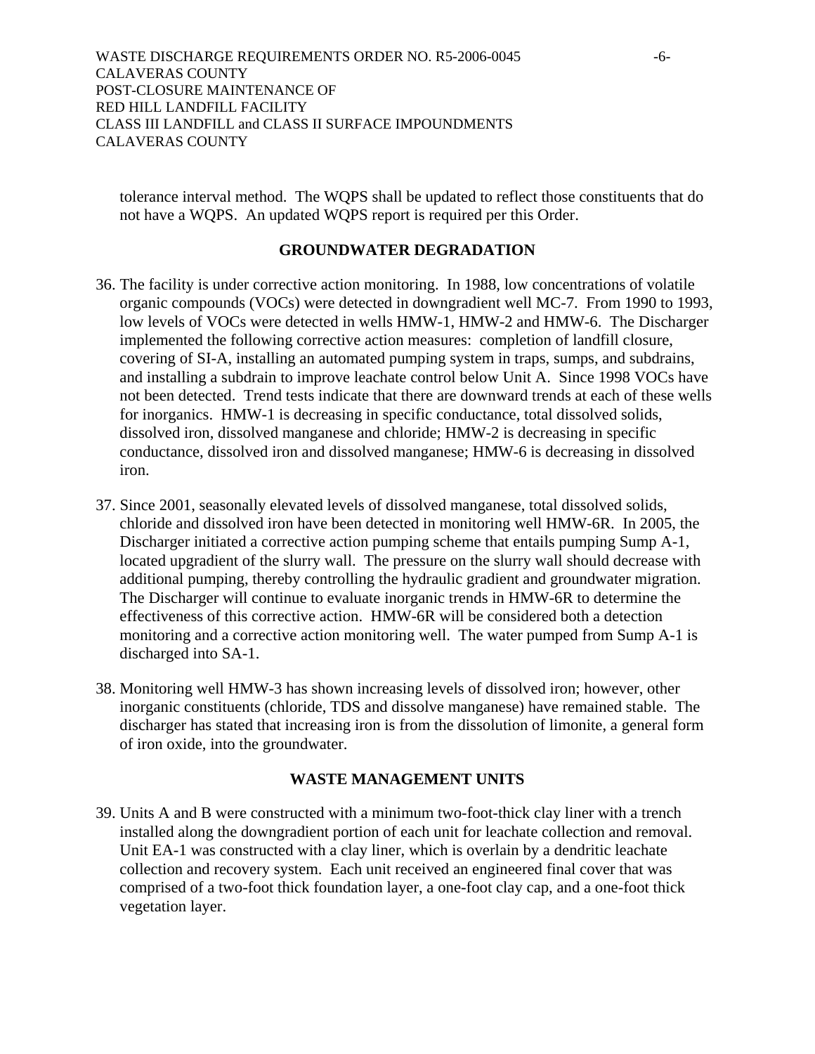tolerance interval method. The WQPS shall be updated to reflect those constituents that do not have a WQPS. An updated WQPS report is required per this Order.

## GROUNDWATER DEGRADATION

36. The facility is under corrective action monitoring. In 1988, low concentrations of volatile organic compounds (VOCs) were detected in downgradient well MC-7. From 1990 to 1993, low levels of VOCs were detected in wells HMW-1, HMW-2 and HMW-6. The Discharger implemented the following corrective action measures: completion of landfill closure, covering of SI-A, installing an automated pumping system in traps, sumps, and subdrains, and installing a subdrain to improve leachate control below Unit A. Since 1998 VOCs have not been detected. Trend tests indicate that there are downward trends at each of these wells for inorganics. HMW-1 is decreasing in specific conductance, total dissolved solids, dissolved iron, dissolved manganese and chloride; HMW-2 is decreasing in specific conductance, dissolved iron and dissolved manganese; HMW-6 is decreasing in dissolved iron.

37. Since 2001, seasonally elevated levels of dissolved manganese, total dissolved solids, chloride and dissolved iron have been detected in monitoring well HMW-6R. In 2005, the Discharger initiated a corrective action pumping scheme that entails pumping Sump A-1, located upgradient of the slurry wall. The pressure on the slurry wall should decrease with additional pumping, thereby controlling the hydraulic gradient and groundwater migration. The Discharger will continue to evaluate inorganic trends in HMW-6R to determine the effectiveness of this corrective action. HMW-6R will be considered both a detection monitoring and a corrective action monitoring well. The water pumped from Sump A-1 is discharged into SA-1.

38. Monitoring well HMW-3 has shown increasing levels of dissolved iron; however, other inorganic constituents (chloride, TDS and dissolve manganese) have remained stable. The discharger has stated that increasing iron is from the dissolution of limonite, a general form of iron oxide, into the groundwater.

## WASTE MANAGEMENT UNITS

39. Units A and B were constructed with a minimum two-foot-thick clay liner with a trench installed along the downgradient portion of each unit for leachate collection and removal. Unit EA-1 was constructed with a clay liner, which is overlain by a dendritic leachate collection and recovery system. Each unit received an engineered final cover that was comprised of a two-foot thick foundation layer, a one-foot clay cap, and a one-foot thick vegetation layer.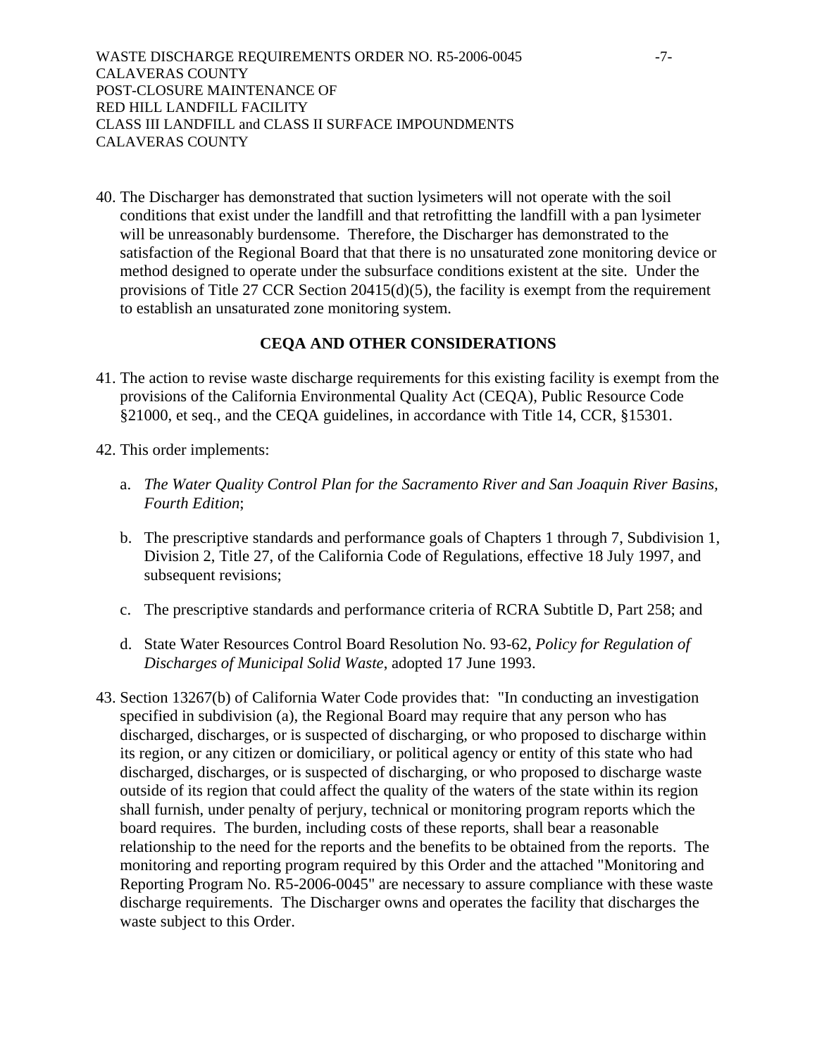40. The Discharger has demonstrated that suction lysimeters will not operate with the soil conditions that exist under the landfill and that retrofitting the landfill with a pan lysimeter will be unreasonably burdensome. Therefore, the Discharger has demonstrated to the satisfaction of the Regional Board that that there is no unsaturated zone monitoring device or method designed to operate under the subsurface conditions existent at the site. Under the provisions of Title 27 CCR Section 20415(d)(5), the facility is exempt from the requirement to establish an unsaturated zone monitoring system.

## CEQA AND OTHER CONSIDERATIONS

41. The action to revise waste discharge requirements for this existing facility is exempt from the provisions of the California Environmental Quality Act (CEQA), Public Resource Code §21000, et seq., and the CEQA guidelines, in accordance with Title 14, CCR, §15301.

42. This order implements:

    a. *The Water Quality Control Plan for the Sacramento River and San Joaquin River Basins, Fourth Edition*;

    b. The prescriptive standards and performance goals of Chapters 1 through 7, Subdivision 1, Division 2, Title 27, of the California Code of Regulations, effective 18 July 1997, and subsequent revisions;

    c. The prescriptive standards and performance criteria of RCRA Subtitle D, Part 258; and

    d. State Water Resources Control Board Resolution No. 93-62, *Policy for Regulation of Discharges of Municipal Solid Waste*, adopted 17 June 1993.

43. Section 13267(b) of California Water Code provides that: "In conducting an investigation specified in subdivision (a), the Regional Board may require that any person who has discharged, discharges, or is suspected of discharging, or who proposed to discharge within its region, or any citizen or domiciliary, or political agency or entity of this state who had discharged, discharges, or is suspected of discharging, or who proposed to discharge waste outside of its region that could affect the quality of the waters of the state within its region shall furnish, under penalty of perjury, technical or monitoring program reports which the board requires. The burden, including costs of these reports, shall bear a reasonable relationship to the need for the reports and the benefits to be obtained from the reports. The monitoring and reporting program required by this Order and the attached "Monitoring and Reporting Program No. R5-2006-0045" are necessary to assure compliance with these waste discharge requirements. The Discharger owns and operates the facility that discharges the waste subject to this Order.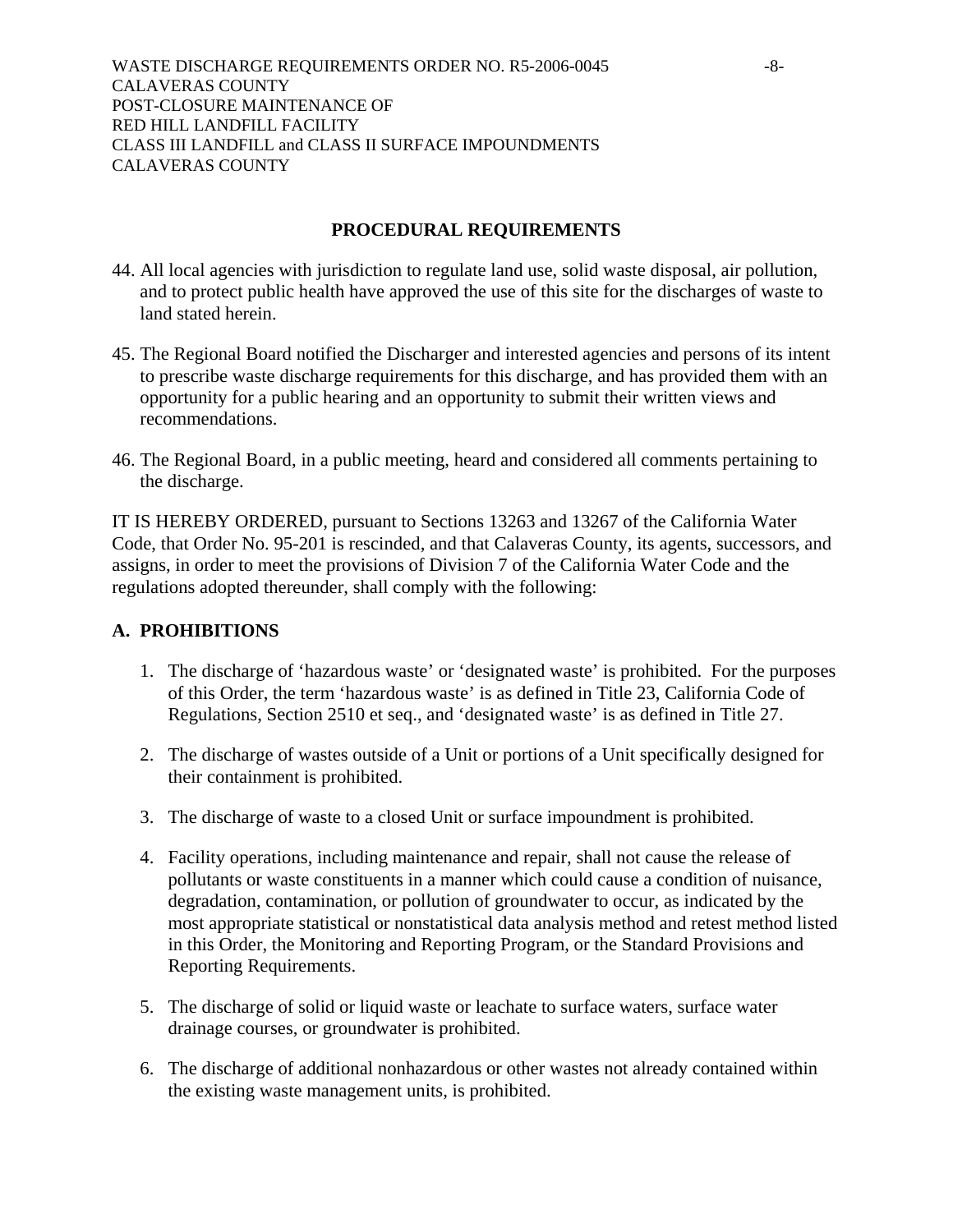## PROCEDURAL REQUIREMENTS

44. All local agencies with jurisdiction to regulate land use, solid waste disposal, air pollution, and to protect public health have approved the use of this site for the discharges of waste to land stated herein.

45. The Regional Board notified the Discharger and interested agencies and persons of its intent to prescribe waste discharge requirements for this discharge, and has provided them with an opportunity for a public hearing and an opportunity to submit their written views and recommendations.

46. The Regional Board, in a public meeting, heard and considered all comments pertaining to the discharge.

IT IS HEREBY ORDERED, pursuant to Sections 13263 and 13267 of the California Water Code, that Order No. 95-201 is rescinded, and that Calaveras County, its agents, successors, and assigns, in order to meet the provisions of Division 7 of the California Water Code and the regulations adopted thereunder, shall comply with the following:

### A. PROHIBITIONS

1. The discharge of 'hazardous waste' or 'designated waste' is prohibited. For the purposes of this Order, the term 'hazardous waste' is as defined in Title 23, California Code of Regulations, Section 2510 et seq., and 'designated waste' is as defined in Title 27.

2. The discharge of wastes outside of a Unit or portions of a Unit specifically designed for their containment is prohibited.

3. The discharge of waste to a closed Unit or surface impoundment is prohibited.

4. Facility operations, including maintenance and repair, shall not cause the release of pollutants or waste constituents in a manner which could cause a condition of nuisance, degradation, contamination, or pollution of groundwater to occur, as indicated by the most appropriate statistical or nonstatistical data analysis method and retest method listed in this Order, the Monitoring and Reporting Program, or the Standard Provisions and Reporting Requirements.

5. The discharge of solid or liquid waste or leachate to surface waters, surface water drainage courses, or groundwater is prohibited.

6. The discharge of additional nonhazardous or other wastes not already contained within the existing waste management units, is prohibited.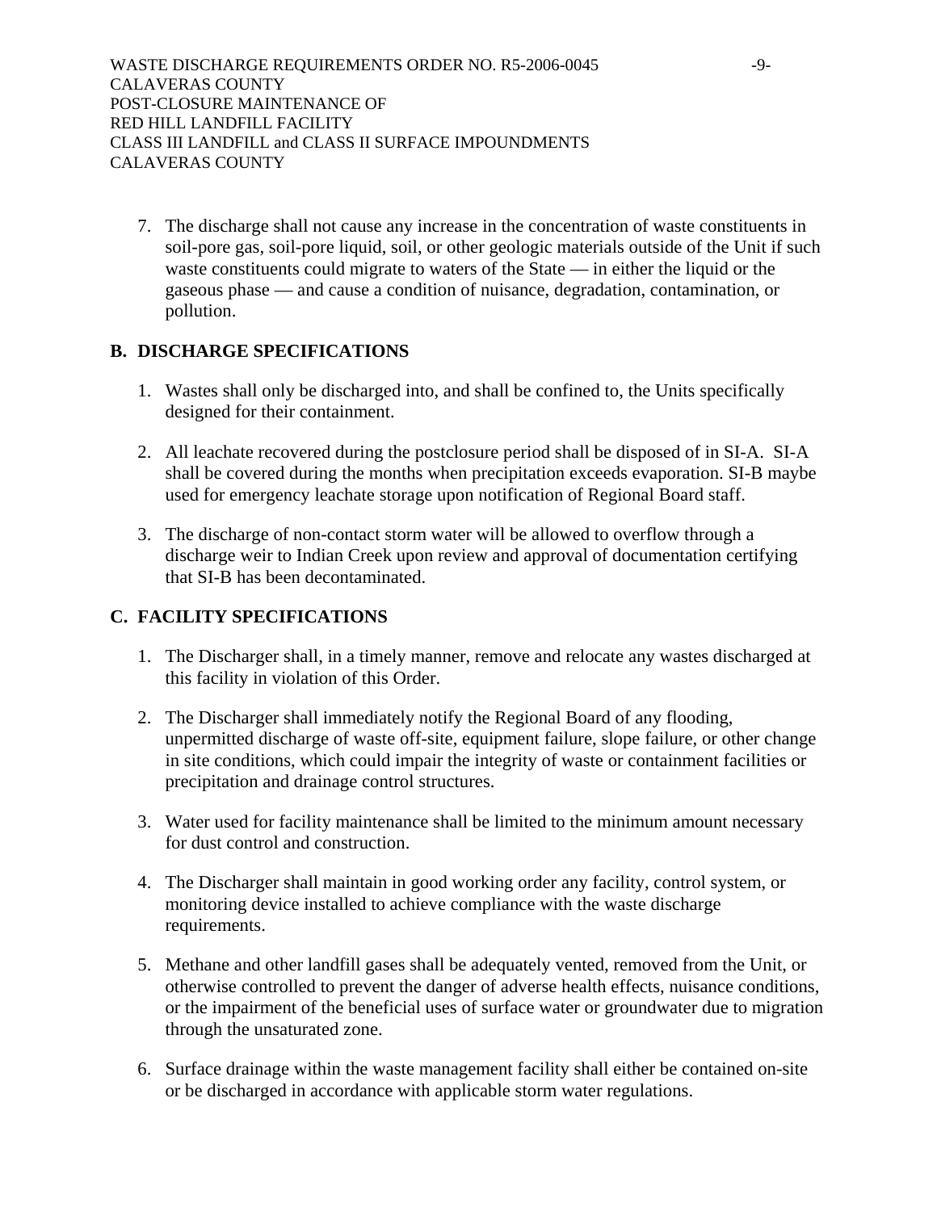7. The discharge shall not cause any increase in the concentration of waste constituents in soil-pore gas, soil-pore liquid, soil, or other geologic materials outside of the Unit if such waste constituents could migrate to waters of the State — in either the liquid or the gaseous phase — and cause a condition of nuisance, degradation, contamination, or pollution.

## B. DISCHARGE SPECIFICATIONS

1. Wastes shall only be discharged into, and shall be confined to, the Units specifically designed for their containment.

2. All leachate recovered during the postclosure period shall be disposed of in SI-A. SI-A shall be covered during the months when precipitation exceeds evaporation. SI-B maybe used for emergency leachate storage upon notification of Regional Board staff.

3. The discharge of non-contact storm water will be allowed to overflow through a discharge weir to Indian Creek upon review and approval of documentation certifying that SI-B has been decontaminated.

## C. FACILITY SPECIFICATIONS

1. The Discharger shall, in a timely manner, remove and relocate any wastes discharged at this facility in violation of this Order.

2. The Discharger shall immediately notify the Regional Board of any flooding, unpermitted discharge of waste off-site, equipment failure, slope failure, or other change in site conditions, which could impair the integrity of waste or containment facilities or precipitation and drainage control structures.

3. Water used for facility maintenance shall be limited to the minimum amount necessary for dust control and construction.

4. The Discharger shall maintain in good working order any facility, control system, or monitoring device installed to achieve compliance with the waste discharge requirements.

5. Methane and other landfill gases shall be adequately vented, removed from the Unit, or otherwise controlled to prevent the danger of adverse health effects, nuisance conditions, or the impairment of the beneficial uses of surface water or groundwater due to migration through the unsaturated zone.

6. Surface drainage within the waste management facility shall either be contained on-site or be discharged in accordance with applicable storm water regulations.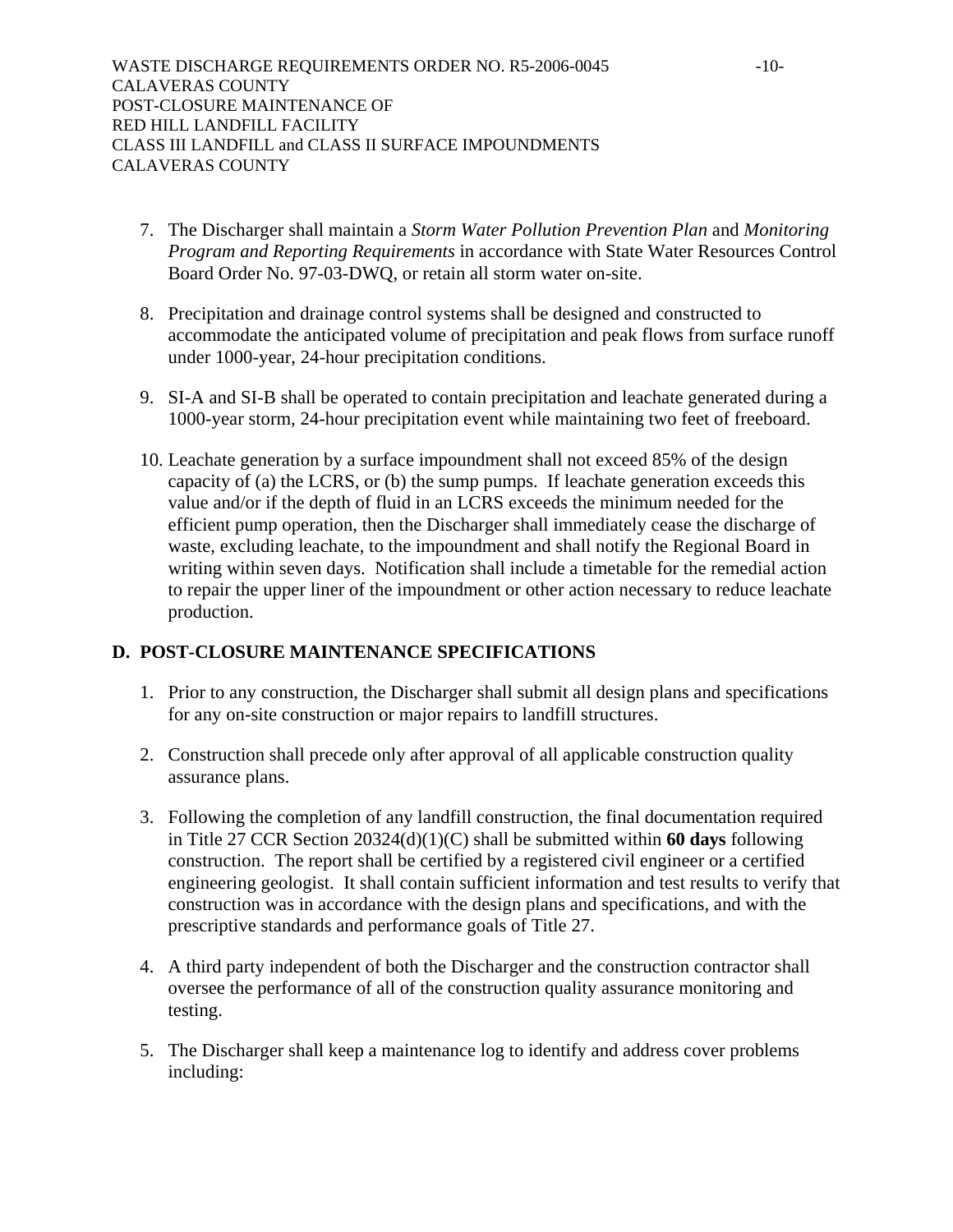7. The Discharger shall maintain a *Storm Water Pollution Prevention Plan* and *Monitoring Program and Reporting Requirements* in accordance with State Water Resources Control Board Order No. 97-03-DWQ, or retain all storm water on-site.

8. Precipitation and drainage control systems shall be designed and constructed to accommodate the anticipated volume of precipitation and peak flows from surface runoff under 1000-year, 24-hour precipitation conditions.

9. SI-A and SI-B shall be operated to contain precipitation and leachate generated during a 1000-year storm, 24-hour precipitation event while maintaining two feet of freeboard.

10. Leachate generation by a surface impoundment shall not exceed 85% of the design capacity of (a) the LCRS, or (b) the sump pumps. If leachate generation exceeds this value and/or if the depth of fluid in an LCRS exceeds the minimum needed for the efficient pump operation, then the Discharger shall immediately cease the discharge of waste, excluding leachate, to the impoundment and shall notify the Regional Board in writing within seven days. Notification shall include a timetable for the remedial action to repair the upper liner of the impoundment or other action necessary to reduce leachate production.

## D. POST-CLOSURE MAINTENANCE SPECIFICATIONS

1. Prior to any construction, the Discharger shall submit all design plans and specifications for any on-site construction or major repairs to landfill structures.

2. Construction shall precede only after approval of all applicable construction quality assurance plans.

3. Following the completion of any landfill construction, the final documentation required in Title 27 CCR Section 20324(d)(1)(C) shall be submitted within **60 days** following construction. The report shall be certified by a registered civil engineer or a certified engineering geologist. It shall contain sufficient information and test results to verify that construction was in accordance with the design plans and specifications, and with the prescriptive standards and performance goals of Title 27.

4. A third party independent of both the Discharger and the construction contractor shall oversee the performance of all of the construction quality assurance monitoring and testing.

5. The Discharger shall keep a maintenance log to identify and address cover problems including: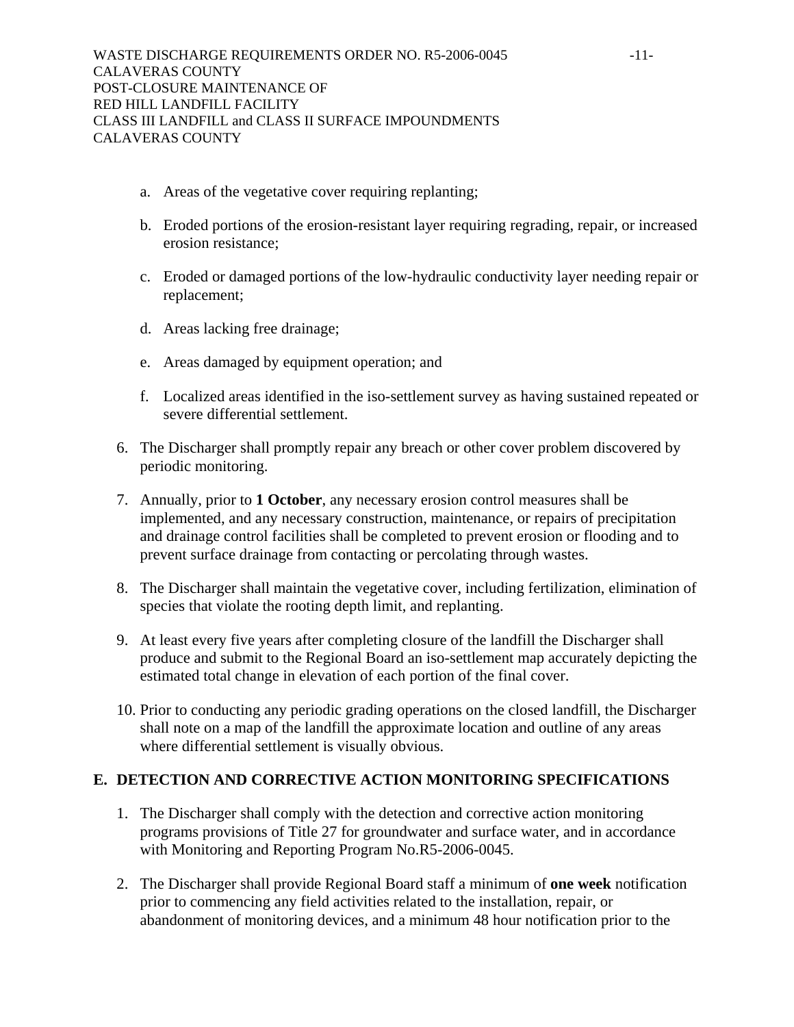a. Areas of the vegetative cover requiring replanting;

b. Eroded portions of the erosion-resistant layer requiring regrading, repair, or increased erosion resistance;

c. Eroded or damaged portions of the low-hydraulic conductivity layer needing repair or replacement;

d. Areas lacking free drainage;

e. Areas damaged by equipment operation; and

f. Localized areas identified in the iso-settlement survey as having sustained repeated or severe differential settlement.

6. The Discharger shall promptly repair any breach or other cover problem discovered by periodic monitoring.

7. Annually, prior to **1 October**, any necessary erosion control measures shall be implemented, and any necessary construction, maintenance, or repairs of precipitation and drainage control facilities shall be completed to prevent erosion or flooding and to prevent surface drainage from contacting or percolating through wastes.

8. The Discharger shall maintain the vegetative cover, including fertilization, elimination of species that violate the rooting depth limit, and replanting.

9. At least every five years after completing closure of the landfill the Discharger shall produce and submit to the Regional Board an iso-settlement map accurately depicting the estimated total change in elevation of each portion of the final cover.

10. Prior to conducting any periodic grading operations on the closed landfill, the Discharger shall note on a map of the landfill the approximate location and outline of any areas where differential settlement is visually obvious.

## E. DETECTION AND CORRECTIVE ACTION MONITORING SPECIFICATIONS

1. The Discharger shall comply with the detection and corrective action monitoring programs provisions of Title 27 for groundwater and surface water, and in accordance with Monitoring and Reporting Program No.R5-2006-0045.

2. The Discharger shall provide Regional Board staff a minimum of **one week** notification prior to commencing any field activities related to the installation, repair, or abandonment of monitoring devices, and a minimum 48 hour notification prior to the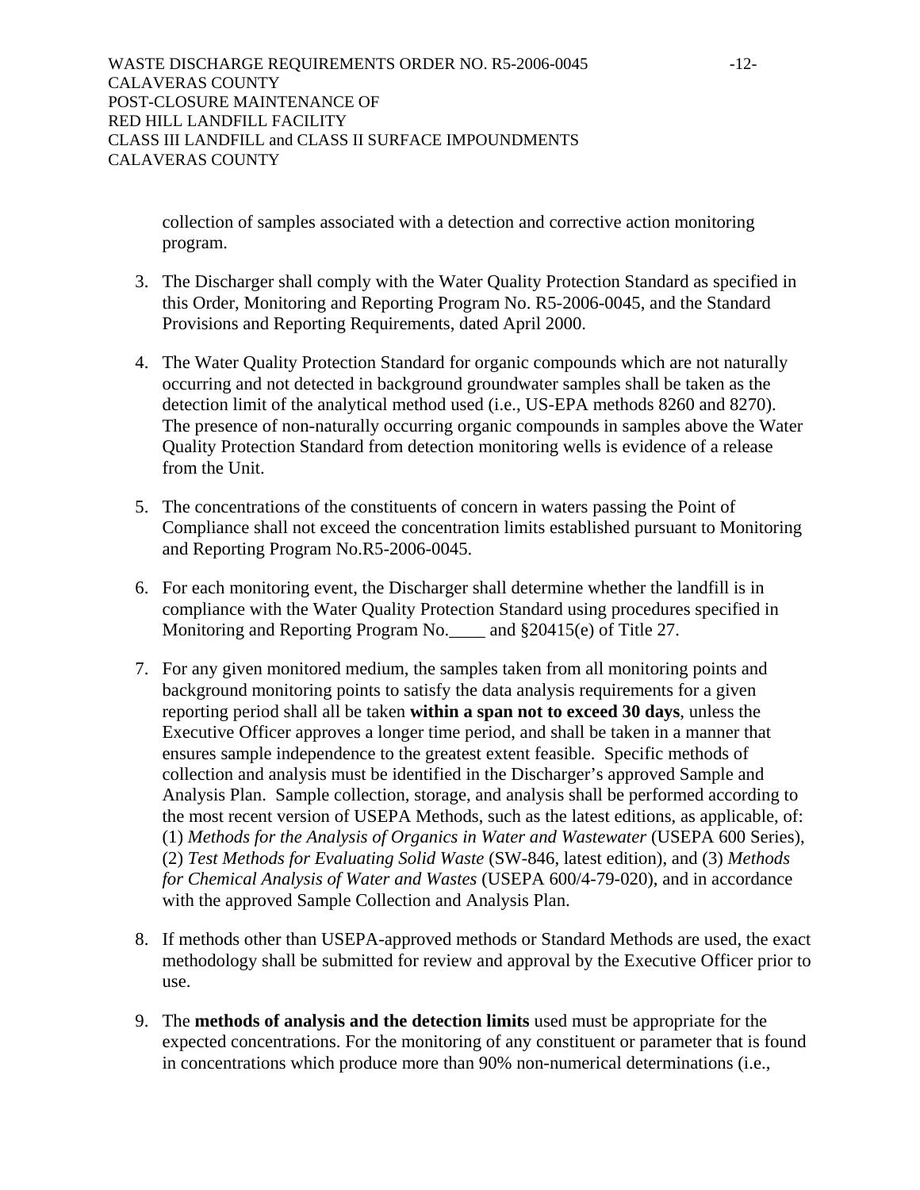collection of samples associated with a detection and corrective action monitoring program.

3. The Discharger shall comply with the Water Quality Protection Standard as specified in this Order, Monitoring and Reporting Program No. R5-2006-0045, and the Standard Provisions and Reporting Requirements, dated April 2000.

4. The Water Quality Protection Standard for organic compounds which are not naturally occurring and not detected in background groundwater samples shall be taken as the detection limit of the analytical method used (i.e., US-EPA methods 8260 and 8270). The presence of non-naturally occurring organic compounds in samples above the Water Quality Protection Standard from detection monitoring wells is evidence of a release from the Unit.

5. The concentrations of the constituents of concern in waters passing the Point of Compliance shall not exceed the concentration limits established pursuant to Monitoring and Reporting Program No.R5-2006-0045.

6. For each monitoring event, the Discharger shall determine whether the landfill is in compliance with the Water Quality Protection Standard using procedures specified in Monitoring and Reporting Program No.____ and §20415(e) of Title 27.

7. For any given monitored medium, the samples taken from all monitoring points and background monitoring points to satisfy the data analysis requirements for a given reporting period shall all be taken **within a span not to exceed 30 days**, unless the Executive Officer approves a longer time period, and shall be taken in a manner that ensures sample independence to the greatest extent feasible. Specific methods of collection and analysis must be identified in the Discharger's approved Sample and Analysis Plan. Sample collection, storage, and analysis shall be performed according to the most recent version of USEPA Methods, such as the latest editions, as applicable, of: (1) *Methods for the Analysis of Organics in Water and Wastewater* (USEPA 600 Series), (2) *Test Methods for Evaluating Solid Waste* (SW-846, latest edition), and (3) *Methods for Chemical Analysis of Water and Wastes* (USEPA 600/4-79-020), and in accordance with the approved Sample Collection and Analysis Plan.

8. If methods other than USEPA-approved methods or Standard Methods are used, the exact methodology shall be submitted for review and approval by the Executive Officer prior to use.

9. The **methods of analysis and the detection limits** used must be appropriate for the expected concentrations. For the monitoring of any constituent or parameter that is found in concentrations which produce more than 90% non-numerical determinations (i.e.,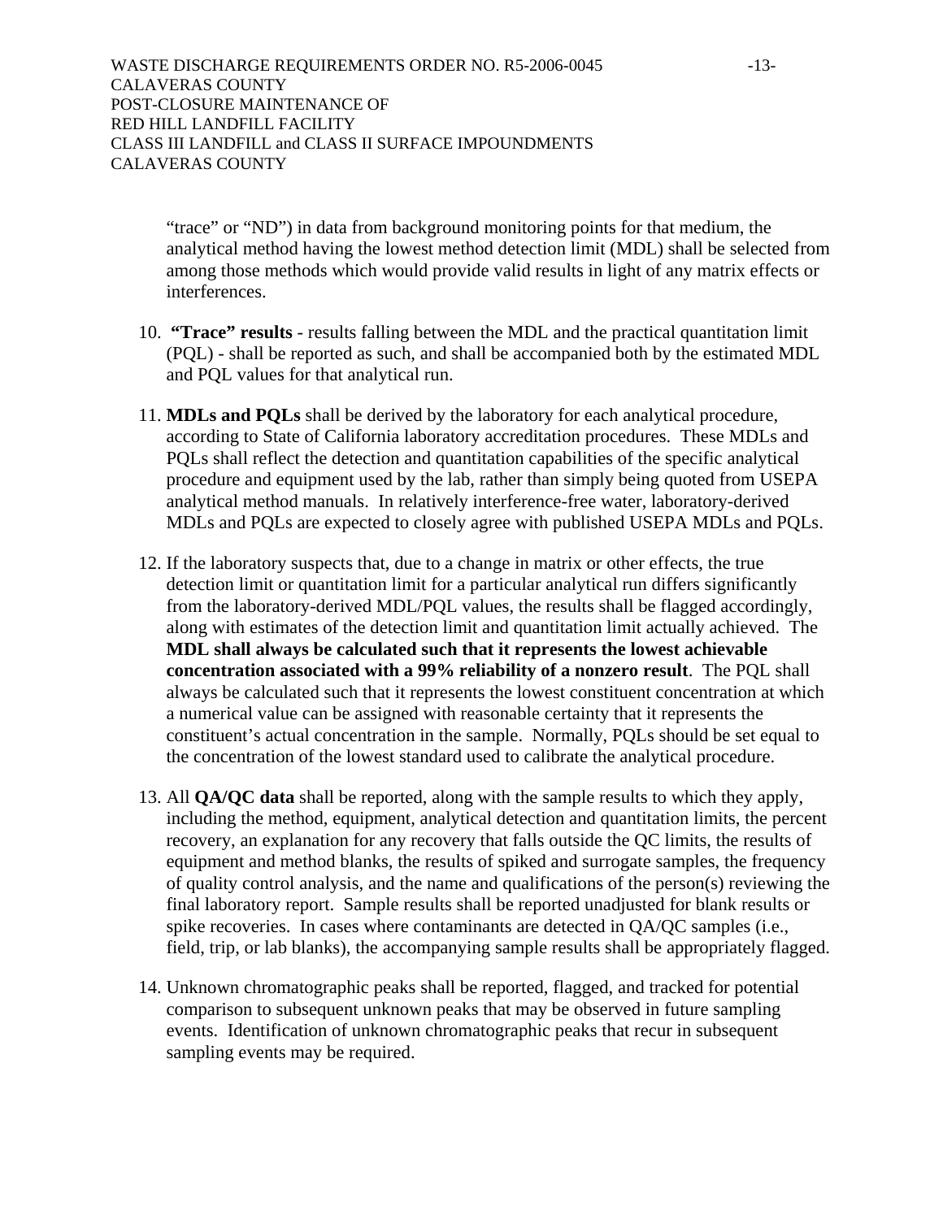"trace" or "ND") in data from background monitoring points for that medium, the analytical method having the lowest method detection limit (MDL) shall be selected from among those methods which would provide valid results in light of any matrix effects or interferences.

10. **"Trace" results** - results falling between the MDL and the practical quantitation limit (PQL) - shall be reported as such, and shall be accompanied both by the estimated MDL and PQL values for that analytical run.

11. **MDLs and PQLs** shall be derived by the laboratory for each analytical procedure, according to State of California laboratory accreditation procedures. These MDLs and PQLs shall reflect the detection and quantitation capabilities of the specific analytical procedure and equipment used by the lab, rather than simply being quoted from USEPA analytical method manuals. In relatively interference-free water, laboratory-derived MDLs and PQLs are expected to closely agree with published USEPA MDLs and PQLs.

12. If the laboratory suspects that, due to a change in matrix or other effects, the true detection limit or quantitation limit for a particular analytical run differs significantly from the laboratory-derived MDL/PQL values, the results shall be flagged accordingly, along with estimates of the detection limit and quantitation limit actually achieved. The **MDL shall always be calculated such that it represents the lowest achievable concentration associated with a 99% reliability of a nonzero result**. The PQL shall always be calculated such that it represents the lowest constituent concentration at which a numerical value can be assigned with reasonable certainty that it represents the constituent's actual concentration in the sample. Normally, PQLs should be set equal to the concentration of the lowest standard used to calibrate the analytical procedure.

13. All **QA/QC data** shall be reported, along with the sample results to which they apply, including the method, equipment, analytical detection and quantitation limits, the percent recovery, an explanation for any recovery that falls outside the QC limits, the results of equipment and method blanks, the results of spiked and surrogate samples, the frequency of quality control analysis, and the name and qualifications of the person(s) reviewing the final laboratory report. Sample results shall be reported unadjusted for blank results or spike recoveries. In cases where contaminants are detected in QA/QC samples (i.e., field, trip, or lab blanks), the accompanying sample results shall be appropriately flagged.

14. Unknown chromatographic peaks shall be reported, flagged, and tracked for potential comparison to subsequent unknown peaks that may be observed in future sampling events. Identification of unknown chromatographic peaks that recur in subsequent sampling events may be required.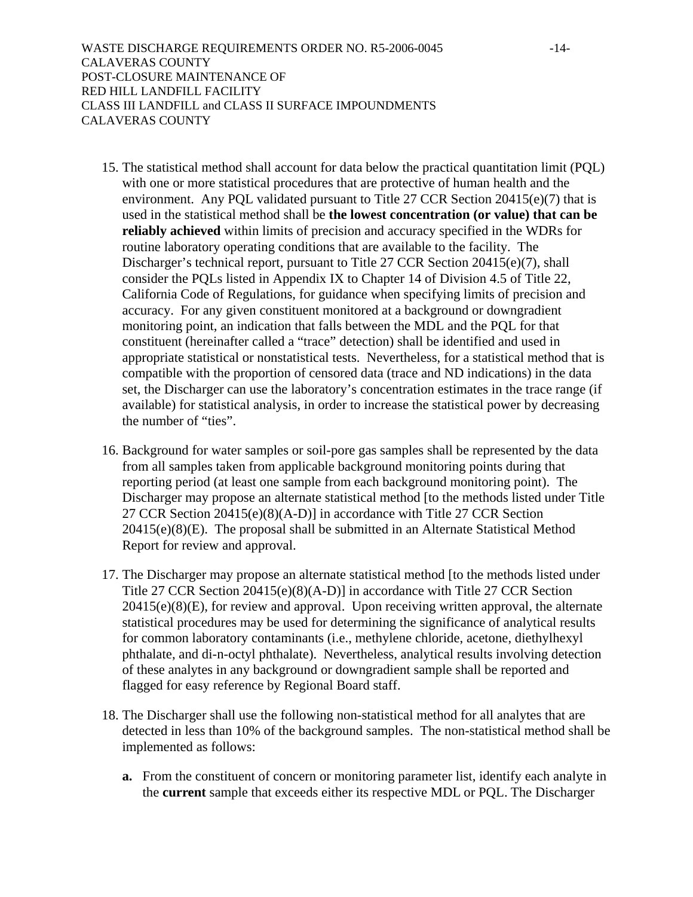15. The statistical method shall account for data below the practical quantitation limit (PQL) with one or more statistical procedures that are protective of human health and the environment. Any PQL validated pursuant to Title 27 CCR Section 20415(e)(7) that is used in the statistical method shall be **the lowest concentration (or value) that can be reliably achieved** within limits of precision and accuracy specified in the WDRs for routine laboratory operating conditions that are available to the facility. The Discharger's technical report, pursuant to Title 27 CCR Section 20415(e)(7), shall consider the PQLs listed in Appendix IX to Chapter 14 of Division 4.5 of Title 22, California Code of Regulations, for guidance when specifying limits of precision and accuracy. For any given constituent monitored at a background or downgradient monitoring point, an indication that falls between the MDL and the PQL for that constituent (hereinafter called a "trace" detection) shall be identified and used in appropriate statistical or nonstatistical tests. Nevertheless, for a statistical method that is compatible with the proportion of censored data (trace and ND indications) in the data set, the Discharger can use the laboratory's concentration estimates in the trace range (if available) for statistical analysis, in order to increase the statistical power by decreasing the number of "ties".

16. Background for water samples or soil-pore gas samples shall be represented by the data from all samples taken from applicable background monitoring points during that reporting period (at least one sample from each background monitoring point). The Discharger may propose an alternate statistical method [to the methods listed under Title 27 CCR Section 20415(e)(8)(A-D)] in accordance with Title 27 CCR Section 20415(e)(8)(E). The proposal shall be submitted in an Alternate Statistical Method Report for review and approval.

17. The Discharger may propose an alternate statistical method [to the methods listed under Title 27 CCR Section 20415(e)(8)(A-D)] in accordance with Title 27 CCR Section 20415(e)(8)(E), for review and approval. Upon receiving written approval, the alternate statistical procedures may be used for determining the significance of analytical results for common laboratory contaminants (i.e., methylene chloride, acetone, diethylhexyl phthalate, and di-n-octyl phthalate). Nevertheless, analytical results involving detection of these analytes in any background or downgradient sample shall be reported and flagged for easy reference by Regional Board staff.

18. The Discharger shall use the following non-statistical method for all analytes that are detected in less than 10% of the background samples. The non-statistical method shall be implemented as follows:

    **a.** From the constituent of concern or monitoring parameter list, identify each analyte in the **current** sample that exceeds either its respective MDL or PQL. The Discharger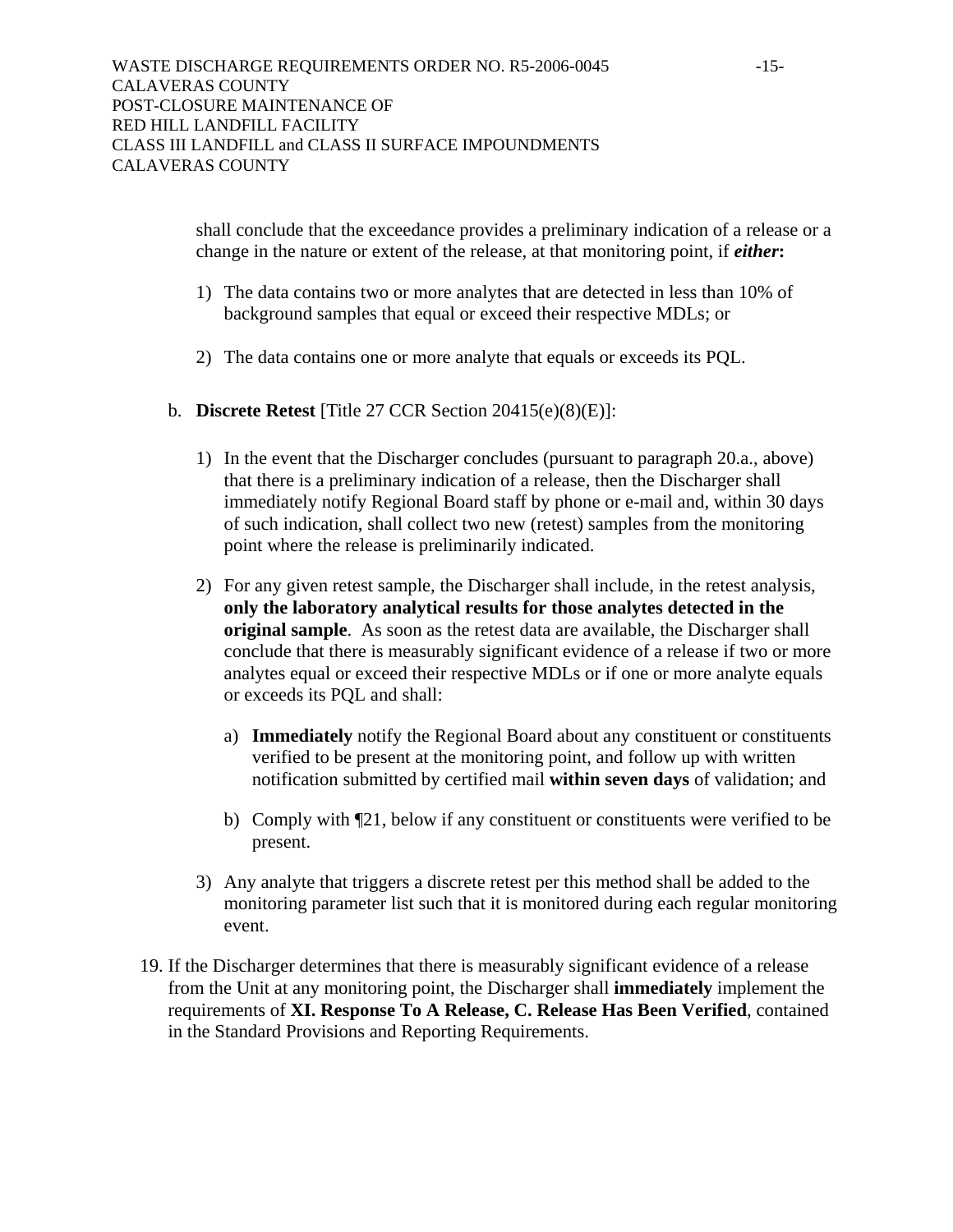shall conclude that the exceedance provides a preliminary indication of a release or a change in the nature or extent of the release, at that monitoring point, if ***either*:**

1) The data contains two or more analytes that are detected in less than 10% of background samples that equal or exceed their respective MDLs; or

2) The data contains one or more analyte that equals or exceeds its PQL.

b. **Discrete Retest** [Title 27 CCR Section 20415(e)(8)(E)]:

1) In the event that the Discharger concludes (pursuant to paragraph 20.a., above) that there is a preliminary indication of a release, then the Discharger shall immediately notify Regional Board staff by phone or e-mail and, within 30 days of such indication, shall collect two new (retest) samples from the monitoring point where the release is preliminarily indicated.

2) For any given retest sample, the Discharger shall include, in the retest analysis, **only the laboratory analytical results for those analytes detected in the original sample**. As soon as the retest data are available, the Discharger shall conclude that there is measurably significant evidence of a release if two or more analytes equal or exceed their respective MDLs or if one or more analyte equals or exceeds its PQL and shall:

   a) **Immediately** notify the Regional Board about any constituent or constituents verified to be present at the monitoring point, and follow up with written notification submitted by certified mail **within seven days** of validation; and

   b) Comply with ¶21, below if any constituent or constituents were verified to be present.

3) Any analyte that triggers a discrete retest per this method shall be added to the monitoring parameter list such that it is monitored during each regular monitoring event.

19. If the Discharger determines that there is measurably significant evidence of a release from the Unit at any monitoring point, the Discharger shall **immediately** implement the requirements of **XI. Response To A Release, C. Release Has Been Verified**, contained in the Standard Provisions and Reporting Requirements.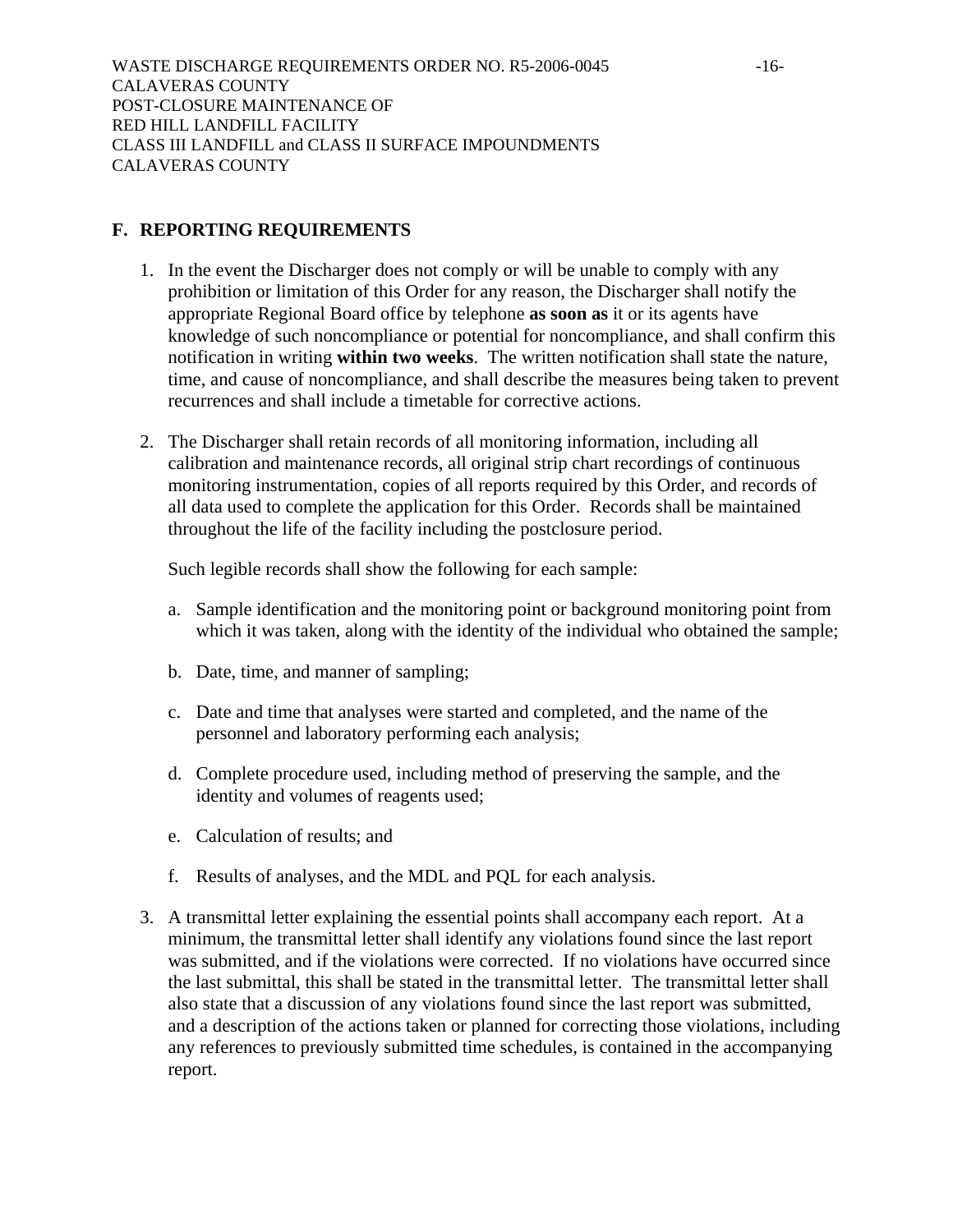## F. REPORTING REQUIREMENTS

1. In the event the Discharger does not comply or will be unable to comply with any prohibition or limitation of this Order for any reason, the Discharger shall notify the appropriate Regional Board office by telephone **as soon as** it or its agents have knowledge of such noncompliance or potential for noncompliance, and shall confirm this notification in writing **within two weeks**. The written notification shall state the nature, time, and cause of noncompliance, and shall describe the measures being taken to prevent recurrences and shall include a timetable for corrective actions.

2. The Discharger shall retain records of all monitoring information, including all calibration and maintenance records, all original strip chart recordings of continuous monitoring instrumentation, copies of all reports required by this Order, and records of all data used to complete the application for this Order. Records shall be maintained throughout the life of the facility including the postclosure period.

   Such legible records shall show the following for each sample:

   a. Sample identification and the monitoring point or background monitoring point from which it was taken, along with the identity of the individual who obtained the sample;

   b. Date, time, and manner of sampling;

   c. Date and time that analyses were started and completed, and the name of the personnel and laboratory performing each analysis;

   d. Complete procedure used, including method of preserving the sample, and the identity and volumes of reagents used;

   e. Calculation of results; and

   f. Results of analyses, and the MDL and PQL for each analysis.

3. A transmittal letter explaining the essential points shall accompany each report. At a minimum, the transmittal letter shall identify any violations found since the last report was submitted, and if the violations were corrected. If no violations have occurred since the last submittal, this shall be stated in the transmittal letter. The transmittal letter shall also state that a discussion of any violations found since the last report was submitted, and a description of the actions taken or planned for correcting those violations, including any references to previously submitted time schedules, is contained in the accompanying report.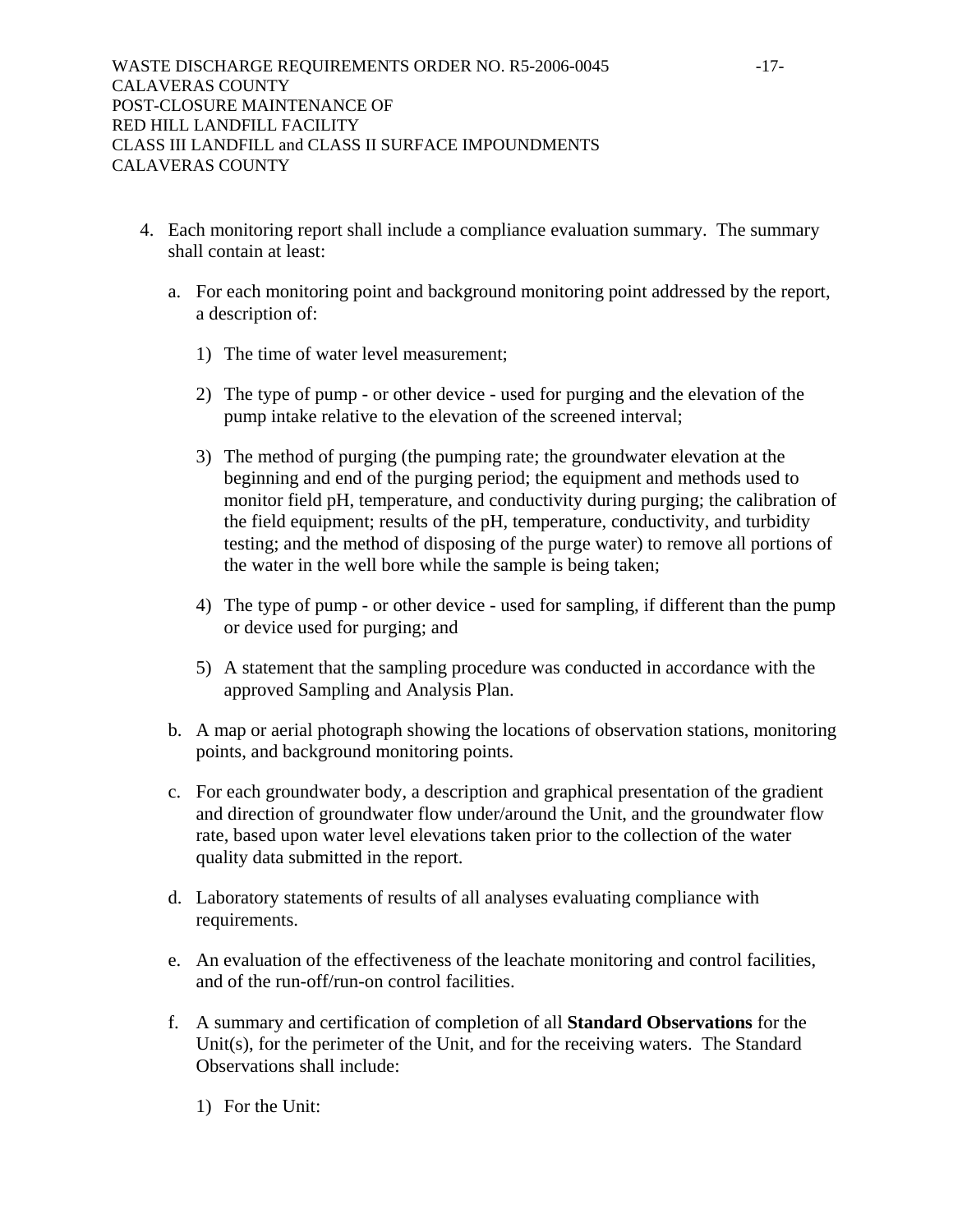4. Each monitoring report shall include a compliance evaluation summary. The summary shall contain at least:

   a. For each monitoring point and background monitoring point addressed by the report, a description of:

      1) The time of water level measurement;

      2) The type of pump - or other device - used for purging and the elevation of the pump intake relative to the elevation of the screened interval;

      3) The method of purging (the pumping rate; the groundwater elevation at the beginning and end of the purging period; the equipment and methods used to monitor field pH, temperature, and conductivity during purging; the calibration of the field equipment; results of the pH, temperature, conductivity, and turbidity testing; and the method of disposing of the purge water) to remove all portions of the water in the well bore while the sample is being taken;

      4) The type of pump - or other device - used for sampling, if different than the pump or device used for purging; and

      5) A statement that the sampling procedure was conducted in accordance with the approved Sampling and Analysis Plan.

   b. A map or aerial photograph showing the locations of observation stations, monitoring points, and background monitoring points.

   c. For each groundwater body, a description and graphical presentation of the gradient and direction of groundwater flow under/around the Unit, and the groundwater flow rate, based upon water level elevations taken prior to the collection of the water quality data submitted in the report.

   d. Laboratory statements of results of all analyses evaluating compliance with requirements.

   e. An evaluation of the effectiveness of the leachate monitoring and control facilities, and of the run-off/run-on control facilities.

   f. A summary and certification of completion of all **Standard Observations** for the Unit(s), for the perimeter of the Unit, and for the receiving waters. The Standard Observations shall include:

      1) For the Unit: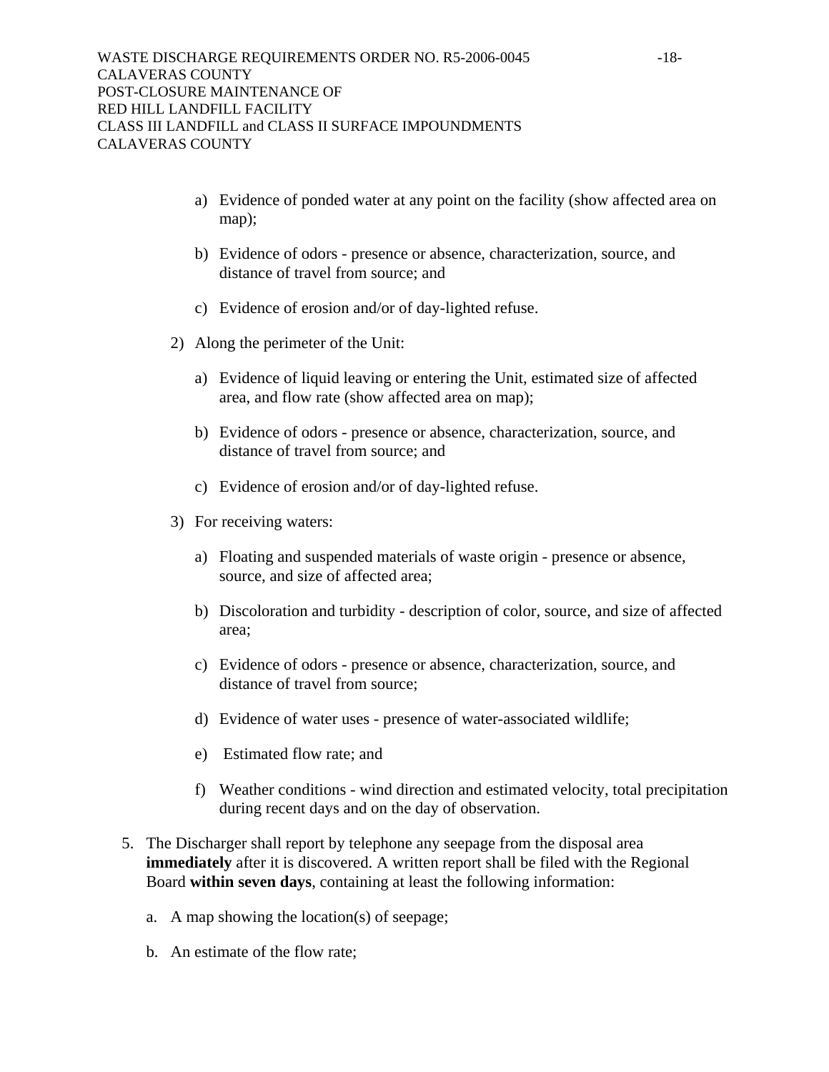a) Evidence of ponded water at any point on the facility (show affected area on map);

b) Evidence of odors - presence or absence, characterization, source, and distance of travel from source; and

c) Evidence of erosion and/or of day-lighted refuse.

2) Along the perimeter of the Unit:

a) Evidence of liquid leaving or entering the Unit, estimated size of affected area, and flow rate (show affected area on map);

b) Evidence of odors - presence or absence, characterization, source, and distance of travel from source; and

c) Evidence of erosion and/or of day-lighted refuse.

3) For receiving waters:

a) Floating and suspended materials of waste origin - presence or absence, source, and size of affected area;

b) Discoloration and turbidity - description of color, source, and size of affected area;

c) Evidence of odors - presence or absence, characterization, source, and distance of travel from source;

d) Evidence of water uses - presence of water-associated wildlife;

e) Estimated flow rate; and

f) Weather conditions - wind direction and estimated velocity, total precipitation during recent days and on the day of observation.

5. The Discharger shall report by telephone any seepage from the disposal area **immediately** after it is discovered. A written report shall be filed with the Regional Board **within seven days**, containing at least the following information:

   a. A map showing the location(s) of seepage;

   b. An estimate of the flow rate;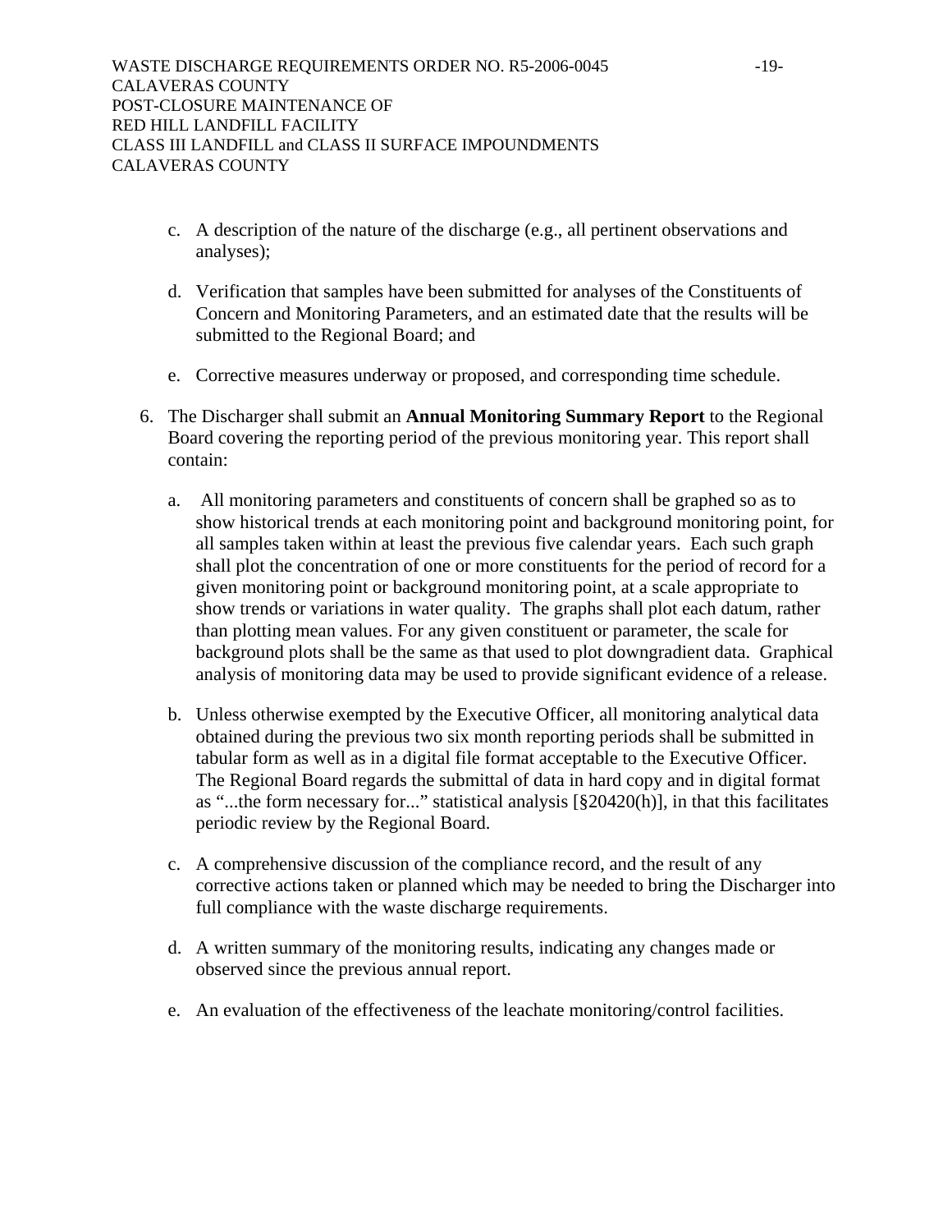c. A description of the nature of the discharge (e.g., all pertinent observations and analyses);

d. Verification that samples have been submitted for analyses of the Constituents of Concern and Monitoring Parameters, and an estimated date that the results will be submitted to the Regional Board; and

e. Corrective measures underway or proposed, and corresponding time schedule.

6. The Discharger shall submit an **Annual Monitoring Summary Report** to the Regional Board covering the reporting period of the previous monitoring year. This report shall contain:

   a. All monitoring parameters and constituents of concern shall be graphed so as to show historical trends at each monitoring point and background monitoring point, for all samples taken within at least the previous five calendar years. Each such graph shall plot the concentration of one or more constituents for the period of record for a given monitoring point or background monitoring point, at a scale appropriate to show trends or variations in water quality. The graphs shall plot each datum, rather than plotting mean values. For any given constituent or parameter, the scale for background plots shall be the same as that used to plot downgradient data. Graphical analysis of monitoring data may be used to provide significant evidence of a release.

   b. Unless otherwise exempted by the Executive Officer, all monitoring analytical data obtained during the previous two six month reporting periods shall be submitted in tabular form as well as in a digital file format acceptable to the Executive Officer. The Regional Board regards the submittal of data in hard copy and in digital format as "...the form necessary for..." statistical analysis [§20420(h)], in that this facilitates periodic review by the Regional Board.

   c. A comprehensive discussion of the compliance record, and the result of any corrective actions taken or planned which may be needed to bring the Discharger into full compliance with the waste discharge requirements.

   d. A written summary of the monitoring results, indicating any changes made or observed since the previous annual report.

   e. An evaluation of the effectiveness of the leachate monitoring/control facilities.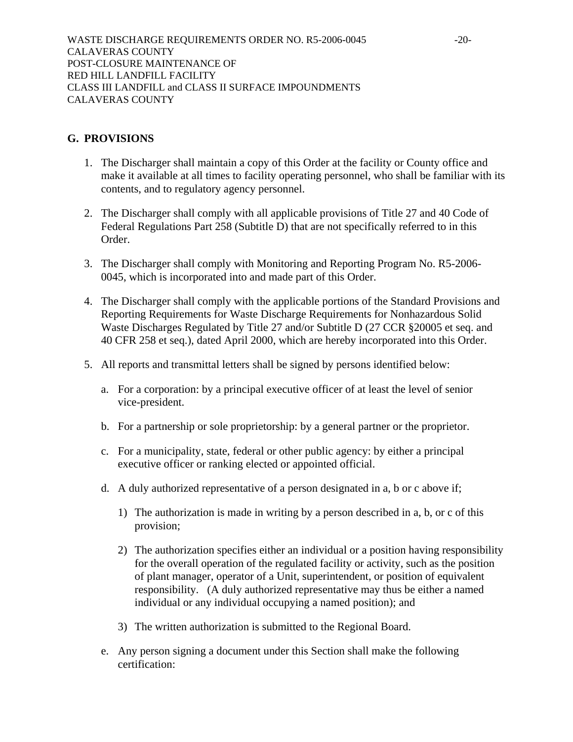## G. PROVISIONS

1. The Discharger shall maintain a copy of this Order at the facility or County office and make it available at all times to facility operating personnel, who shall be familiar with its contents, and to regulatory agency personnel.

2. The Discharger shall comply with all applicable provisions of Title 27 and 40 Code of Federal Regulations Part 258 (Subtitle D) that are not specifically referred to in this Order.

3. The Discharger shall comply with Monitoring and Reporting Program No. R5-2006-0045, which is incorporated into and made part of this Order.

4. The Discharger shall comply with the applicable portions of the Standard Provisions and Reporting Requirements for Waste Discharge Requirements for Nonhazardous Solid Waste Discharges Regulated by Title 27 and/or Subtitle D (27 CCR §20005 et seq. and 40 CFR 258 et seq.), dated April 2000, which are hereby incorporated into this Order.

5. All reports and transmittal letters shall be signed by persons identified below:

   a. For a corporation: by a principal executive officer of at least the level of senior vice-president.

   b. For a partnership or sole proprietorship: by a general partner or the proprietor.

   c. For a municipality, state, federal or other public agency: by either a principal executive officer or ranking elected or appointed official.

   d. A duly authorized representative of a person designated in a, b or c above if;

      1) The authorization is made in writing by a person described in a, b, or c of this provision;

      2) The authorization specifies either an individual or a position having responsibility for the overall operation of the regulated facility or activity, such as the position of plant manager, operator of a Unit, superintendent, or position of equivalent responsibility. (A duly authorized representative may thus be either a named individual or any individual occupying a named position); and

      3) The written authorization is submitted to the Regional Board.

   e. Any person signing a document under this Section shall make the following certification: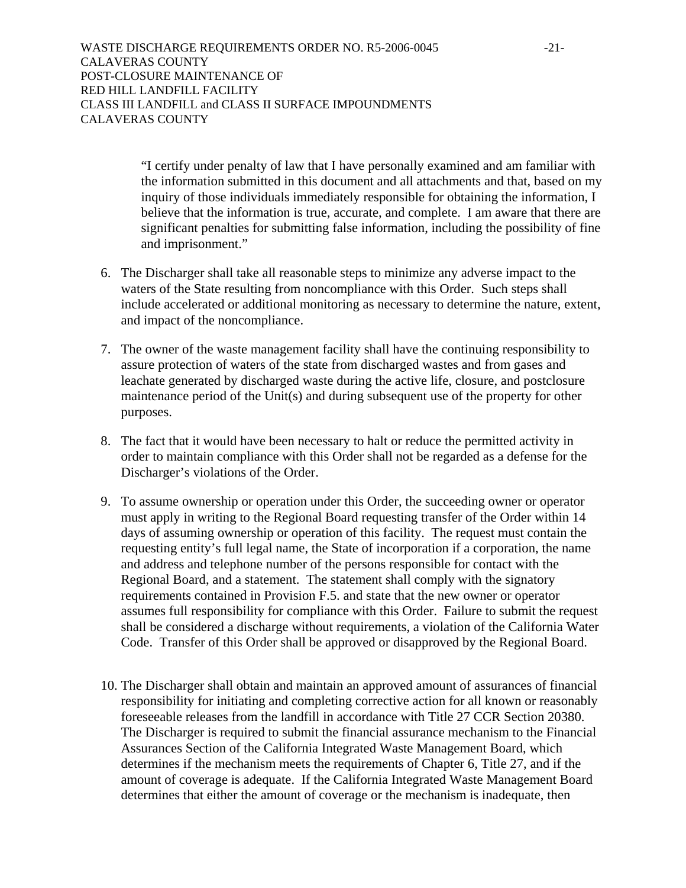> "I certify under penalty of law that I have personally examined and am familiar with the information submitted in this document and all attachments and that, based on my inquiry of those individuals immediately responsible for obtaining the information, I believe that the information is true, accurate, and complete. I am aware that there are significant penalties for submitting false information, including the possibility of fine and imprisonment."

6. The Discharger shall take all reasonable steps to minimize any adverse impact to the waters of the State resulting from noncompliance with this Order. Such steps shall include accelerated or additional monitoring as necessary to determine the nature, extent, and impact of the noncompliance.

7. The owner of the waste management facility shall have the continuing responsibility to assure protection of waters of the state from discharged wastes and from gases and leachate generated by discharged waste during the active life, closure, and postclosure maintenance period of the Unit(s) and during subsequent use of the property for other purposes.

8. The fact that it would have been necessary to halt or reduce the permitted activity in order to maintain compliance with this Order shall not be regarded as a defense for the Discharger's violations of the Order.

9. To assume ownership or operation under this Order, the succeeding owner or operator must apply in writing to the Regional Board requesting transfer of the Order within 14 days of assuming ownership or operation of this facility. The request must contain the requesting entity's full legal name, the State of incorporation if a corporation, the name and address and telephone number of the persons responsible for contact with the Regional Board, and a statement. The statement shall comply with the signatory requirements contained in Provision F.5. and state that the new owner or operator assumes full responsibility for compliance with this Order. Failure to submit the request shall be considered a discharge without requirements, a violation of the California Water Code. Transfer of this Order shall be approved or disapproved by the Regional Board.

10. The Discharger shall obtain and maintain an approved amount of assurances of financial responsibility for initiating and completing corrective action for all known or reasonably foreseeable releases from the landfill in accordance with Title 27 CCR Section 20380. The Discharger is required to submit the financial assurance mechanism to the Financial Assurances Section of the California Integrated Waste Management Board, which determines if the mechanism meets the requirements of Chapter 6, Title 27, and if the amount of coverage is adequate. If the California Integrated Waste Management Board determines that either the amount of coverage or the mechanism is inadequate, then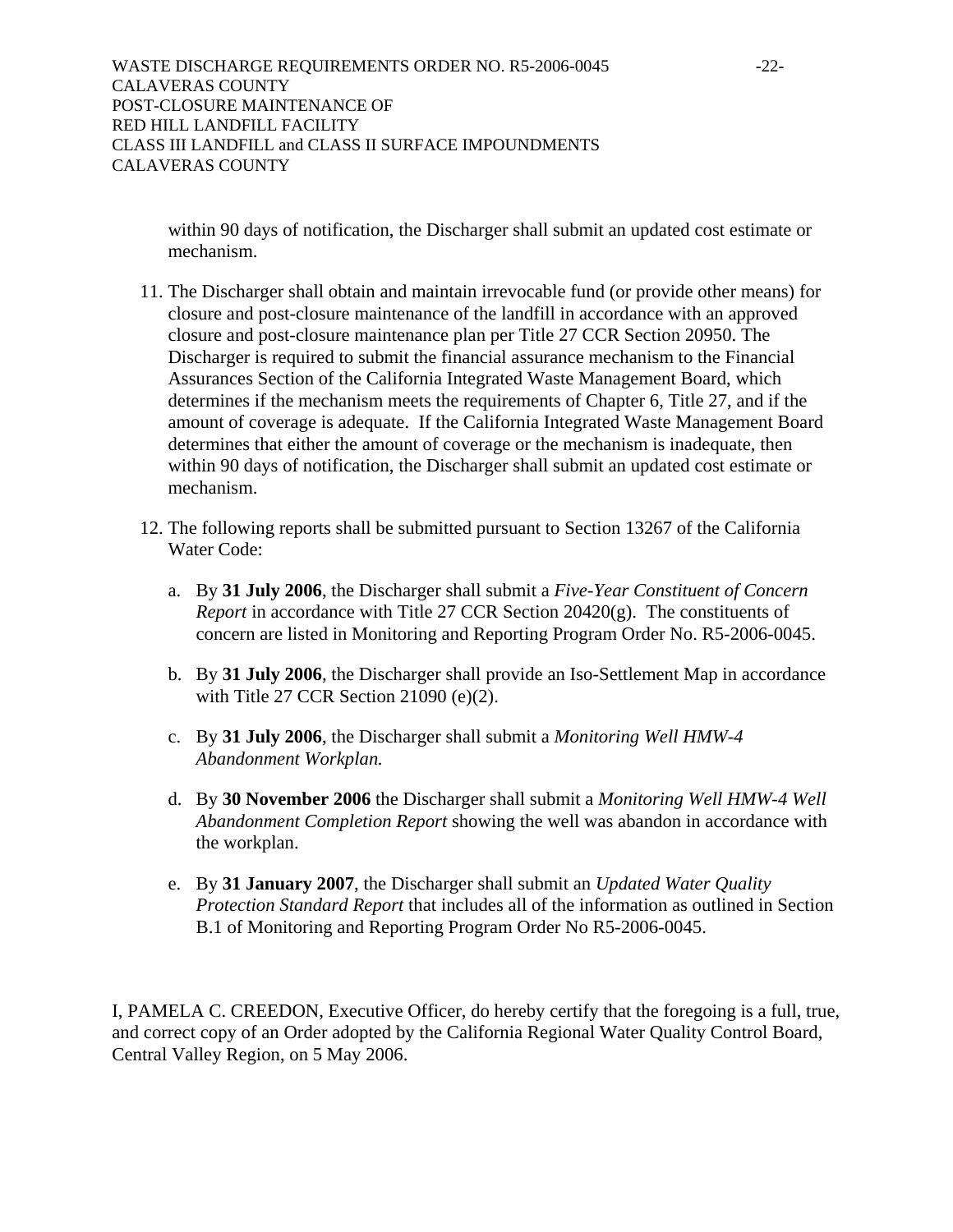within 90 days of notification, the Discharger shall submit an updated cost estimate or mechanism.

11. The Discharger shall obtain and maintain irrevocable fund (or provide other means) for closure and post-closure maintenance of the landfill in accordance with an approved closure and post-closure maintenance plan per Title 27 CCR Section 20950. The Discharger is required to submit the financial assurance mechanism to the Financial Assurances Section of the California Integrated Waste Management Board, which determines if the mechanism meets the requirements of Chapter 6, Title 27, and if the amount of coverage is adequate. If the California Integrated Waste Management Board determines that either the amount of coverage or the mechanism is inadequate, then within 90 days of notification, the Discharger shall submit an updated cost estimate or mechanism.

12. The following reports shall be submitted pursuant to Section 13267 of the California Water Code:

    a. By **31 July 2006**, the Discharger shall submit a *Five-Year Constituent of Concern Report* in accordance with Title 27 CCR Section 20420(g). The constituents of concern are listed in Monitoring and Reporting Program Order No. R5-2006-0045.

    b. By **31 July 2006**, the Discharger shall provide an Iso-Settlement Map in accordance with Title 27 CCR Section 21090 (e)(2).

    c. By **31 July 2006**, the Discharger shall submit a *Monitoring Well HMW-4 Abandonment Workplan.*

    d. By **30 November 2006** the Discharger shall submit a *Monitoring Well HMW-4 Well Abandonment Completion Report* showing the well was abandon in accordance with the workplan.

    e. By **31 January 2007**, the Discharger shall submit an *Updated Water Quality Protection Standard Report* that includes all of the information as outlined in Section B.1 of Monitoring and Reporting Program Order No R5-2006-0045.

I, PAMELA C. CREEDON, Executive Officer, do hereby certify that the foregoing is a full, true, and correct copy of an Order adopted by the California Regional Water Quality Control Board, Central Valley Region, on 5 May 2006.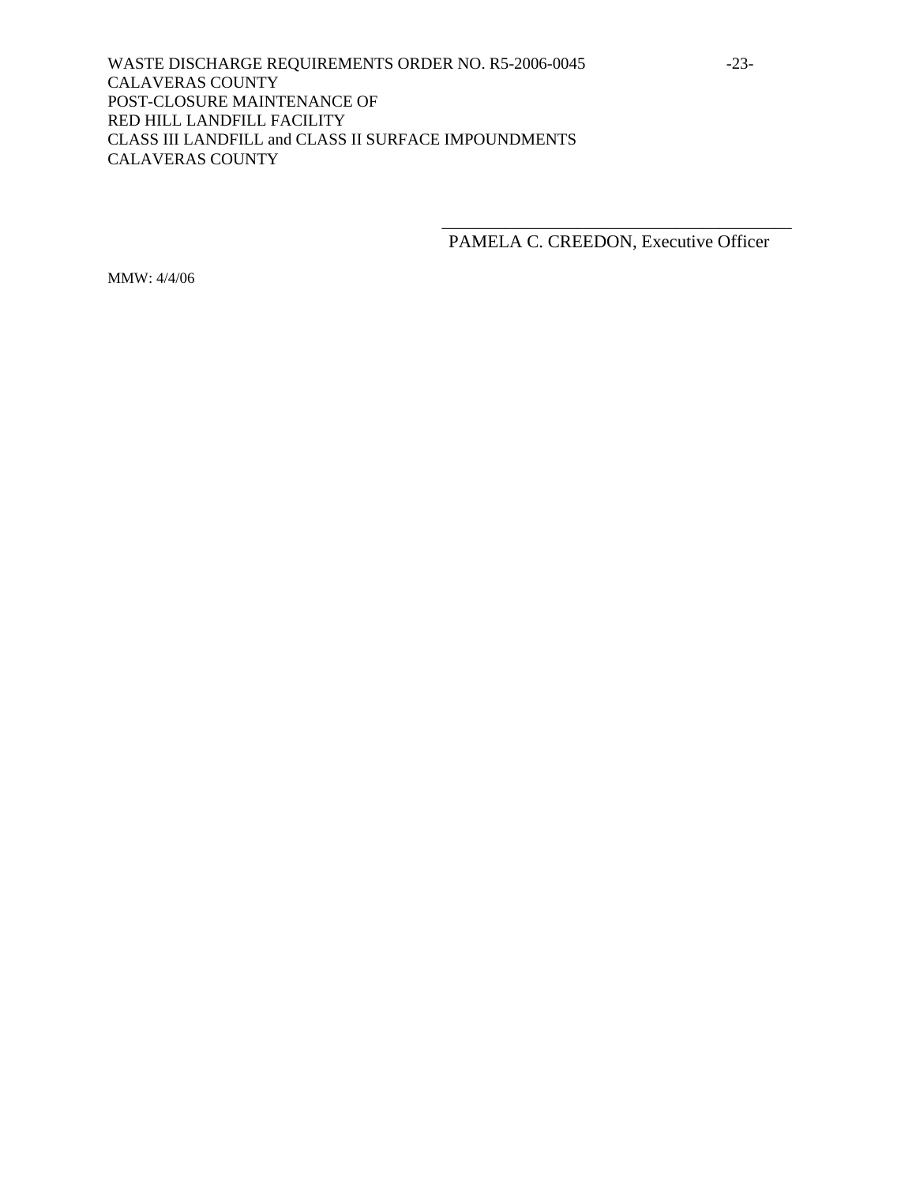\_\_\_\_\_\_\_\_\_\_\_\_\_\_\_\_\_\_\_\_\_\_\_\_\_\_\_\_\_\_\_\_\_\_\_\_\_\_\_\_

PAMELA C. CREEDON, Executive Officer

MMW: 4/4/06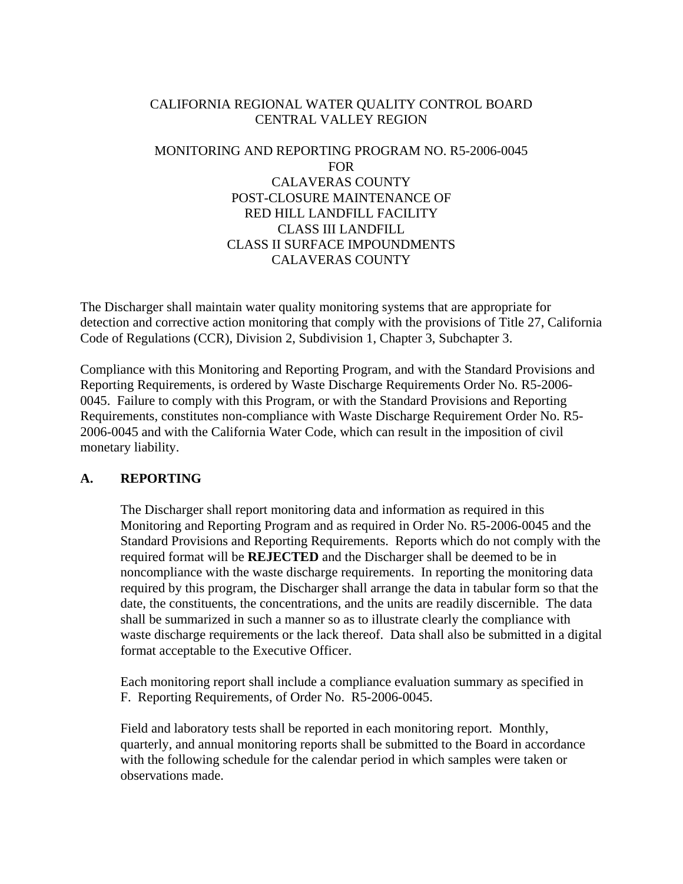CALIFORNIA REGIONAL WATER QUALITY CONTROL BOARD
CENTRAL VALLEY REGION

MONITORING AND REPORTING PROGRAM NO. R5-2006-0045
FOR
CALAVERAS COUNTY
POST-CLOSURE MAINTENANCE OF
RED HILL LANDFILL FACILITY
CLASS III LANDFILL
CLASS II SURFACE IMPOUNDMENTS
CALAVERAS COUNTY

The Discharger shall maintain water quality monitoring systems that are appropriate for detection and corrective action monitoring that comply with the provisions of Title 27, California Code of Regulations (CCR), Division 2, Subdivision 1, Chapter 3, Subchapter 3.

Compliance with this Monitoring and Reporting Program, and with the Standard Provisions and Reporting Requirements, is ordered by Waste Discharge Requirements Order No. R5-2006-0045. Failure to comply with this Program, or with the Standard Provisions and Reporting Requirements, constitutes non-compliance with Waste Discharge Requirement Order No. R5-2006-0045 and with the California Water Code, which can result in the imposition of civil monetary liability.

## A. REPORTING

The Discharger shall report monitoring data and information as required in this Monitoring and Reporting Program and as required in Order No. R5-2006-0045 and the Standard Provisions and Reporting Requirements. Reports which do not comply with the required format will be **REJECTED** and the Discharger shall be deemed to be in noncompliance with the waste discharge requirements. In reporting the monitoring data required by this program, the Discharger shall arrange the data in tabular form so that the date, the constituents, the concentrations, and the units are readily discernible. The data shall be summarized in such a manner so as to illustrate clearly the compliance with waste discharge requirements or the lack thereof. Data shall also be submitted in a digital format acceptable to the Executive Officer.

Each monitoring report shall include a compliance evaluation summary as specified in F. Reporting Requirements, of Order No. R5-2006-0045.

Field and laboratory tests shall be reported in each monitoring report. Monthly, quarterly, and annual monitoring reports shall be submitted to the Board in accordance with the following schedule for the calendar period in which samples were taken or observations made.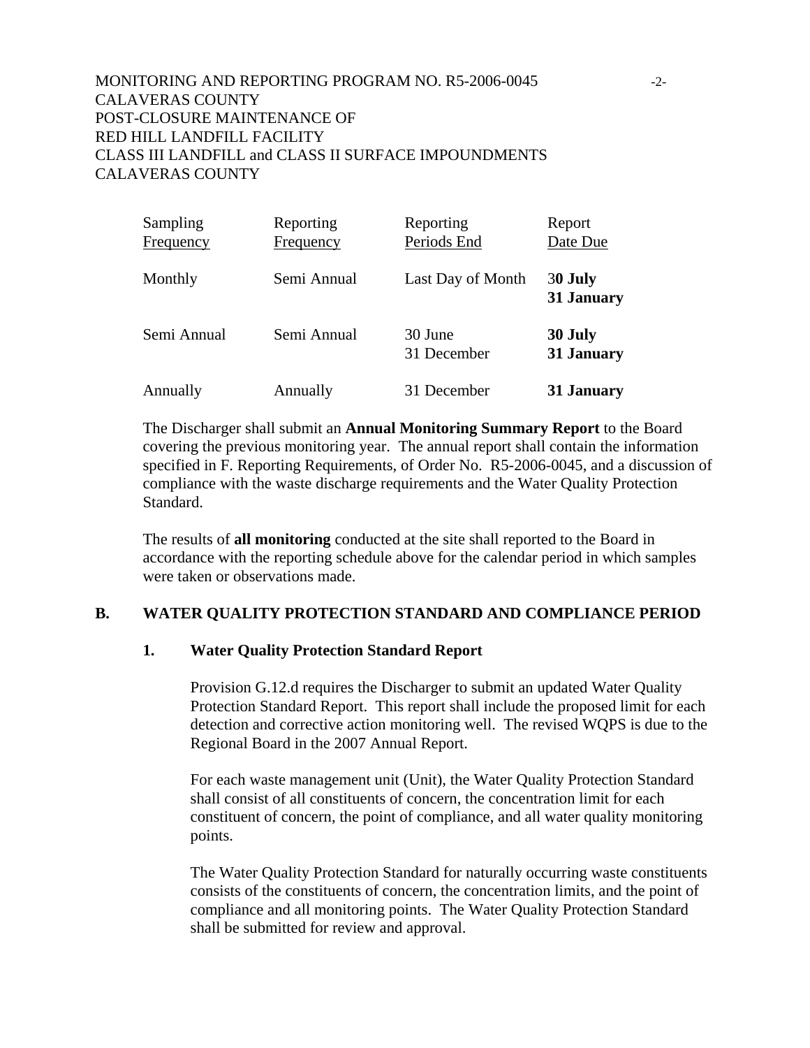| Sampling Frequency | Reporting Frequency | Reporting Periods End | Report Date Due |
|---|---|---|---|
| Monthly | Semi Annual | Last Day of Month | **30 July**<br>**31 January** |
| Semi Annual | Semi Annual | 30 June<br>31 December | **30 July**<br>**31 January** |
| Annually | Annually | 31 December | **31 January** |

The Discharger shall submit an **Annual Monitoring Summary Report** to the Board covering the previous monitoring year. The annual report shall contain the information specified in F. Reporting Requirements, of Order No. R5-2006-0045, and a discussion of compliance with the waste discharge requirements and the Water Quality Protection Standard.

The results of **all monitoring** conducted at the site shall reported to the Board in accordance with the reporting schedule above for the calendar period in which samples were taken or observations made.

## B. WATER QUALITY PROTECTION STANDARD AND COMPLIANCE PERIOD

### 1. Water Quality Protection Standard Report

Provision G.12.d requires the Discharger to submit an updated Water Quality Protection Standard Report. This report shall include the proposed limit for each detection and corrective action monitoring well. The revised WQPS is due to the Regional Board in the 2007 Annual Report.

For each waste management unit (Unit), the Water Quality Protection Standard shall consist of all constituents of concern, the concentration limit for each constituent of concern, the point of compliance, and all water quality monitoring points.

The Water Quality Protection Standard for naturally occurring waste constituents consists of the constituents of concern, the concentration limits, and the point of compliance and all monitoring points. The Water Quality Protection Standard shall be submitted for review and approval.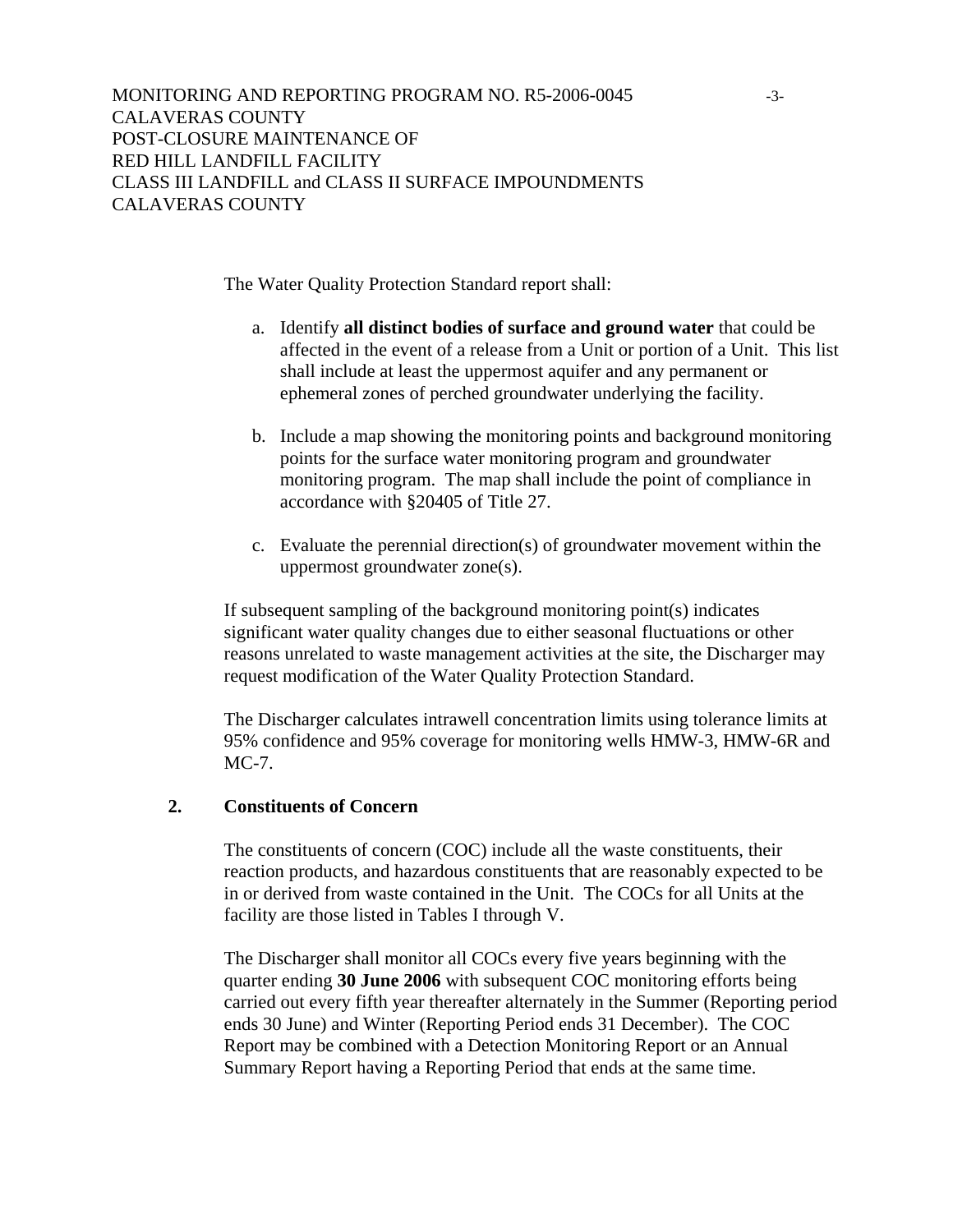The Water Quality Protection Standard report shall:

a. Identify **all distinct bodies of surface and ground water** that could be affected in the event of a release from a Unit or portion of a Unit. This list shall include at least the uppermost aquifer and any permanent or ephemeral zones of perched groundwater underlying the facility.

b. Include a map showing the monitoring points and background monitoring points for the surface water monitoring program and groundwater monitoring program. The map shall include the point of compliance in accordance with §20405 of Title 27.

c. Evaluate the perennial direction(s) of groundwater movement within the uppermost groundwater zone(s).

If subsequent sampling of the background monitoring point(s) indicates significant water quality changes due to either seasonal fluctuations or other reasons unrelated to waste management activities at the site, the Discharger may request modification of the Water Quality Protection Standard.

The Discharger calculates intrawell concentration limits using tolerance limits at 95% confidence and 95% coverage for monitoring wells HMW-3, HMW-6R and MC-7.

### 2. Constituents of Concern

The constituents of concern (COC) include all the waste constituents, their reaction products, and hazardous constituents that are reasonably expected to be in or derived from waste contained in the Unit. The COCs for all Units at the facility are those listed in Tables I through V.

The Discharger shall monitor all COCs every five years beginning with the quarter ending **30 June 2006** with subsequent COC monitoring efforts being carried out every fifth year thereafter alternately in the Summer (Reporting period ends 30 June) and Winter (Reporting Period ends 31 December). The COC Report may be combined with a Detection Monitoring Report or an Annual Summary Report having a Reporting Period that ends at the same time.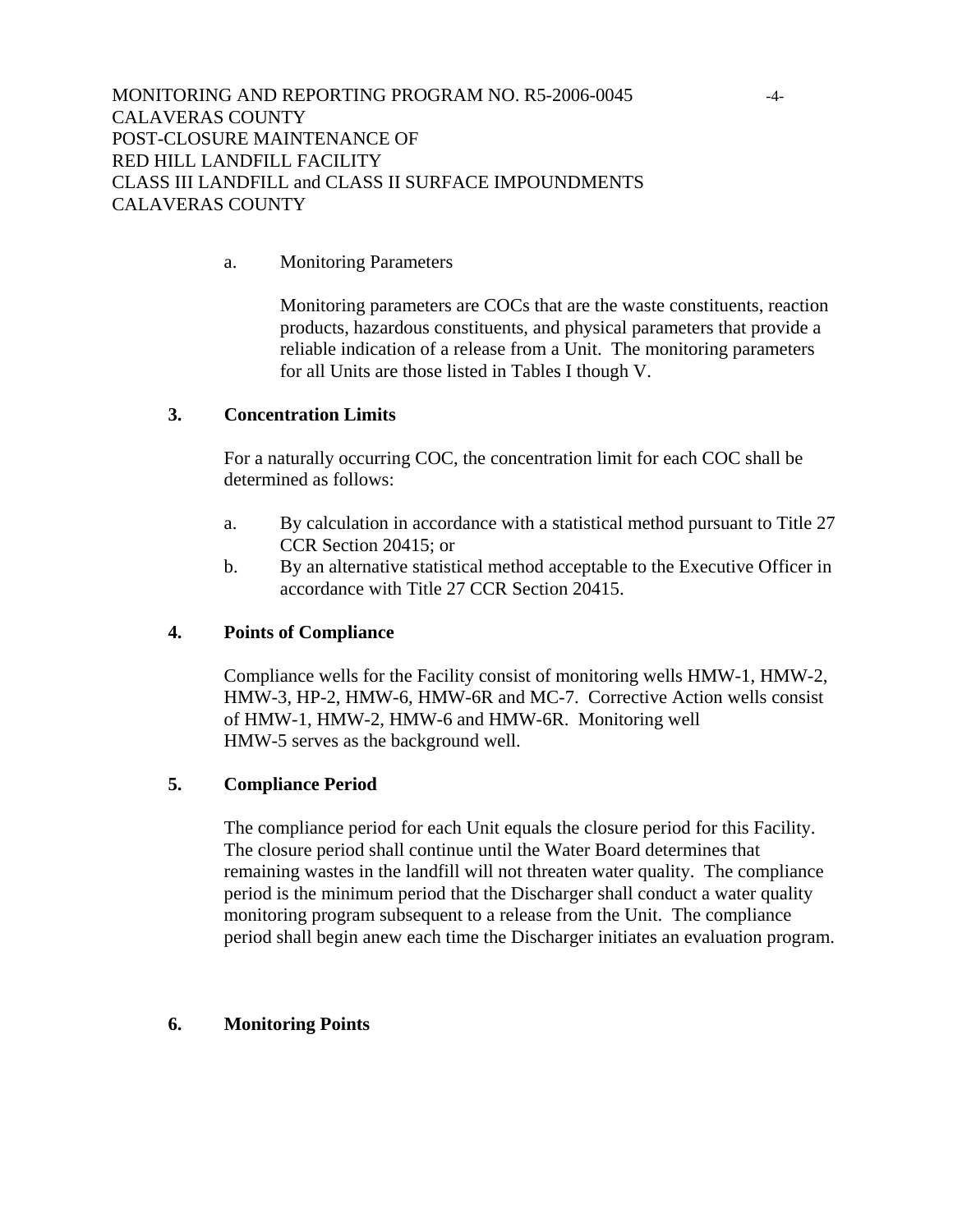a. Monitoring Parameters

Monitoring parameters are COCs that are the waste constituents, reaction products, hazardous constituents, and physical parameters that provide a reliable indication of a release from a Unit. The monitoring parameters for all Units are those listed in Tables I though V.

**3. Concentration Limits**

For a naturally occurring COC, the concentration limit for each COC shall be determined as follows:

a. By calculation in accordance with a statistical method pursuant to Title 27 CCR Section 20415; or
b. By an alternative statistical method acceptable to the Executive Officer in accordance with Title 27 CCR Section 20415.

**4. Points of Compliance**

Compliance wells for the Facility consist of monitoring wells HMW-1, HMW-2, HMW-3, HP-2, HMW-6, HMW-6R and MC-7. Corrective Action wells consist of HMW-1, HMW-2, HMW-6 and HMW-6R. Monitoring well HMW-5 serves as the background well.

**5. Compliance Period**

The compliance period for each Unit equals the closure period for this Facility. The closure period shall continue until the Water Board determines that remaining wastes in the landfill will not threaten water quality. The compliance period is the minimum period that the Discharger shall conduct a water quality monitoring program subsequent to a release from the Unit. The compliance period shall begin anew each time the Discharger initiates an evaluation program.

**6. Monitoring Points**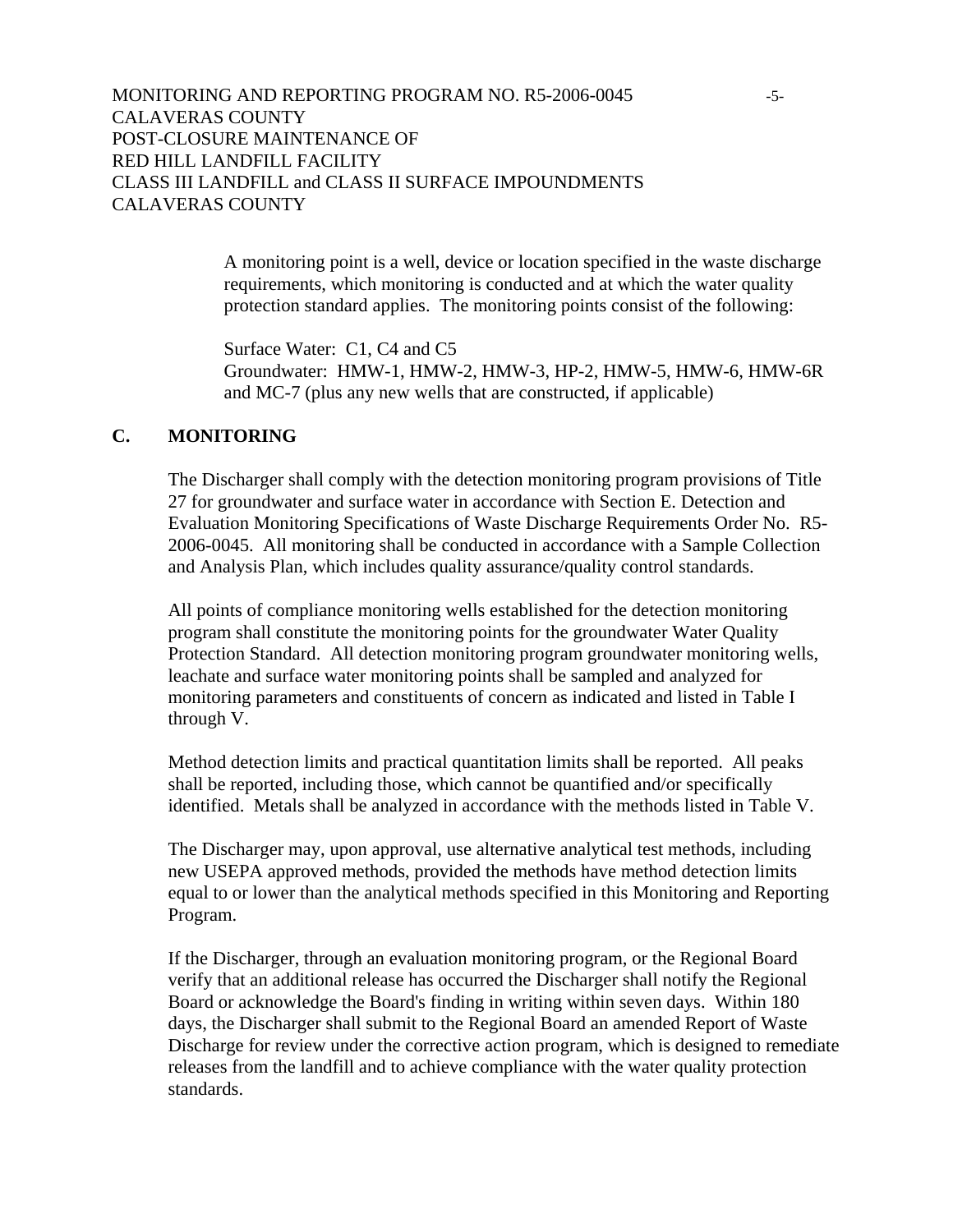A monitoring point is a well, device or location specified in the waste discharge requirements, which monitoring is conducted and at which the water quality protection standard applies. The monitoring points consist of the following:

Surface Water: C1, C4 and C5
Groundwater: HMW-1, HMW-2, HMW-3, HP-2, HMW-5, HMW-6, HMW-6R and MC-7 (plus any new wells that are constructed, if applicable)

## C. MONITORING

The Discharger shall comply with the detection monitoring program provisions of Title 27 for groundwater and surface water in accordance with Section E. Detection and Evaluation Monitoring Specifications of Waste Discharge Requirements Order No. R5-2006-0045. All monitoring shall be conducted in accordance with a Sample Collection and Analysis Plan, which includes quality assurance/quality control standards.

All points of compliance monitoring wells established for the detection monitoring program shall constitute the monitoring points for the groundwater Water Quality Protection Standard. All detection monitoring program groundwater monitoring wells, leachate and surface water monitoring points shall be sampled and analyzed for monitoring parameters and constituents of concern as indicated and listed in Table I through V.

Method detection limits and practical quantitation limits shall be reported. All peaks shall be reported, including those, which cannot be quantified and/or specifically identified. Metals shall be analyzed in accordance with the methods listed in Table V.

The Discharger may, upon approval, use alternative analytical test methods, including new USEPA approved methods, provided the methods have method detection limits equal to or lower than the analytical methods specified in this Monitoring and Reporting Program.

If the Discharger, through an evaluation monitoring program, or the Regional Board verify that an additional release has occurred the Discharger shall notify the Regional Board or acknowledge the Board's finding in writing within seven days. Within 180 days, the Discharger shall submit to the Regional Board an amended Report of Waste Discharge for review under the corrective action program, which is designed to remediate releases from the landfill and to achieve compliance with the water quality protection standards.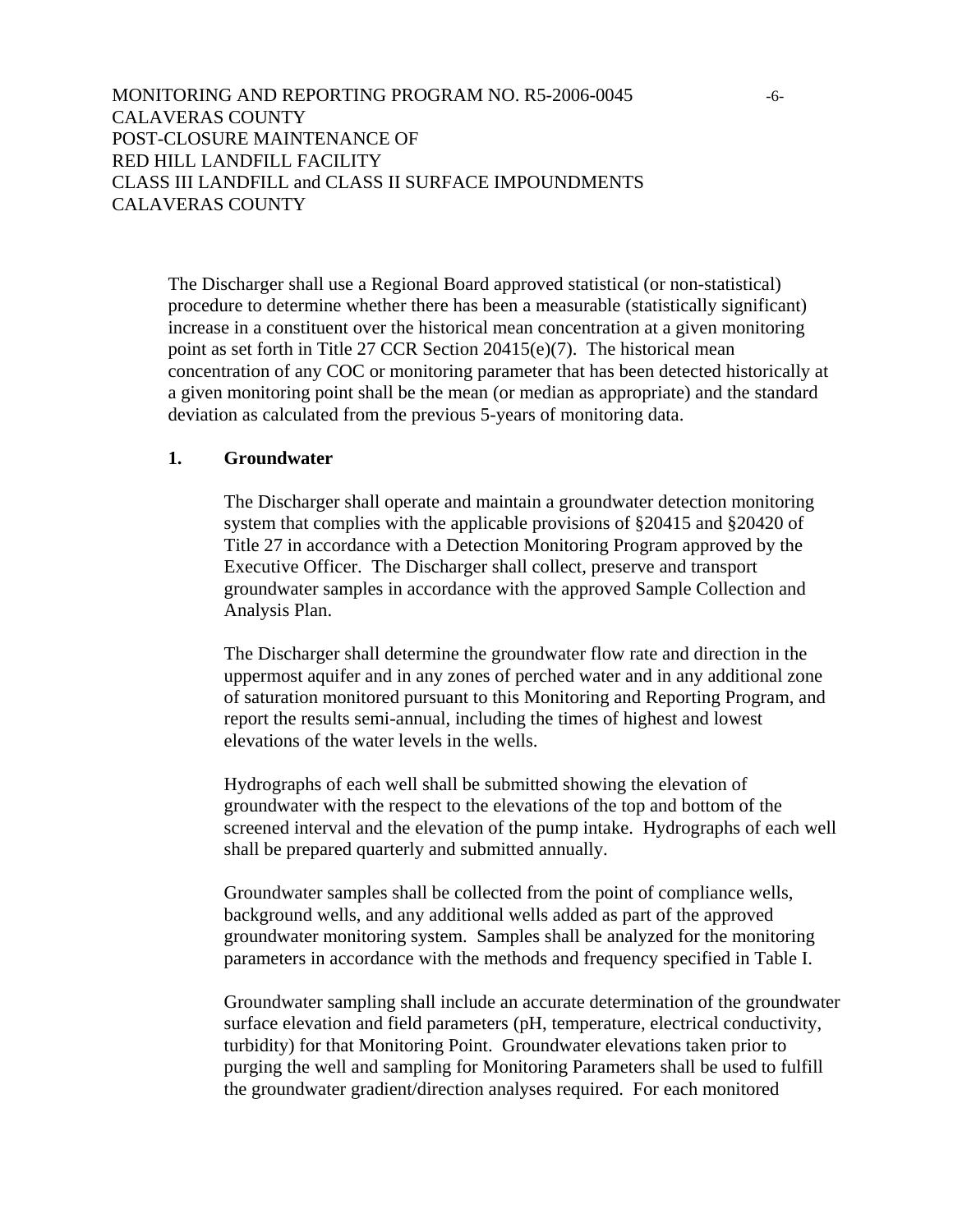The Discharger shall use a Regional Board approved statistical (or non-statistical) procedure to determine whether there has been a measurable (statistically significant) increase in a constituent over the historical mean concentration at a given monitoring point as set forth in Title 27 CCR Section 20415(e)(7). The historical mean concentration of any COC or monitoring parameter that has been detected historically at a given monitoring point shall be the mean (or median as appropriate) and the standard deviation as calculated from the previous 5-years of monitoring data.

**1. Groundwater**

The Discharger shall operate and maintain a groundwater detection monitoring system that complies with the applicable provisions of §20415 and §20420 of Title 27 in accordance with a Detection Monitoring Program approved by the Executive Officer. The Discharger shall collect, preserve and transport groundwater samples in accordance with the approved Sample Collection and Analysis Plan.

The Discharger shall determine the groundwater flow rate and direction in the uppermost aquifer and in any zones of perched water and in any additional zone of saturation monitored pursuant to this Monitoring and Reporting Program, and report the results semi-annual, including the times of highest and lowest elevations of the water levels in the wells.

Hydrographs of each well shall be submitted showing the elevation of groundwater with the respect to the elevations of the top and bottom of the screened interval and the elevation of the pump intake. Hydrographs of each well shall be prepared quarterly and submitted annually.

Groundwater samples shall be collected from the point of compliance wells, background wells, and any additional wells added as part of the approved groundwater monitoring system. Samples shall be analyzed for the monitoring parameters in accordance with the methods and frequency specified in Table I.

Groundwater sampling shall include an accurate determination of the groundwater surface elevation and field parameters (pH, temperature, electrical conductivity, turbidity) for that Monitoring Point. Groundwater elevations taken prior to purging the well and sampling for Monitoring Parameters shall be used to fulfill the groundwater gradient/direction analyses required. For each monitored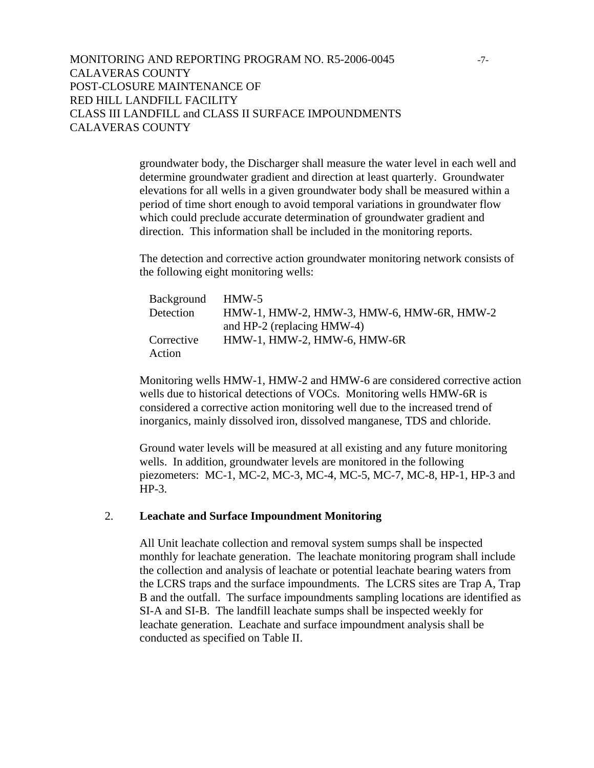groundwater body, the Discharger shall measure the water level in each well and determine groundwater gradient and direction at least quarterly. Groundwater elevations for all wells in a given groundwater body shall be measured within a period of time short enough to avoid temporal variations in groundwater flow which could preclude accurate determination of groundwater gradient and direction. This information shall be included in the monitoring reports.

The detection and corrective action groundwater monitoring network consists of the following eight monitoring wells:

| | |
|---|---|
| Background | HMW-5 |
| Detection | HMW-1, HMW-2, HMW-3, HMW-6, HMW-6R, HMW-2 and HP-2 (replacing HMW-4) |
| Corrective Action | HMW-1, HMW-2, HMW-6, HMW-6R |

Monitoring wells HMW-1, HMW-2 and HMW-6 are considered corrective action wells due to historical detections of VOCs. Monitoring wells HMW-6R is considered a corrective action monitoring well due to the increased trend of inorganics, mainly dissolved iron, dissolved manganese, TDS and chloride.

Ground water levels will be measured at all existing and any future monitoring wells. In addition, groundwater levels are monitored in the following piezometers: MC-1, MC-2, MC-3, MC-4, MC-5, MC-7, MC-8, HP-1, HP-3 and HP-3.

2. **Leachate and Surface Impoundment Monitoring**

All Unit leachate collection and removal system sumps shall be inspected monthly for leachate generation. The leachate monitoring program shall include the collection and analysis of leachate or potential leachate bearing waters from the LCRS traps and the surface impoundments. The LCRS sites are Trap A, Trap B and the outfall. The surface impoundments sampling locations are identified as SI-A and SI-B. The landfill leachate sumps shall be inspected weekly for leachate generation. Leachate and surface impoundment analysis shall be conducted as specified on Table II.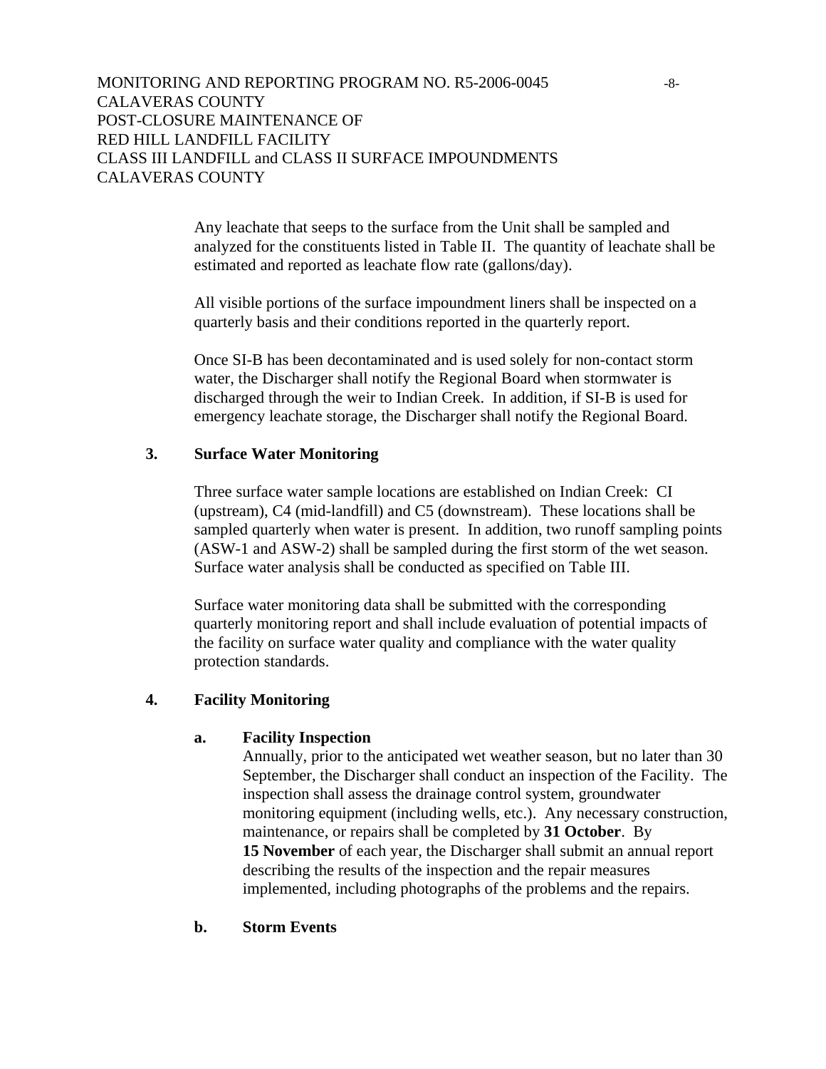Any leachate that seeps to the surface from the Unit shall be sampled and analyzed for the constituents listed in Table II. The quantity of leachate shall be estimated and reported as leachate flow rate (gallons/day).

All visible portions of the surface impoundment liners shall be inspected on a quarterly basis and their conditions reported in the quarterly report.

Once SI-B has been decontaminated and is used solely for non-contact storm water, the Discharger shall notify the Regional Board when stormwater is discharged through the weir to Indian Creek. In addition, if SI-B is used for emergency leachate storage, the Discharger shall notify the Regional Board.

**3. Surface Water Monitoring**

Three surface water sample locations are established on Indian Creek: CI (upstream), C4 (mid-landfill) and C5 (downstream). These locations shall be sampled quarterly when water is present. In addition, two runoff sampling points (ASW-1 and ASW-2) shall be sampled during the first storm of the wet season. Surface water analysis shall be conducted as specified on Table III.

Surface water monitoring data shall be submitted with the corresponding quarterly monitoring report and shall include evaluation of potential impacts of the facility on surface water quality and compliance with the water quality protection standards.

**4. Facility Monitoring**

**a. Facility Inspection**

Annually, prior to the anticipated wet weather season, but no later than 30 September, the Discharger shall conduct an inspection of the Facility. The inspection shall assess the drainage control system, groundwater monitoring equipment (including wells, etc.). Any necessary construction, maintenance, or repairs shall be completed by **31 October**. By **15 November** of each year, the Discharger shall submit an annual report describing the results of the inspection and the repair measures implemented, including photographs of the problems and the repairs.

**b. Storm Events**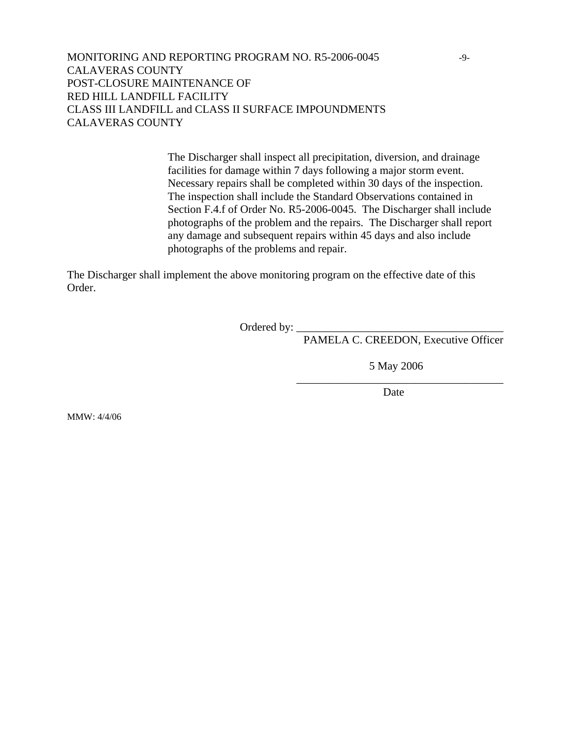The Discharger shall inspect all precipitation, diversion, and drainage facilities for damage within 7 days following a major storm event. Necessary repairs shall be completed within 30 days of the inspection. The inspection shall include the Standard Observations contained in Section F.4.f of Order No. R5-2006-0045. The Discharger shall include photographs of the problem and the repairs. The Discharger shall report any damage and subsequent repairs within 45 days and also include photographs of the problems and repair.

The Discharger shall implement the above monitoring program on the effective date of this Order.

Ordered by: ____________________________________
PAMELA C. CREEDON, Executive Officer

5 May 2006
____________________________________
Date

MMW: 4/4/06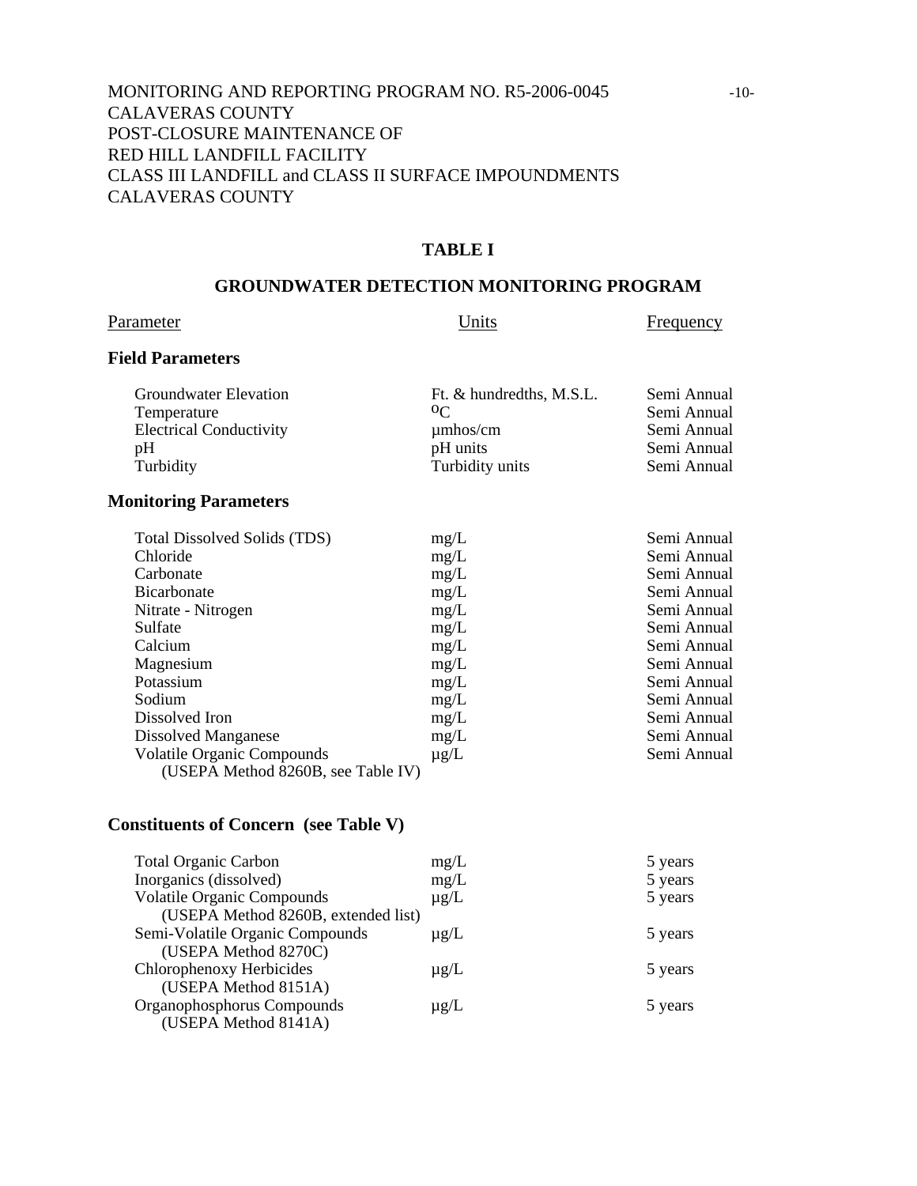MONITORING AND REPORTING PROGRAM NO. R5-2006-0045
CALAVERAS COUNTY
POST-CLOSURE MAINTENANCE OF
RED HILL LANDFILL FACILITY
CLASS III LANDFILL and CLASS II SURFACE IMPOUNDMENTS
CALAVERAS COUNTY

## TABLE I

## GROUNDWATER DETECTION MONITORING PROGRAM

| Parameter | Units | Frequency |
|---|---|---|
| **Field Parameters** | | |
| Groundwater Elevation | Ft. & hundredths, M.S.L. | Semi Annual |
| Temperature | $^{o}C$ | Semi Annual |
| Electrical Conductivity | µmhos/cm | Semi Annual |
| pH | pH units | Semi Annual |
| Turbidity | Turbidity units | Semi Annual |
| **Monitoring Parameters** | | |
| Total Dissolved Solids (TDS) | mg/L | Semi Annual |
| Chloride | mg/L | Semi Annual |
| Carbonate | mg/L | Semi Annual |
| Bicarbonate | mg/L | Semi Annual |
| Nitrate - Nitrogen | mg/L | Semi Annual |
| Sulfate | mg/L | Semi Annual |
| Calcium | mg/L | Semi Annual |
| Magnesium | mg/L | Semi Annual |
| Potassium | mg/L | Semi Annual |
| Sodium | mg/L | Semi Annual |
| Dissolved Iron | mg/L | Semi Annual |
| Dissolved Manganese | mg/L | Semi Annual |
| Volatile Organic Compounds (USEPA Method 8260B, see Table IV) | µg/L | Semi Annual |
| **Constituents of Concern (see Table V)** | | |
| Total Organic Carbon | mg/L | 5 years |
| Inorganics (dissolved) | mg/L | 5 years |
| Volatile Organic Compounds (USEPA Method 8260B, extended list) | µg/L | 5 years |
| Semi-Volatile Organic Compounds (USEPA Method 8270C) | µg/L | 5 years |
| Chlorophenoxy Herbicides (USEPA Method 8151A) | µg/L | 5 years |
| Organophosphorus Compounds (USEPA Method 8141A) | µg/L | 5 years |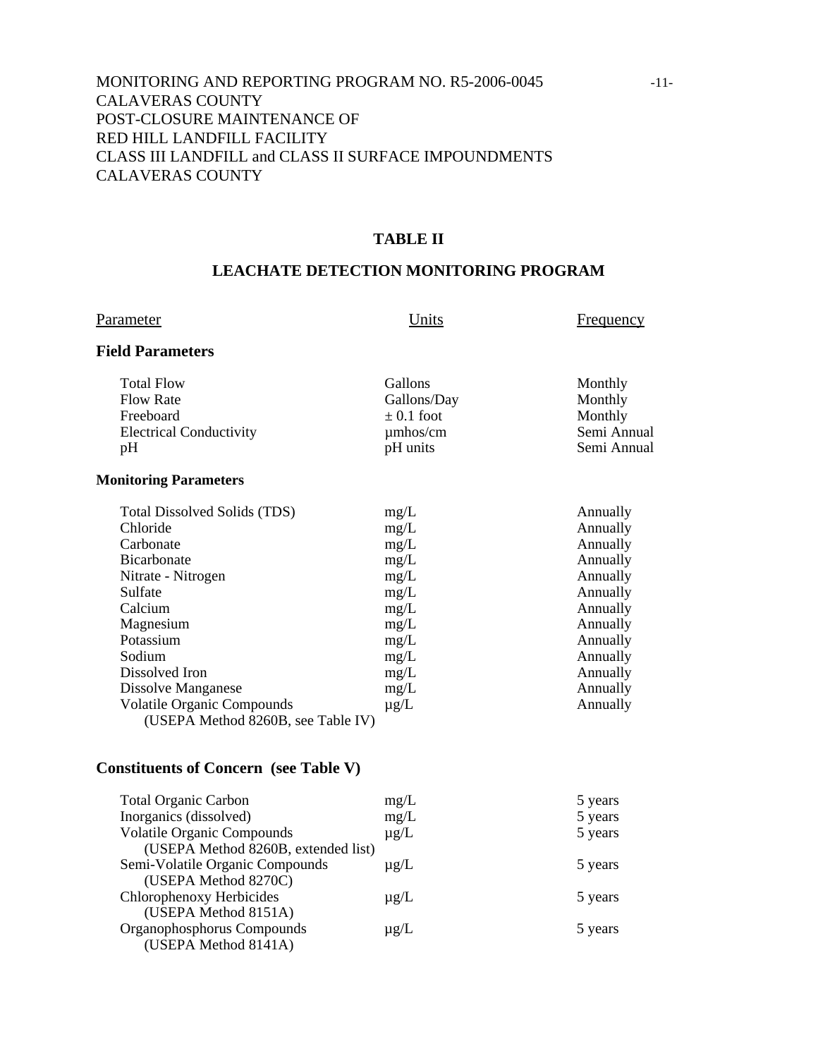MONITORING AND REPORTING PROGRAM NO. R5-2006-0045
CALAVERAS COUNTY
POST-CLOSURE MAINTENANCE OF
RED HILL LANDFILL FACILITY
CLASS III LANDFILL and CLASS II SURFACE IMPOUNDMENTS
CALAVERAS COUNTY

## TABLE II

## LEACHATE DETECTION MONITORING PROGRAM

| Parameter | Units | Frequency |
|---|---|---|
| **Field Parameters** | | |
| Total Flow | Gallons | Monthly |
| Flow Rate | Gallons/Day | Monthly |
| Freeboard | ± 0.1 foot | Monthly |
| Electrical Conductivity | µmhos/cm | Semi Annual |
| pH | pH units | Semi Annual |
| **Monitoring Parameters** | | |
| Total Dissolved Solids (TDS) | mg/L | Annually |
| Chloride | mg/L | Annually |
| Carbonate | mg/L | Annually |
| Bicarbonate | mg/L | Annually |
| Nitrate - Nitrogen | mg/L | Annually |
| Sulfate | mg/L | Annually |
| Calcium | mg/L | Annually |
| Magnesium | mg/L | Annually |
| Potassium | mg/L | Annually |
| Sodium | mg/L | Annually |
| Dissolved Iron | mg/L | Annually |
| Dissolve Manganese | mg/L | Annually |
| Volatile Organic Compounds (USEPA Method 8260B, see Table IV) | µg/L | Annually |
| **Constituents of Concern (see Table V)** | | |
| Total Organic Carbon | mg/L | 5 years |
| Inorganics (dissolved) | mg/L | 5 years |
| Volatile Organic Compounds (USEPA Method 8260B, extended list) | µg/L | 5 years |
| Semi-Volatile Organic Compounds (USEPA Method 8270C) | µg/L | 5 years |
| Chlorophenoxy Herbicides (USEPA Method 8151A) | µg/L | 5 years |
| Organophosphorus Compounds (USEPA Method 8141A) | µg/L | 5 years |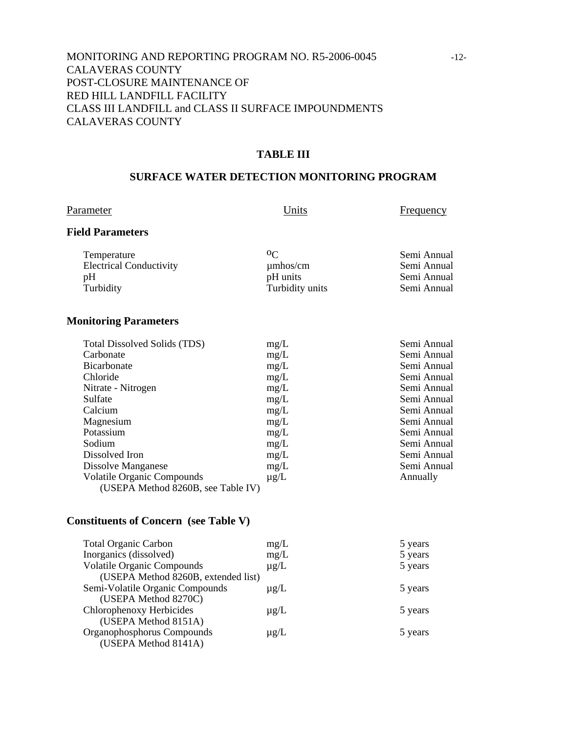## TABLE III

## SURFACE WATER DETECTION MONITORING PROGRAM

| Parameter | Units | Frequency |
|---|---|---|
| **Field Parameters** | | |
| Temperature | $^{o}C$ | Semi Annual |
| Electrical Conductivity | µmhos/cm | Semi Annual |
| pH | pH units | Semi Annual |
| Turbidity | Turbidity units | Semi Annual |
| **Monitoring Parameters** | | |
| Total Dissolved Solids (TDS) | mg/L | Semi Annual |
| Carbonate | mg/L | Semi Annual |
| Bicarbonate | mg/L | Semi Annual |
| Chloride | mg/L | Semi Annual |
| Nitrate - Nitrogen | mg/L | Semi Annual |
| Sulfate | mg/L | Semi Annual |
| Calcium | mg/L | Semi Annual |
| Magnesium | mg/L | Semi Annual |
| Potassium | mg/L | Semi Annual |
| Sodium | mg/L | Semi Annual |
| Dissolved Iron | mg/L | Semi Annual |
| Dissolve Manganese | mg/L | Semi Annual |
| Volatile Organic Compounds (USEPA Method 8260B, see Table IV) | µg/L | Annually |
| **Constituents of Concern (see Table V)** | | |
| Total Organic Carbon | mg/L | 5 years |
| Inorganics (dissolved) | mg/L | 5 years |
| Volatile Organic Compounds (USEPA Method 8260B, extended list) | µg/L | 5 years |
| Semi-Volatile Organic Compounds (USEPA Method 8270C) | µg/L | 5 years |
| Chlorophenoxy Herbicides (USEPA Method 8151A) | µg/L | 5 years |
| Organophosphorus Compounds (USEPA Method 8141A) | µg/L | 5 years |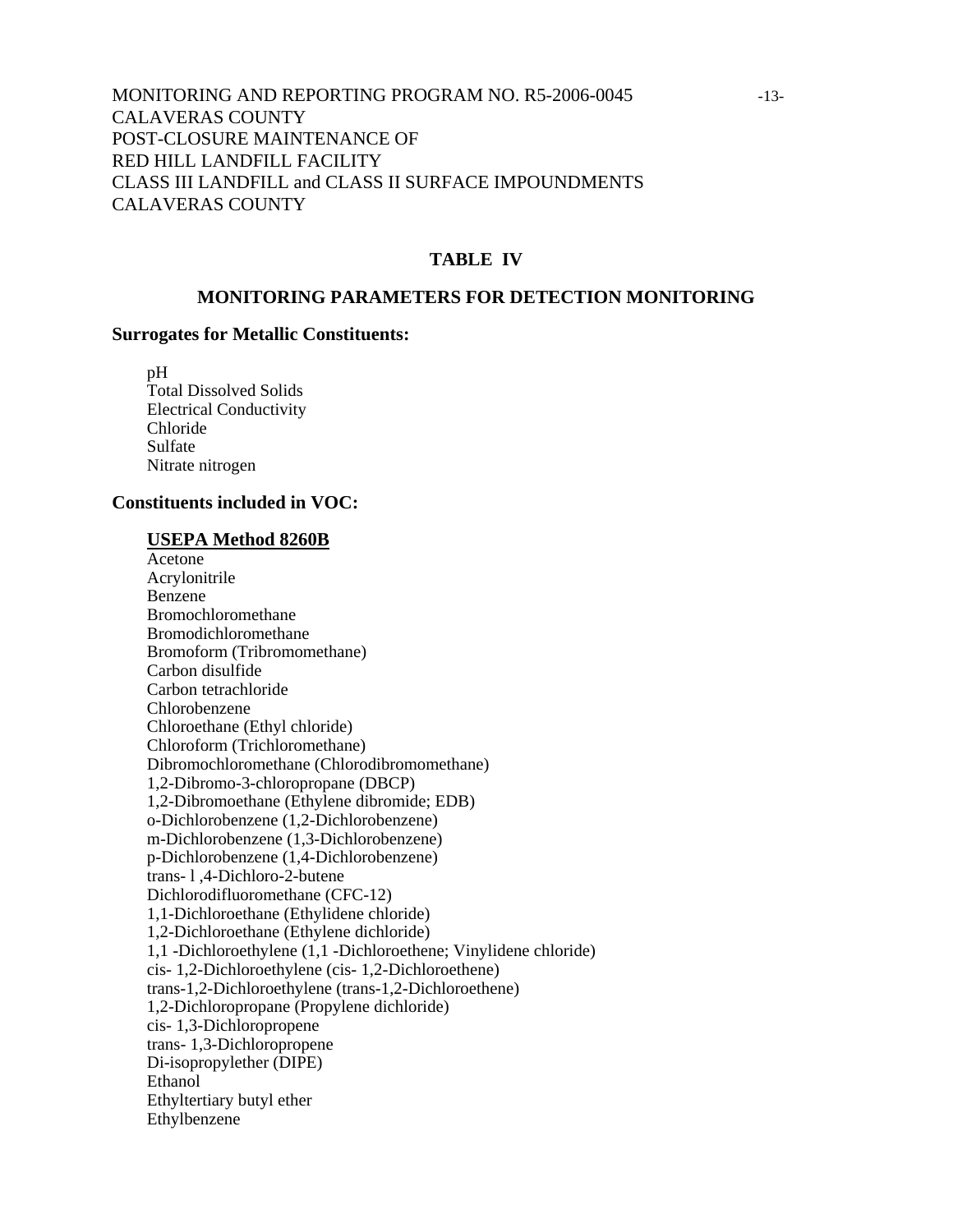## TABLE IV

## MONITORING PARAMETERS FOR DETECTION MONITORING

### Surrogates for Metallic Constituents:

pH
Total Dissolved Solids
Electrical Conductivity
Chloride
Sulfate
Nitrate nitrogen

### Constituents included in VOC:

**USEPA Method 8260B**

Acetone
Acrylonitrile
Benzene
Bromochloromethane
Bromodichloromethane
Bromoform (Tribromomethane)
Carbon disulfide
Carbon tetrachloride
Chlorobenzene
Chloroethane (Ethyl chloride)
Chloroform (Trichloromethane)
Dibromochloromethane (Chlorodibromomethane)
1,2-Dibromo-3-chloropropane (DBCP)
1,2-Dibromoethane (Ethylene dibromide; EDB)
o-Dichlorobenzene (1,2-Dichlorobenzene)
m-Dichlorobenzene (1,3-Dichlorobenzene)
p-Dichlorobenzene (1,4-Dichlorobenzene)
trans- l ,4-Dichloro-2-butene
Dichlorodifluoromethane (CFC-12)
1,1-Dichloroethane (Ethylidene chloride)
1,2-Dichloroethane (Ethylene dichloride)
1,1 -Dichloroethylene (1,1 -Dichloroethene; Vinylidene chloride)
cis- 1,2-Dichloroethylene (cis- 1,2-Dichloroethene)
trans-1,2-Dichloroethylene (trans-1,2-Dichloroethene)
1,2-Dichloropropane (Propylene dichloride)
cis- 1,3-Dichloropropene
trans- 1,3-Dichloropropene
Di-isopropylether (DIPE)
Ethanol
Ethyltertiary butyl ether
Ethylbenzene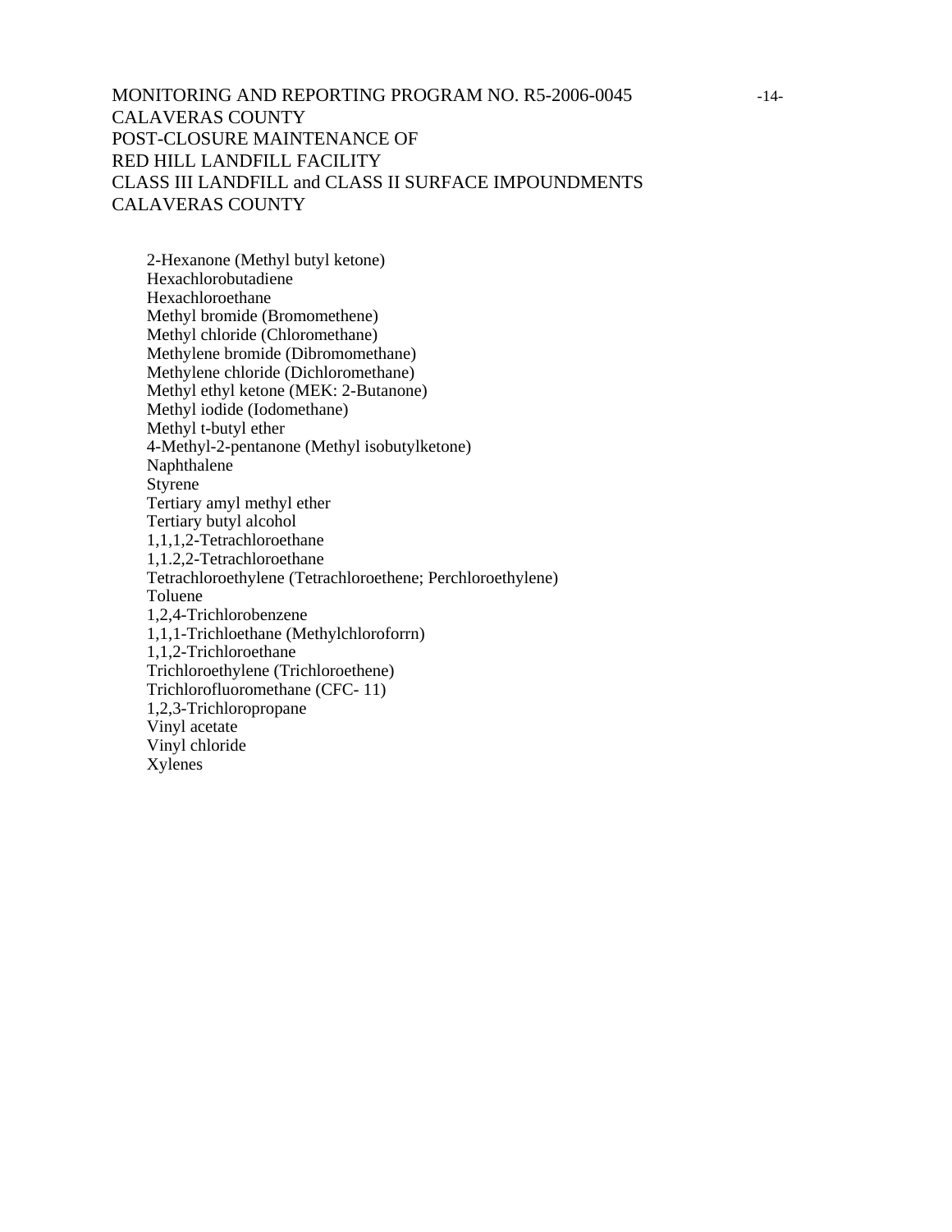2-Hexanone (Methyl butyl ketone)
Hexachlorobutadiene
Hexachloroethane
Methyl bromide (Bromomethene)
Methyl chloride (Chloromethane)
Methylene bromide (Dibromomethane)
Methylene chloride (Dichloromethane)
Methyl ethyl ketone (MEK: 2-Butanone)
Methyl iodide (Iodomethane)
Methyl t-butyl ether
4-Methyl-2-pentanone (Methyl isobutylketone)
Naphthalene
Styrene
Tertiary amyl methyl ether
Tertiary butyl alcohol
1,1,1,2-Tetrachloroethane
1,1.2,2-Tetrachloroethane
Tetrachloroethylene (Tetrachloroethene; Perchloroethylene)
Toluene
1,2,4-Trichlorobenzene
1,1,1-Trichloethane (Methylchloroforrn)
1,1,2-Trichloroethane
Trichloroethylene (Trichloroethene)
Trichlorofluoromethane (CFC- 11)
1,2,3-Trichloropropane
Vinyl acetate
Vinyl chloride
Xylenes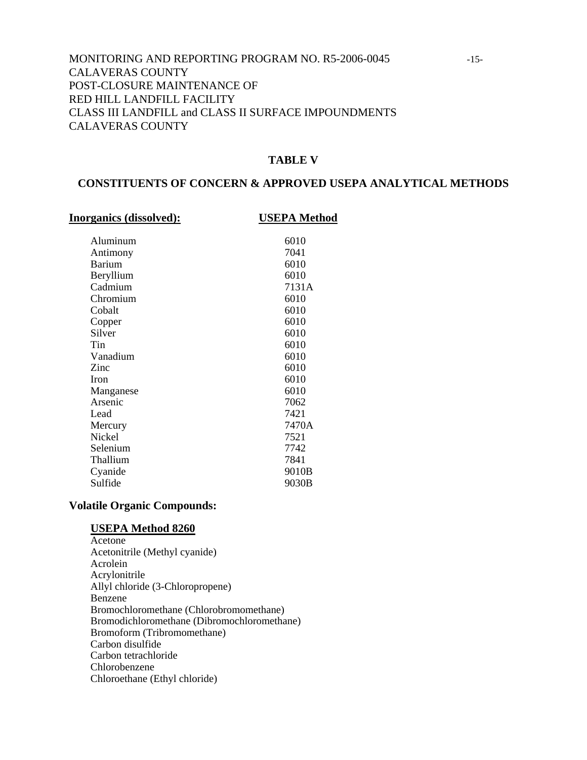## TABLE V

## CONSTITUENTS OF CONCERN & APPROVED USEPA ANALYTICAL METHODS

| **Inorganics (dissolved):** | **USEPA Method** |
|---|---|
| Aluminum | 6010 |
| Antimony | 7041 |
| Barium | 6010 |
| Beryllium | 6010 |
| Cadmium | 7131A |
| Chromium | 6010 |
| Cobalt | 6010 |
| Copper | 6010 |
| Silver | 6010 |
| Tin | 6010 |
| Vanadium | 6010 |
| Zinc | 6010 |
| Iron | 6010 |
| Manganese | 6010 |
| Arsenic | 7062 |
| Lead | 7421 |
| Mercury | 7470A |
| Nickel | 7521 |
| Selenium | 7742 |
| Thallium | 7841 |
| Cyanide | 9010B |
| Sulfide | 9030B |

**Volatile Organic Compounds:**

**USEPA Method 8260**

Acetone
Acetonitrile (Methyl cyanide)
Acrolein
Acrylonitrile
Allyl chloride (3-Chloropropene)
Benzene
Bromochloromethane (Chlorobromomethane)
Bromodichloromethane (Dibromochloromethane)
Bromoform (Tribromomethane)
Carbon disulfide
Carbon tetrachloride
Chlorobenzene
Chloroethane (Ethyl chloride)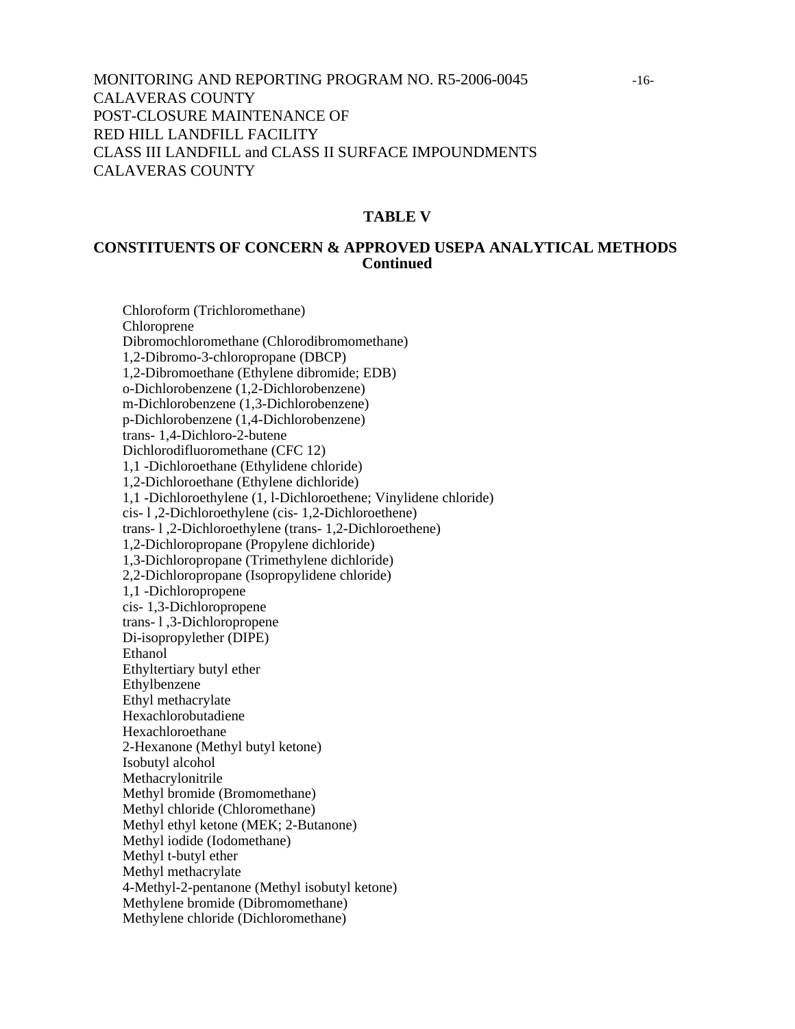MONITORING AND REPORTING PROGRAM NO. R5-2006-0045
CALAVERAS COUNTY
POST-CLOSURE MAINTENANCE OF
RED HILL LANDFILL FACILITY
CLASS III LANDFILL and CLASS II SURFACE IMPOUNDMENTS
CALAVERAS COUNTY

**TABLE V**

**CONSTITUENTS OF CONCERN & APPROVED USEPA ANALYTICAL METHODS**
**Continued**

Chloroform (Trichloromethane)
Chloroprene
Dibromochloromethane (Chlorodibromomethane)
1,2-Dibromo-3-chloropropane (DBCP)
1,2-Dibromoethane (Ethylene dibromide; EDB)
o-Dichlorobenzene (1,2-Dichlorobenzene)
m-Dichlorobenzene (1,3-Dichlorobenzene)
p-Dichlorobenzene (1,4-Dichlorobenzene)
trans- 1,4-Dichloro-2-butene
Dichlorodifluoromethane (CFC 12)
1,1 -Dichloroethane (Ethylidene chloride)
1,2-Dichloroethane (Ethylene dichloride)
1,1 -Dichloroethylene (1, l-Dichloroethene; Vinylidene chloride)
cis- l ,2-Dichloroethylene (cis- 1,2-Dichloroethene)
trans- l ,2-Dichloroethylene (trans- 1,2-Dichloroethene)
1,2-Dichloropropane (Propylene dichloride)
1,3-Dichloropropane (Trimethylene dichloride)
2,2-Dichloropropane (Isopropylidene chloride)
1,1 -Dichloropropene
cis- 1,3-Dichloropropene
trans- l ,3-Dichloropropene
Di-isopropylether (DIPE)
Ethanol
Ethyltertiary butyl ether
Ethylbenzene
Ethyl methacrylate
Hexachlorobutadiene
Hexachloroethane
2-Hexanone (Methyl butyl ketone)
Isobutyl alcohol
Methacrylonitrile
Methyl bromide (Bromomethane)
Methyl chloride (Chloromethane)
Methyl ethyl ketone (MEK; 2-Butanone)
Methyl iodide (Iodomethane)
Methyl t-butyl ether
Methyl methacrylate
4-Methyl-2-pentanone (Methyl isobutyl ketone)
Methylene bromide (Dibromomethane)
Methylene chloride (Dichloromethane)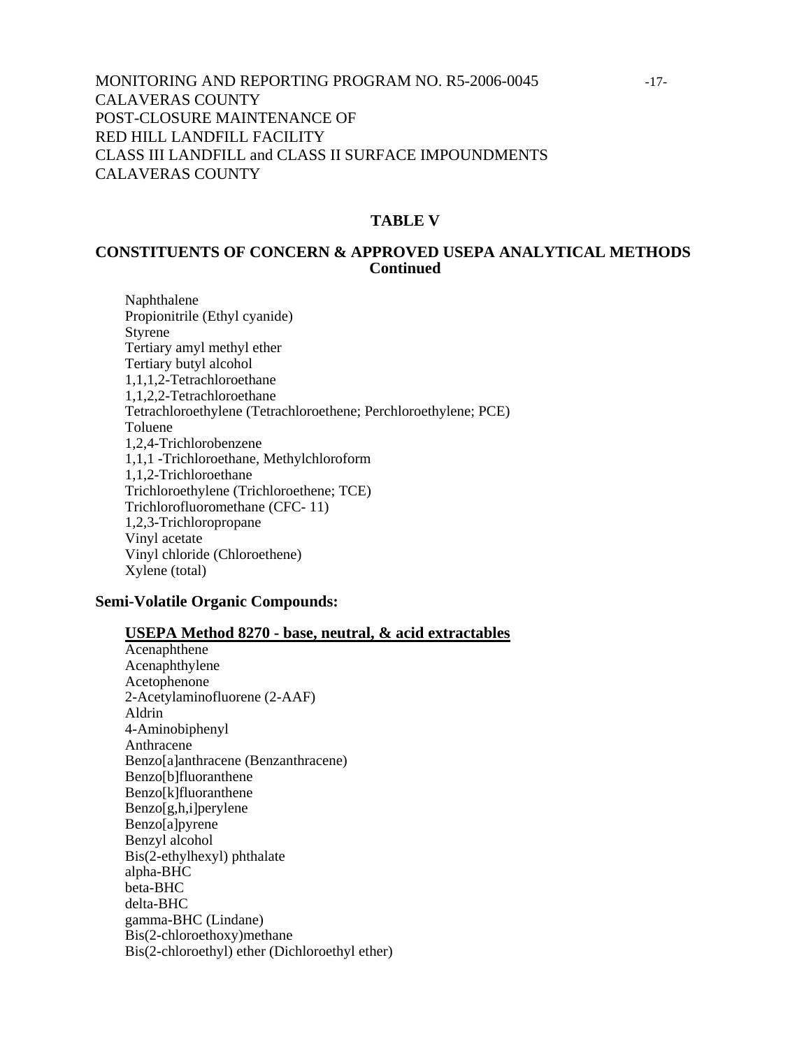MONITORING AND REPORTING PROGRAM NO. R5-2006-0045
CALAVERAS COUNTY
POST-CLOSURE MAINTENANCE OF
RED HILL LANDFILL FACILITY
CLASS III LANDFILL and CLASS II SURFACE IMPOUNDMENTS
CALAVERAS COUNTY

## TABLE V

## CONSTITUENTS OF CONCERN & APPROVED USEPA ANALYTICAL METHODS Continued

Naphthalene
Propionitrile (Ethyl cyanide)
Styrene
Tertiary amyl methyl ether
Tertiary butyl alcohol
1,1,1,2-Tetrachloroethane
1,1,2,2-Tetrachloroethane
Tetrachloroethylene (Tetrachloroethene; Perchloroethylene; PCE)
Toluene
1,2,4-Trichlorobenzene
1,1,1 -Trichloroethane, Methylchloroform
1,1,2-Trichloroethane
Trichloroethylene (Trichloroethene; TCE)
Trichlorofluoromethane (CFC- 11)
1,2,3-Trichloropropane
Vinyl acetate
Vinyl chloride (Chloroethene)
Xylene (total)

### Semi-Volatile Organic Compounds:

**USEPA Method 8270 - base, neutral, & acid extractables**

Acenaphthene
Acenaphthylene
Acetophenone
2-Acetylaminofluorene (2-AAF)
Aldrin
4-Aminobiphenyl
Anthracene
Benzo[a]anthracene (Benzanthracene)
Benzo[b]fluoranthene
Benzo[k]fluoranthene
Benzo[g,h,i]perylene
Benzo[a]pyrene
Benzyl alcohol
Bis(2-ethylhexyl) phthalate
alpha-BHC
beta-BHC
delta-BHC
gamma-BHC (Lindane)
Bis(2-chloroethoxy)methane
Bis(2-chloroethyl) ether (Dichloroethyl ether)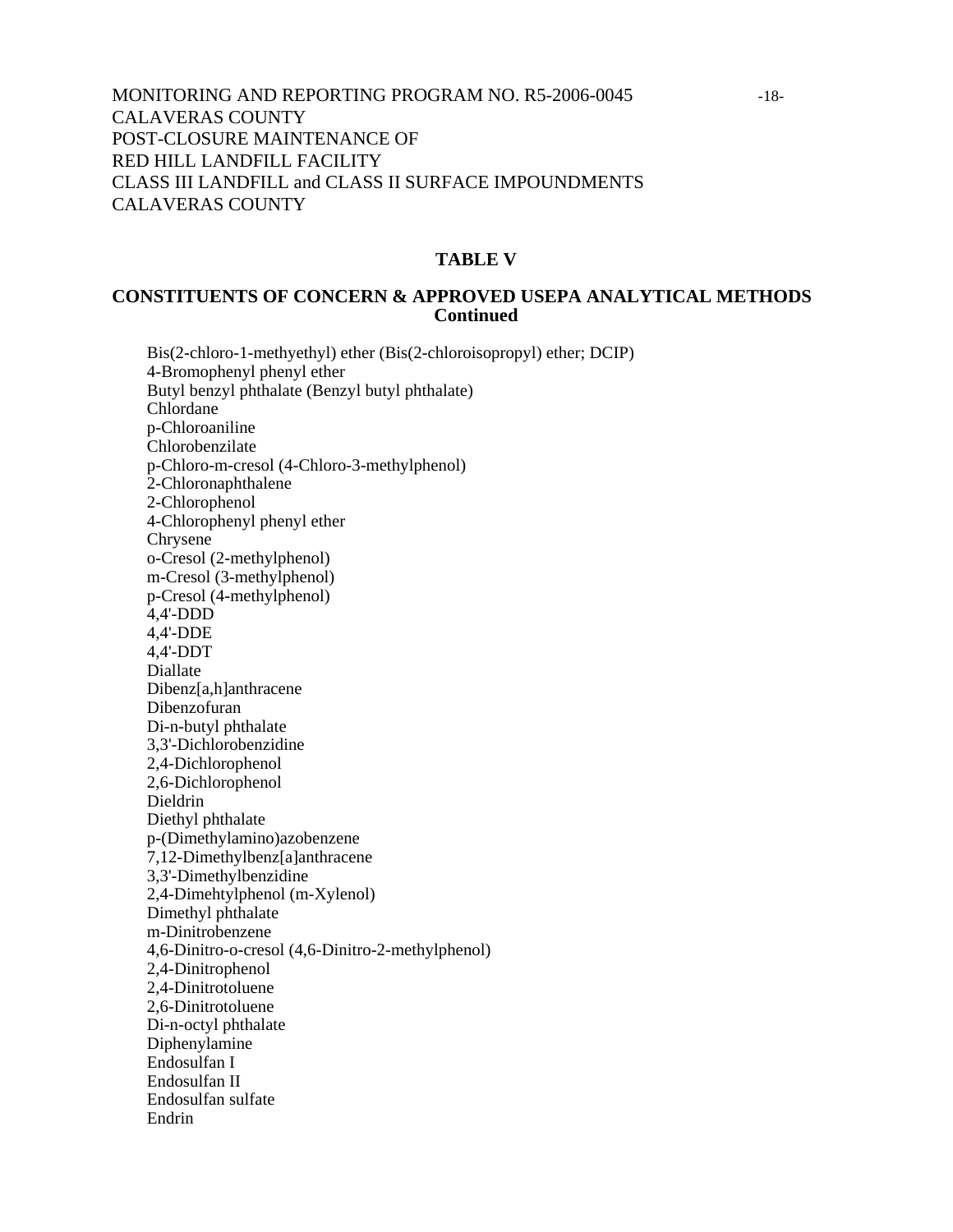MONITORING AND REPORTING PROGRAM NO. R5-2006-0045
CALAVERAS COUNTY
POST-CLOSURE MAINTENANCE OF
RED HILL LANDFILL FACILITY
CLASS III LANDFILL and CLASS II SURFACE IMPOUNDMENTS
CALAVERAS COUNTY

## TABLE V

## CONSTITUENTS OF CONCERN & APPROVED USEPA ANALYTICAL METHODS Continued

Bis(2-chloro-1-methyethyl) ether (Bis(2-chloroisopropyl) ether; DCIP)
4-Bromophenyl phenyl ether
Butyl benzyl phthalate (Benzyl butyl phthalate)
Chlordane
p-Chloroaniline
Chlorobenzilate
p-Chloro-m-cresol (4-Chloro-3-methylphenol)
2-Chloronaphthalene
2-Chlorophenol
4-Chlorophenyl phenyl ether
Chrysene
o-Cresol (2-methylphenol)
m-Cresol (3-methylphenol)
p-Cresol (4-methylphenol)
4,4'-DDD
4,4'-DDE
4,4'-DDT
Diallate
Dibenz[a,h]anthracene
Dibenzofuran
Di-n-butyl phthalate
3,3'-Dichlorobenzidine
2,4-Dichlorophenol
2,6-Dichlorophenol
Dieldrin
Diethyl phthalate
p-(Dimethylamino)azobenzene
7,12-Dimethylbenz[a]anthracene
3,3'-Dimethylbenzidine
2,4-Dimehtylphenol (m-Xylenol)
Dimethyl phthalate
m-Dinitrobenzene
4,6-Dinitro-o-cresol (4,6-Dinitro-2-methylphenol)
2,4-Dinitrophenol
2,4-Dinitrotoluene
2,6-Dinitrotoluene
Di-n-octyl phthalate
Diphenylamine
Endosulfan I
Endosulfan II
Endosulfan sulfate
Endrin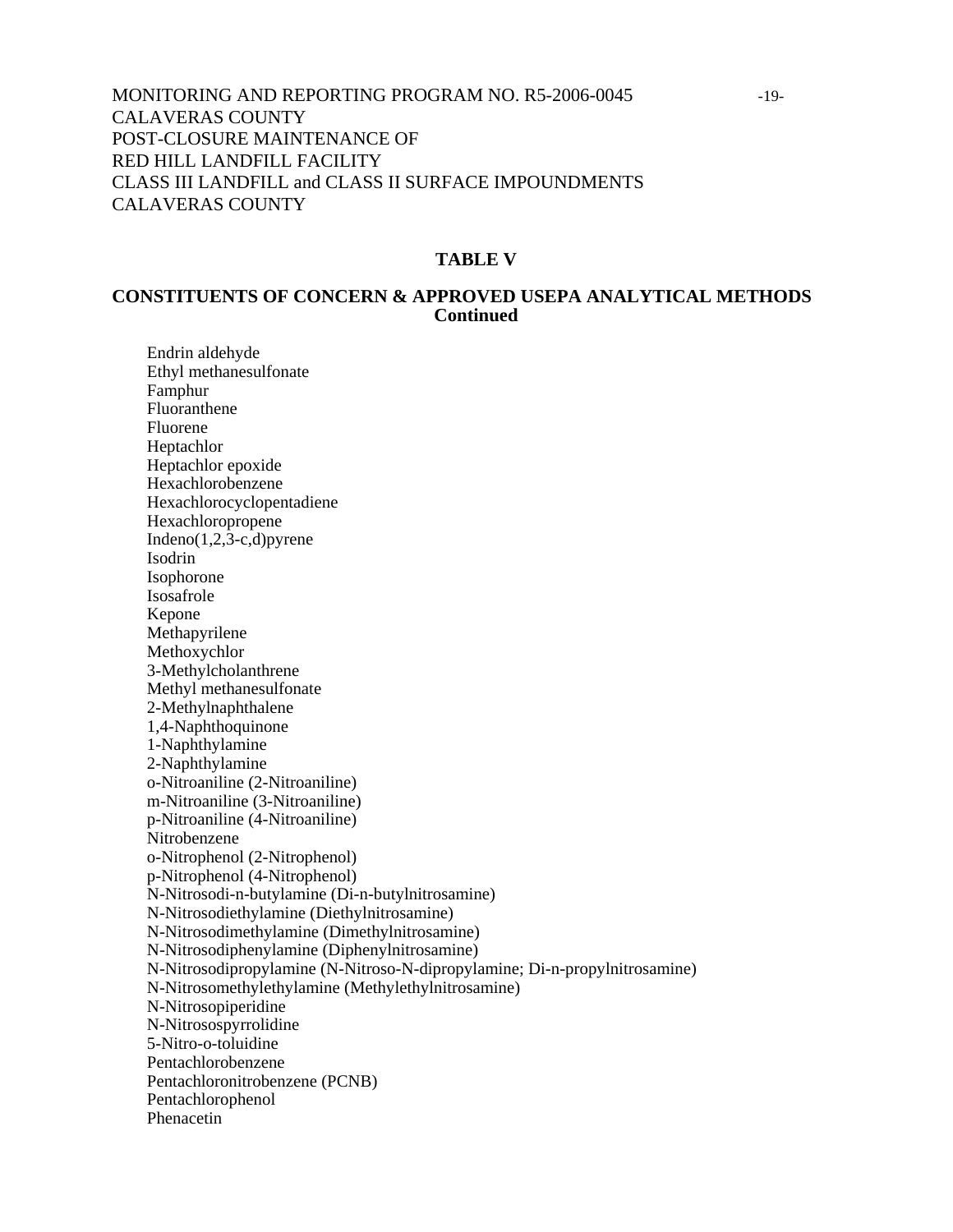**TABLE V**

**CONSTITUENTS OF CONCERN & APPROVED USEPA ANALYTICAL METHODS Continued**

Endrin aldehyde
Ethyl methanesulfonate
Famphur
Fluoranthene
Fluorene
Heptachlor
Heptachlor epoxide
Hexachlorobenzene
Hexachlorocyclopentadiene
Hexachloropropene
Indeno(1,2,3-c,d)pyrene
Isodrin
Isophorone
Isosafrole
Kepone
Methapyrilene
Methoxychlor
3-Methylcholanthrene
Methyl methanesulfonate
2-Methylnaphthalene
1,4-Naphthoquinone
1-Naphthylamine
2-Naphthylamine
o-Nitroaniline (2-Nitroaniline)
m-Nitroaniline (3-Nitroaniline)
p-Nitroaniline (4-Nitroaniline)
Nitrobenzene
o-Nitrophenol (2-Nitrophenol)
p-Nitrophenol (4-Nitrophenol)
N-Nitrosodi-n-butylamine (Di-n-butylnitrosamine)
N-Nitrosodiethylamine (Diethylnitrosamine)
N-Nitrosodimethylamine (Dimethylnitrosamine)
N-Nitrosodiphenylamine (Diphenylnitrosamine)
N-Nitrosodipropylamine (N-Nitroso-N-dipropylamine; Di-n-propylnitrosamine)
N-Nitrosomethylethylamine (Methylethylnitrosamine)
N-Nitrosopiperidine
N-Nitrosospyrrolidine
5-Nitro-o-toluidine
Pentachlorobenzene
Pentachloronitrobenzene (PCNB)
Pentachlorophenol
Phenacetin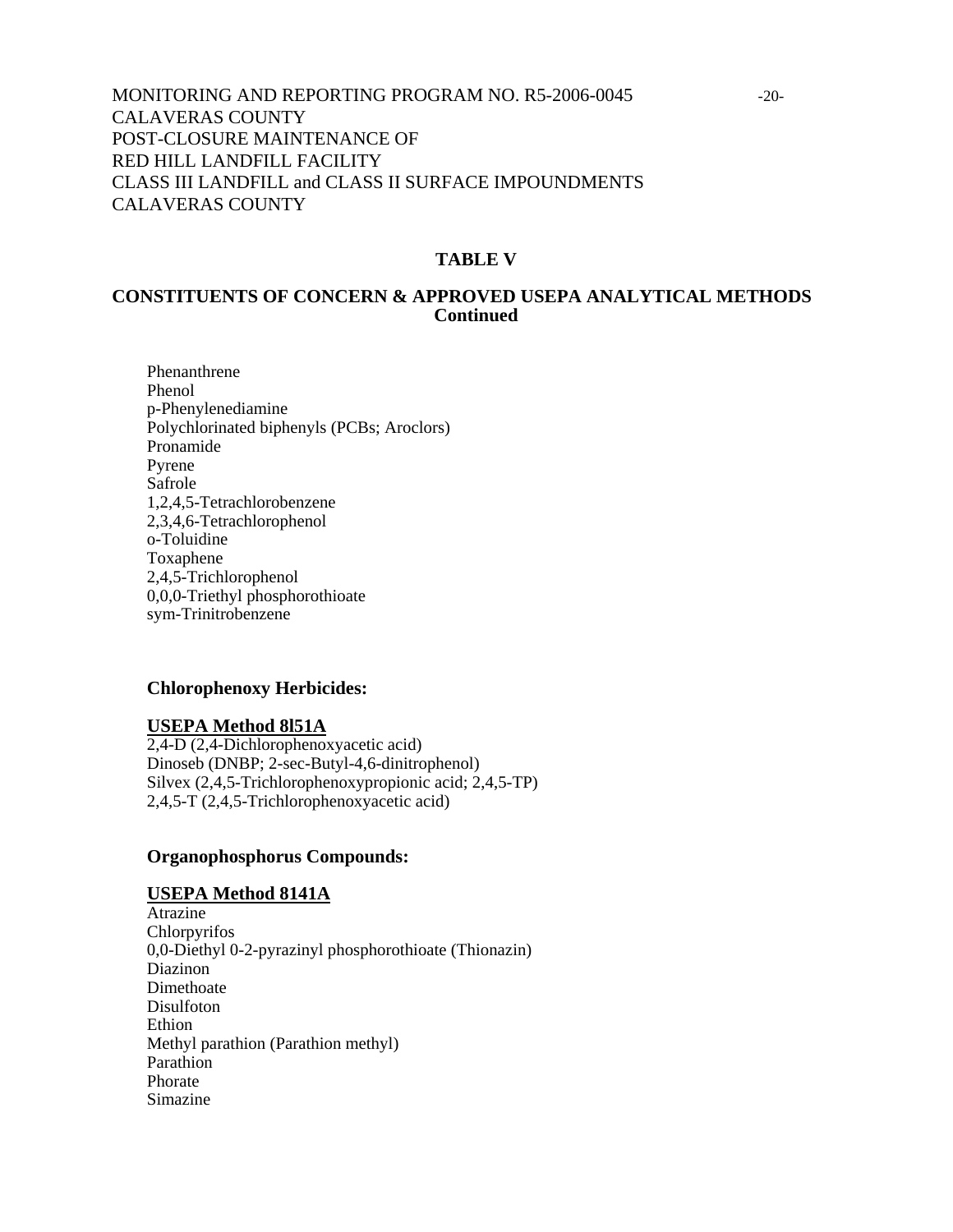## TABLE V

## CONSTITUENTS OF CONCERN & APPROVED USEPA ANALYTICAL METHODS Continued

Phenanthrene
Phenol
p-Phenylenediamine
Polychlorinated biphenyls (PCBs; Aroclors)
Pronamide
Pyrene
Safrole
1,2,4,5-Tetrachlorobenzene
2,3,4,6-Tetrachlorophenol
o-Toluidine
Toxaphene
2,4,5-Trichlorophenol
0,0,0-Triethyl phosphorothioate
sym-Trinitrobenzene

### Chlorophenoxy Herbicides:

**USEPA Method 8l51A**

2,4-D (2,4-Dichlorophenoxyacetic acid)
Dinoseb (DNBP; 2-sec-Butyl-4,6-dinitrophenol)
Silvex (2,4,5-Trichlorophenoxypropionic acid; 2,4,5-TP)
2,4,5-T (2,4,5-Trichlorophenoxyacetic acid)

### Organophosphorus Compounds:

**USEPA Method 8141A**

Atrazine
Chlorpyrifos
0,0-Diethyl 0-2-pyrazinyl phosphorothioate (Thionazin)
Diazinon
Dimethoate
Disulfoton
Ethion
Methyl parathion (Parathion methyl)
Parathion
Phorate
Simazine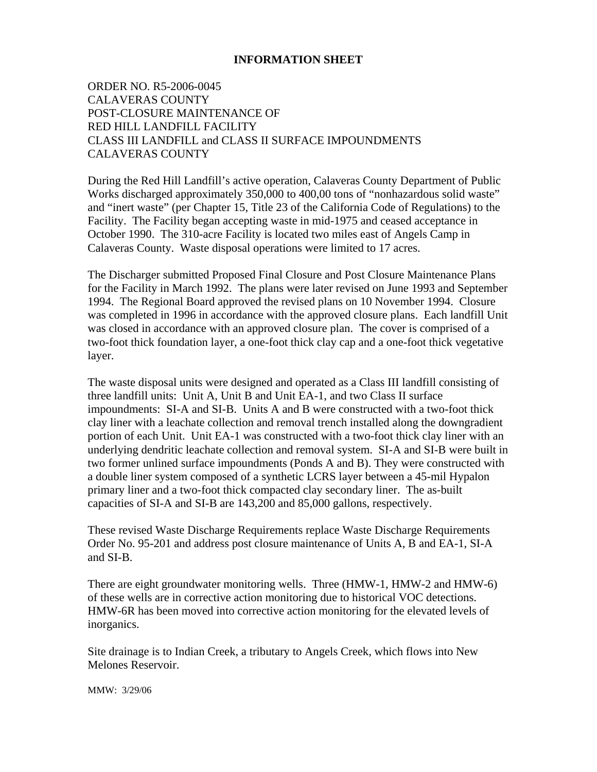# INFORMATION SHEET

ORDER NO. R5-2006-0045
CALAVERAS COUNTY
POST-CLOSURE MAINTENANCE OF
RED HILL LANDFILL FACILITY
CLASS III LANDFILL and CLASS II SURFACE IMPOUNDMENTS
CALAVERAS COUNTY

During the Red Hill Landfill's active operation, Calaveras County Department of Public Works discharged approximately 350,000 to 400,00 tons of "nonhazardous solid waste" and "inert waste" (per Chapter 15, Title 23 of the California Code of Regulations) to the Facility. The Facility began accepting waste in mid-1975 and ceased acceptance in October 1990. The 310-acre Facility is located two miles east of Angels Camp in Calaveras County. Waste disposal operations were limited to 17 acres.

The Discharger submitted Proposed Final Closure and Post Closure Maintenance Plans for the Facility in March 1992. The plans were later revised on June 1993 and September 1994. The Regional Board approved the revised plans on 10 November 1994. Closure was completed in 1996 in accordance with the approved closure plans. Each landfill Unit was closed in accordance with an approved closure plan. The cover is comprised of a two-foot thick foundation layer, a one-foot thick clay cap and a one-foot thick vegetative layer.

The waste disposal units were designed and operated as a Class III landfill consisting of three landfill units: Unit A, Unit B and Unit EA-1, and two Class II surface impoundments: SI-A and SI-B. Units A and B were constructed with a two-foot thick clay liner with a leachate collection and removal trench installed along the downgradient portion of each Unit. Unit EA-1 was constructed with a two-foot thick clay liner with an underlying dendritic leachate collection and removal system. SI-A and SI-B were built in two former unlined surface impoundments (Ponds A and B). They were constructed with a double liner system composed of a synthetic LCRS layer between a 45-mil Hypalon primary liner and a two-foot thick compacted clay secondary liner. The as-built capacities of SI-A and SI-B are 143,200 and 85,000 gallons, respectively.

These revised Waste Discharge Requirements replace Waste Discharge Requirements Order No. 95-201 and address post closure maintenance of Units A, B and EA-1, SI-A and SI-B.

There are eight groundwater monitoring wells. Three (HMW-1, HMW-2 and HMW-6) of these wells are in corrective action monitoring due to historical VOC detections. HMW-6R has been moved into corrective action monitoring for the elevated levels of inorganics.

Site drainage is to Indian Creek, a tributary to Angels Creek, which flows into New Melones Reservoir.

MMW: 3/29/06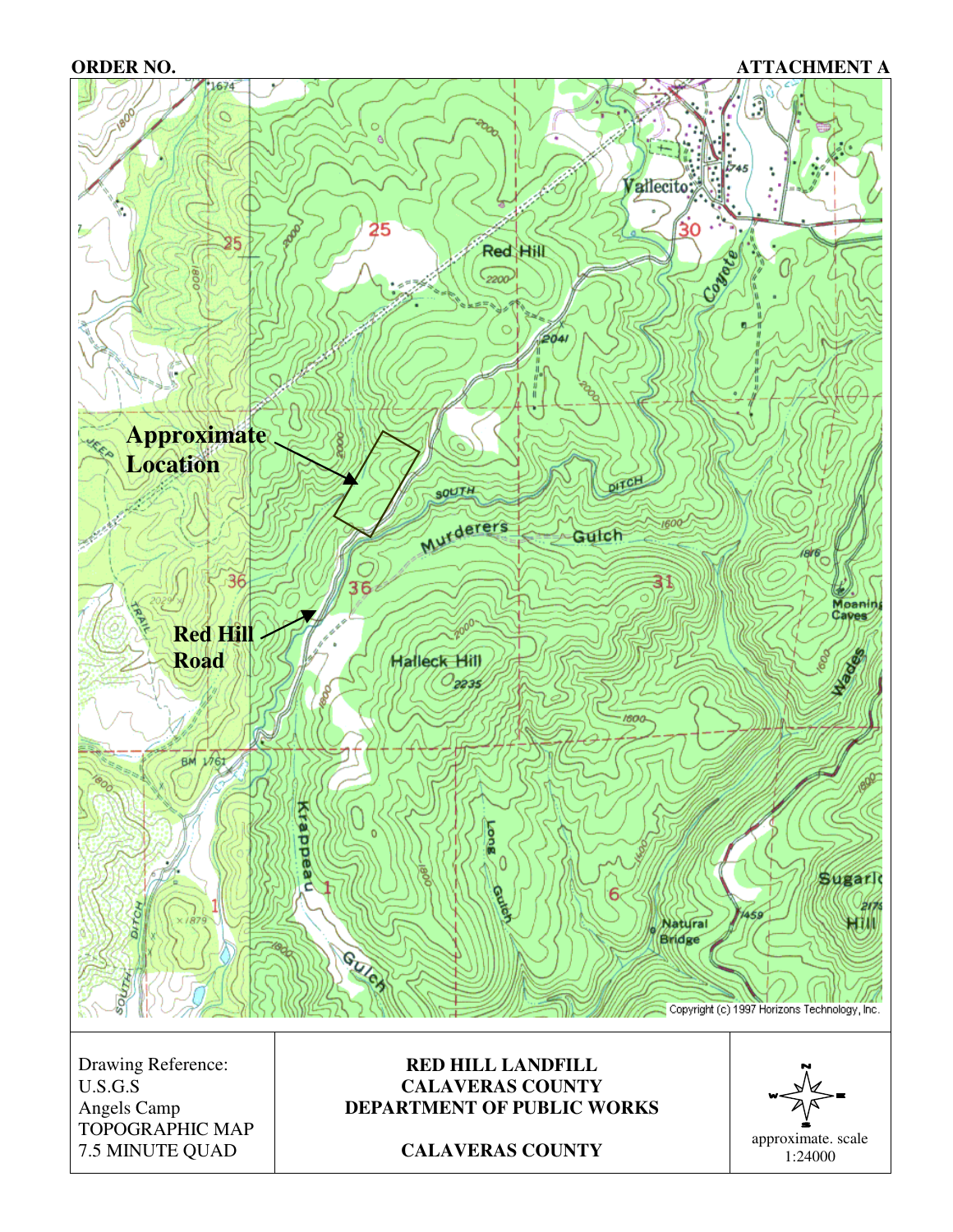**ORDER NO.** **ATTACHMENT A**

**Approximate Location**

**Red Hill Road**

Copyright (c) 1997 Horizons Technology, Inc.

| Drawing Reference: U.S.G.S Angels Camp TOPOGRAPHIC MAP 7.5 MINUTE QUAD | **RED HILL LANDFILL CALAVERAS COUNTY DEPARTMENT OF PUBLIC WORKS** <br><br> **CALAVERAS COUNTY** | approximate. scale 1:24000 |
|---|---|---|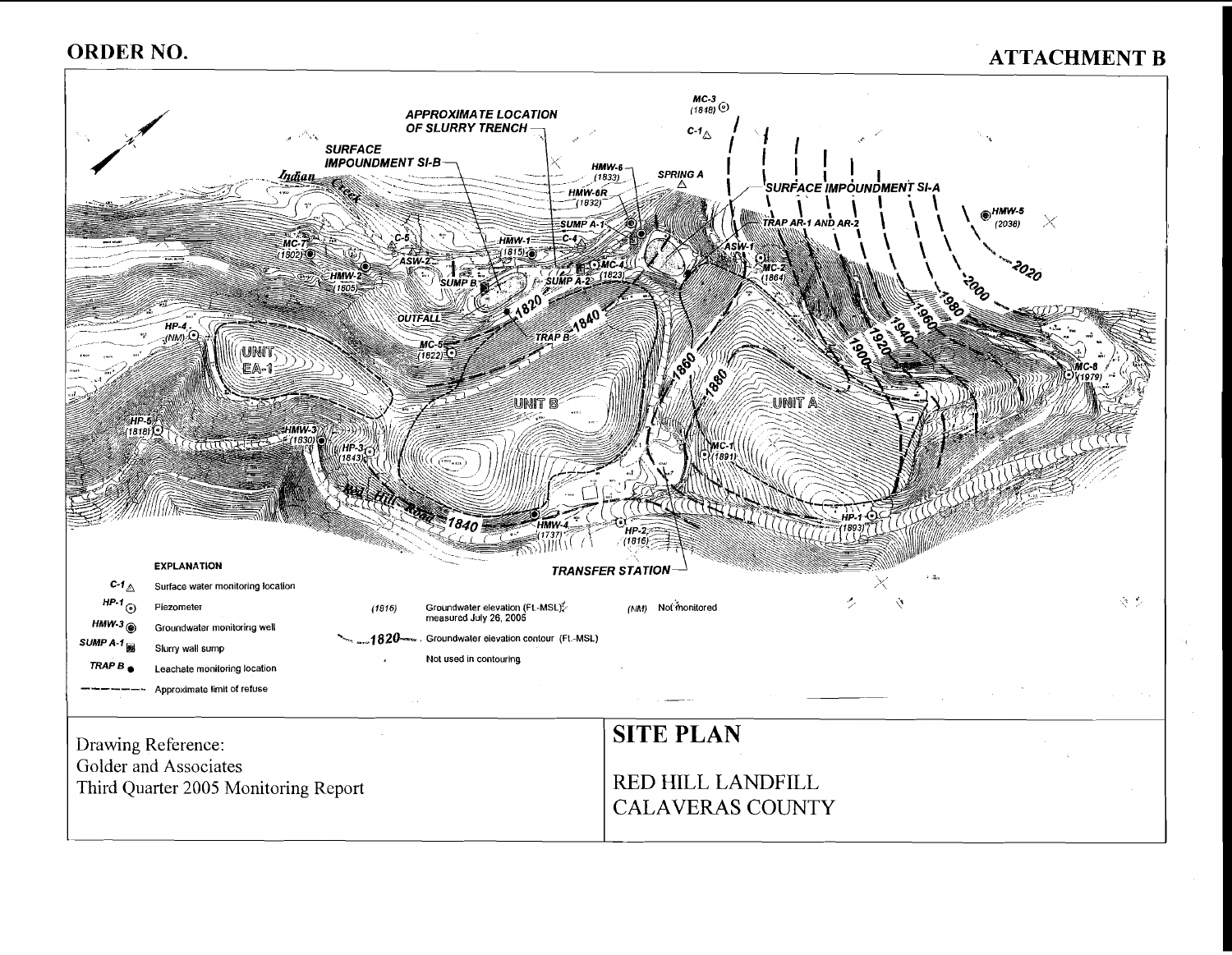**ORDER NO.**

**ATTACHMENT B**

APPROXIMATE LOCATION OF SLURRY TRENCH

SURFACE IMPOUNDMENT SI-B

SURFACE IMPOUNDMENT SI-A

MC-3 (1818)

C-1

HMW-6 (1833)

HMW-6R (1832)

SPRING A

TRAP AR-1 AND AR-2

HMW-5 (2038)

2020

2000

1980

1960

1940

1920

1900

1880

1860

1840

1820

Indian Creek

MC-7 (1802)

C-5

ASW-2

HMW-1 (1815)

C-4

SUMP A-1

MC-4 (1823)

SUMP A-2

SUMP B

ASW-1

MC-2 (1864)

HMW-2 (1805)

OUTFALL

TRAP B

HP-4 (NM)

MC-5 (1822)

UNIT EA-1

UNIT B

UNIT A

MC-8 (1979)

HP-5 (1818)

HMW-3 (1830)

HP-3 (1843)

MC-1 (1891)

Red Hill Road

HMW-4 (1737)

HP-2 (1816)

HP-1 (1893)

TRANSFER STATION

**EXPLANATION**

C-1 Surface water monitoring location

HP-1 Piezometer

HMW-3 Groundwater monitoring well

SUMP A-1 Slurry wall sump

TRAP B Leachate monitoring location

Approximate limit of refuse

(1816) Groundwater elevation (Ft.-MSL) measured July 26, 2005

1820 Groundwater elevation contour (Ft.-MSL)

Not used in contouring

(NM) Not monitored

| | |
|---|---|
| Drawing Reference:<br>Golder and Associates<br>Third Quarter 2005 Monitoring Report | **SITE PLAN**<br><br>RED HILL LANDFILL<br>CALAVERAS COUNTY |